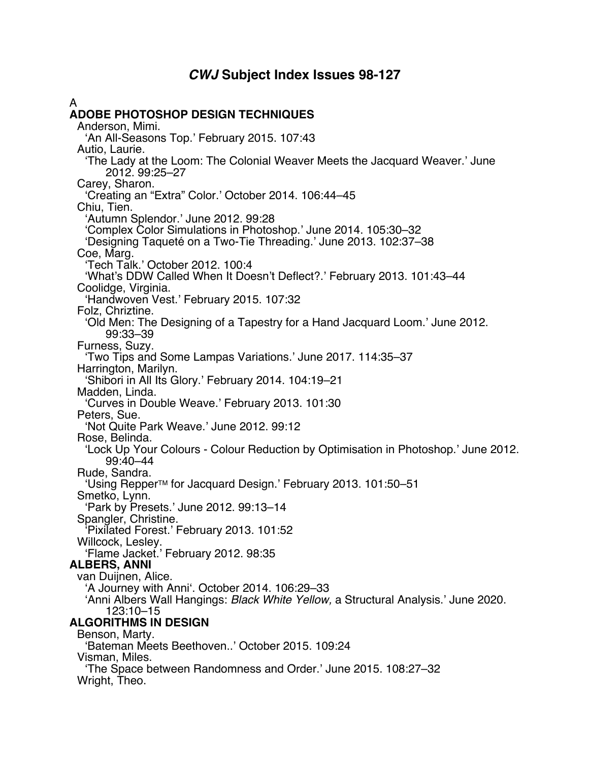# *CWJ* Subject Index Issues 98-127

A

**ADOBE PHOTOSHOP DESIGN TECHNIQUES**

Anderson, Mimi.
'An All-Seasons Top.' February 2015. 107:43

Autio, Laurie.
'The Lady at the Loom: The Colonial Weaver Meets the Jacquard Weaver.' June 2012. 99:25–27

Carey, Sharon.
'Creating an "Extra" Color.' October 2014. 106:44–45

Chiu, Tien.
'Autumn Splendor.' June 2012. 99:28
'Complex Color Simulations in Photoshop.' June 2014. 105:30–32
'Designing Taqueté on a Two-Tie Threading.' June 2013. 102:37–38

Coe, Marg.
'Tech Talk.' October 2012. 100:4
'What's DDW Called When It Doesn't Deflect?.' February 2013. 101:43–44

Coolidge, Virginia.
'Handwoven Vest.' February 2015. 107:32

Folz, Chriztine.
'Old Men: The Designing of a Tapestry for a Hand Jacquard Loom.' June 2012. 99:33–39

Furness, Suzy.
'Two Tips and Some Lampas Variations.' June 2017. 114:35–37

Harrington, Marilyn.
'Shibori in All Its Glory.' February 2014. 104:19–21

Madden, Linda.
'Curves in Double Weave.' February 2013. 101:30

Peters, Sue.
'Not Quite Park Weave.' June 2012. 99:12

Rose, Belinda.
'Lock Up Your Colours - Colour Reduction by Optimisation in Photoshop.' June 2012. 99:40–44

Rude, Sandra.
'Using Repper™ for Jacquard Design.' February 2013. 101:50–51

Smetko, Lynn.
'Park by Presets.' June 2012. 99:13–14

Spangler, Christine.
'Pixilated Forest.' February 2013. 101:52

Willcock, Lesley.
'Flame Jacket.' February 2012. 98:35

**ALBERS, ANNI**

van Duijnen, Alice.
'A Journey with Anni'. October 2014. 106:29–33
'Anni Albers Wall Hangings: *Black White Yellow,* a Structural Analysis.' June 2020. 123:10–15

**ALGORITHMS IN DESIGN**

Benson, Marty.
'Bateman Meets Beethoven..' October 2015. 109:24

Visman, Miles.
'The Space between Randomness and Order.' June 2015. 108:27–32

Wright, Theo.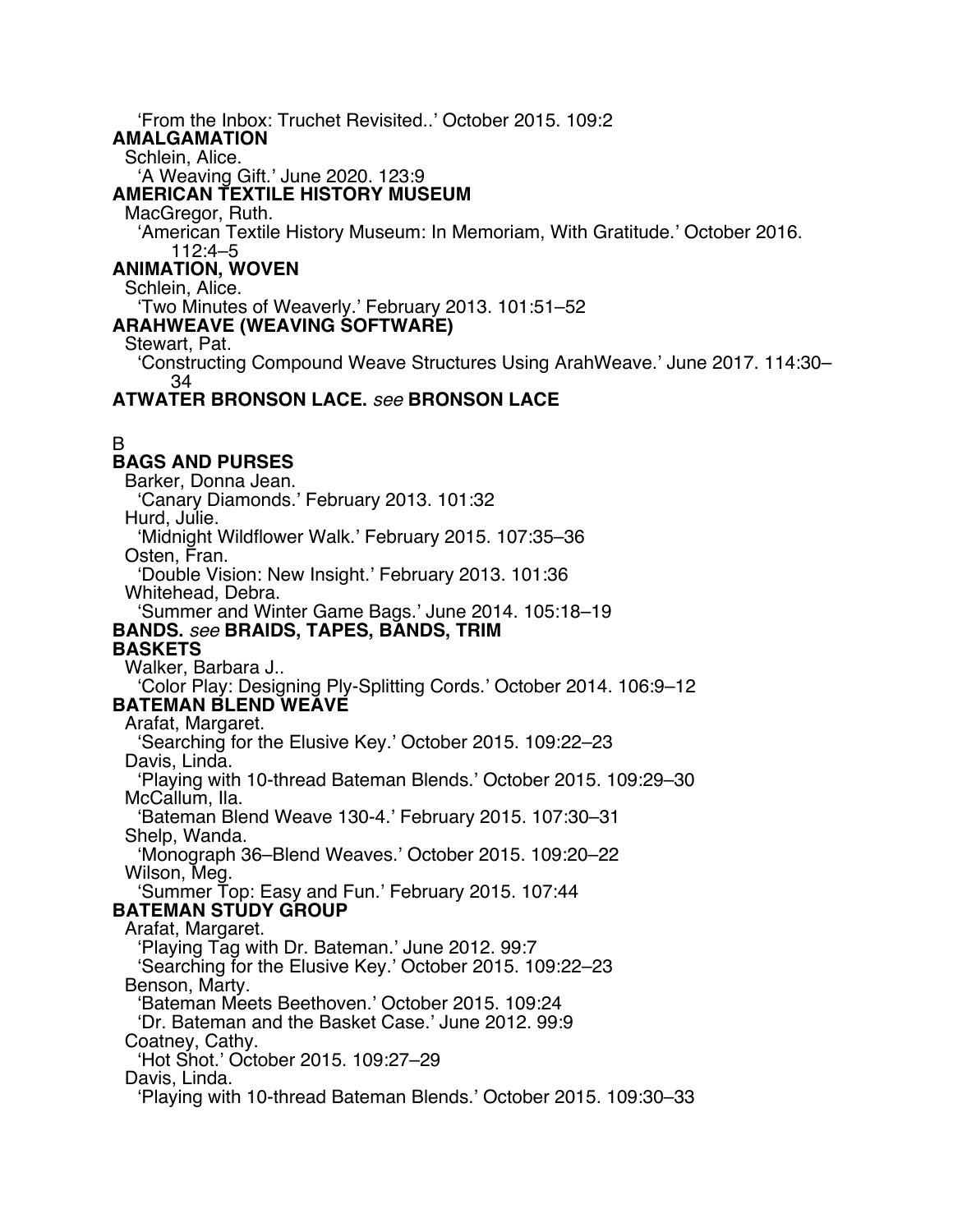'From the Inbox: Truchet Revisited..' October 2015. 109:2

**AMALGAMATION**

Schlein, Alice.
'A Weaving Gift.' June 2020. 123:9

**AMERICAN TEXTILE HISTORY MUSEUM**

MacGregor, Ruth.
'American Textile History Museum: In Memoriam, With Gratitude.' October 2016. 112:4–5

**ANIMATION, WOVEN**

Schlein, Alice.
'Two Minutes of Weaverly.' February 2013. 101:51–52

**ARAHWEAVE (WEAVING SOFTWARE)**

Stewart, Pat.
'Constructing Compound Weave Structures Using ArahWeave.' June 2017. 114:30–34

**ATWATER BRONSON LACE.** *see* **BRONSON LACE**

B

**BAGS AND PURSES**

Barker, Donna Jean.
'Canary Diamonds.' February 2013. 101:32

Hurd, Julie.
'Midnight Wildflower Walk.' February 2015. 107:35–36

Osten, Fran.
'Double Vision: New Insight.' February 2013. 101:36

Whitehead, Debra.
'Summer and Winter Game Bags.' June 2014. 105:18–19

**BANDS.** *see* **BRAIDS, TAPES, BANDS, TRIM**

**BASKETS**

Walker, Barbara J..
'Color Play: Designing Ply-Splitting Cords.' October 2014. 106:9–12

**BATEMAN BLEND WEAVE**

Arafat, Margaret.
'Searching for the Elusive Key.' October 2015. 109:22–23

Davis, Linda.
'Playing with 10-thread Bateman Blends.' October 2015. 109:29–30

McCallum, Ila.
'Bateman Blend Weave 130-4.' February 2015. 107:30–31

Shelp, Wanda.
'Monograph 36–Blend Weaves.' October 2015. 109:20–22

Wilson, Meg.
'Summer Top: Easy and Fun.' February 2015. 107:44

**BATEMAN STUDY GROUP**

Arafat, Margaret.
'Playing Tag with Dr. Bateman.' June 2012. 99:7
'Searching for the Elusive Key.' October 2015. 109:22–23

Benson, Marty.
'Bateman Meets Beethoven.' October 2015. 109:24
'Dr. Bateman and the Basket Case.' June 2012. 99:9

Coatney, Cathy.
'Hot Shot.' October 2015. 109:27–29

Davis, Linda.
'Playing with 10-thread Bateman Blends.' October 2015. 109:30–33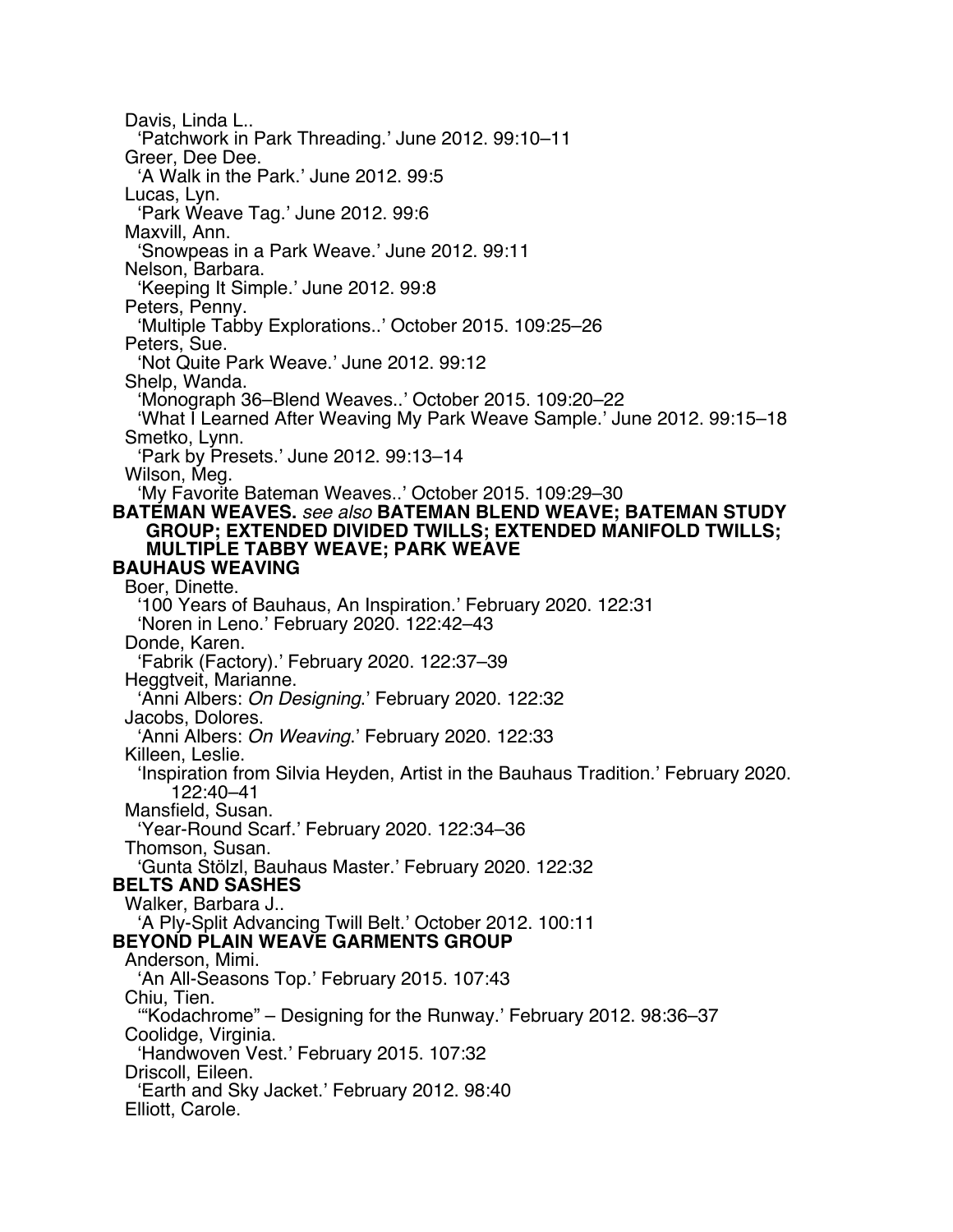Davis, Linda L..
  'Patchwork in Park Threading.' June 2012. 99:10–11
Greer, Dee Dee.
  'A Walk in the Park.' June 2012. 99:5
Lucas, Lyn.
  'Park Weave Tag.' June 2012. 99:6
Maxvill, Ann.
  'Snowpeas in a Park Weave.' June 2012. 99:11
Nelson, Barbara.
  'Keeping It Simple.' June 2012. 99:8
Peters, Penny.
  'Multiple Tabby Explorations..' October 2015. 109:25–26
Peters, Sue.
  'Not Quite Park Weave.' June 2012. 99:12
Shelp, Wanda.
  'Monograph 36–Blend Weaves..' October 2015. 109:20–22
  'What I Learned After Weaving My Park Weave Sample.' June 2012. 99:15–18
Smetko, Lynn.
  'Park by Presets.' June 2012. 99:13–14
Wilson, Meg.
  'My Favorite Bateman Weaves..' October 2015. 109:29–30

**BATEMAN WEAVES.** *see also* **BATEMAN BLEND WEAVE; BATEMAN STUDY GROUP; EXTENDED DIVIDED TWILLS; EXTENDED MANIFOLD TWILLS; MULTIPLE TABBY WEAVE; PARK WEAVE**

**BAUHAUS WEAVING**

Boer, Dinette.
  '100 Years of Bauhaus, An Inspiration.' February 2020. 122:31
  'Noren in Leno.' February 2020. 122:42–43
Donde, Karen.
  'Fabrik (Factory).' February 2020. 122:37–39
Heggtveit, Marianne.
  'Anni Albers: *On Designing*.' February 2020. 122:32
Jacobs, Dolores.
  'Anni Albers: *On Weaving*.' February 2020. 122:33
Killeen, Leslie.
  'Inspiration from Silvia Heyden, Artist in the Bauhaus Tradition.' February 2020. 122:40–41
Mansfield, Susan.
  'Year-Round Scarf.' February 2020. 122:34–36
Thomson, Susan.
  'Gunta Stölzl, Bauhaus Master.' February 2020. 122:32

**BELTS AND SASHES**

Walker, Barbara J..
  'A Ply-Split Advancing Twill Belt.' October 2012. 100:11

**BEYOND PLAIN WEAVE GARMENTS GROUP**

Anderson, Mimi.
  'An All-Seasons Top.' February 2015. 107:43
Chiu, Tien.
  '"Kodachrome" – Designing for the Runway.' February 2012. 98:36–37
Coolidge, Virginia.
  'Handwoven Vest.' February 2015. 107:32
Driscoll, Eileen.
  'Earth and Sky Jacket.' February 2012. 98:40
Elliott, Carole.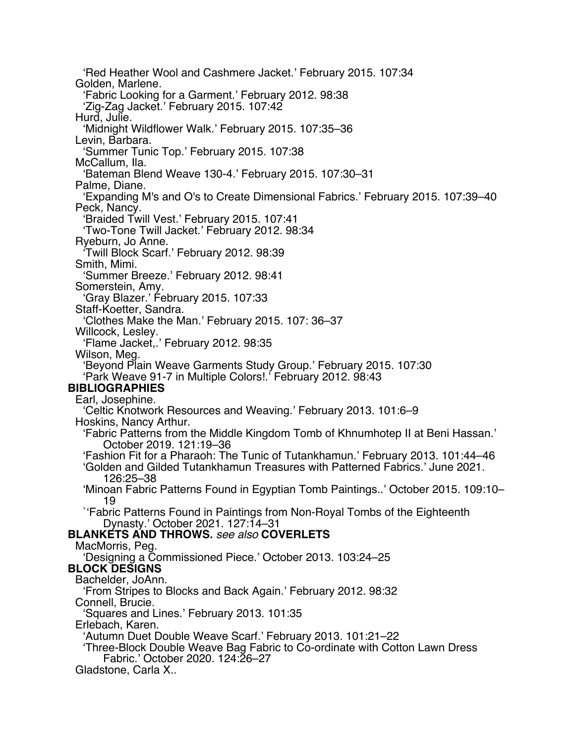'Red Heather Wool and Cashmere Jacket.' February 2015. 107:34

Golden, Marlene.

'Fabric Looking for a Garment.' February 2012. 98:38

'Zig-Zag Jacket.' February 2015. 107:42

Hurd, Julie.

'Midnight Wildflower Walk.' February 2015. 107:35–36

Levin, Barbara.

'Summer Tunic Top.' February 2015. 107:38

McCallum, Ila.

'Bateman Blend Weave 130-4.' February 2015. 107:30–31

Palme, Diane.

'Expanding M's and O's to Create Dimensional Fabrics.' February 2015. 107:39–40

Peck, Nancy.

'Braided Twill Vest.' February 2015. 107:41

'Two-Tone Twill Jacket.' February 2012. 98:34

Ryeburn, Jo Anne.

'Twill Block Scarf.' February 2012. 98:39

Smith, Mimi.

'Summer Breeze.' February 2012. 98:41

Somerstein, Amy.

'Gray Blazer.' February 2015. 107:33

Staff-Koetter, Sandra.

'Clothes Make the Man.' February 2015. 107: 36–37

Willcock, Lesley.

'Flame Jacket,.' February 2012. 98:35

Wilson, Meg.

'Beyond Plain Weave Garments Study Group.' February 2015. 107:30

'Park Weave 91-7 in Multiple Colors!.' February 2012. 98:43

**BIBLIOGRAPHIES**

Earl, Josephine.

'Celtic Knotwork Resources and Weaving.' February 2013. 101:6–9

Hoskins, Nancy Arthur.

'Fabric Patterns from the Middle Kingdom Tomb of Khnumhotep II at Beni Hassan.' October 2019. 121:19–36

'Fashion Fit for a Pharaoh: The Tunic of Tutankhamun.' February 2013. 101:44–46

'Golden and Gilded Tutankhamun Treasures with Patterned Fabrics.' June 2021. 126:25–38

'Minoan Fabric Patterns Found in Egyptian Tomb Paintings..' October 2015. 109:10–19

`'Fabric Patterns Found in Paintings from Non-Royal Tombs of the Eighteenth Dynasty.' October 2021. 127:14–31

**BLANKETS AND THROWS.** *see also* **COVERLETS**

MacMorris, Peg.

'Designing a Commissioned Piece.' October 2013. 103:24–25

**BLOCK DESIGNS**

Bachelder, JoAnn.

'From Stripes to Blocks and Back Again.' February 2012. 98:32

Connell, Brucie.

'Squares and Lines.' February 2013. 101:35

Erlebach, Karen.

'Autumn Duet Double Weave Scarf.' February 2013. 101:21–22

'Three-Block Double Weave Bag Fabric to Co-ordinate with Cotton Lawn Dress Fabric.' October 2020. 124:26–27

Gladstone, Carla X..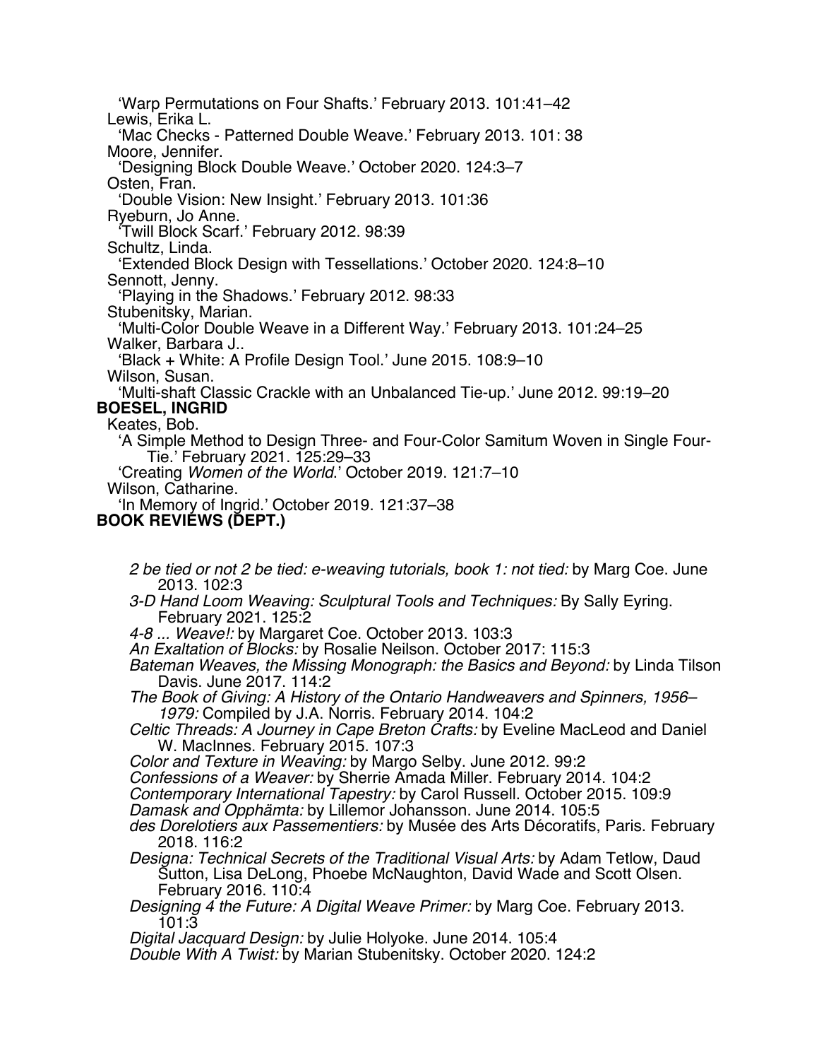'Warp Permutations on Four Shafts.' February 2013. 101:41–42

Lewis, Erika L.

'Mac Checks - Patterned Double Weave.' February 2013. 101: 38

Moore, Jennifer.

'Designing Block Double Weave.' October 2020. 124:3–7

Osten, Fran.

'Double Vision: New Insight.' February 2013. 101:36

Ryeburn, Jo Anne.

'Twill Block Scarf.' February 2012. 98:39

Schultz, Linda.

'Extended Block Design with Tessellations.' October 2020. 124:8–10

Sennott, Jenny.

'Playing in the Shadows.' February 2012. 98:33

Stubenitsky, Marian.

'Multi-Color Double Weave in a Different Way.' February 2013. 101:24–25

Walker, Barbara J..

'Black + White: A Profile Design Tool.' June 2015. 108:9–10

Wilson, Susan.

'Multi-shaft Classic Crackle with an Unbalanced Tie-up.' June 2012. 99:19–20

**BOESEL, INGRID**

Keates, Bob.

'A Simple Method to Design Three- and Four-Color Samitum Woven in Single Four-Tie.' February 2021. 125:29–33

'Creating *Women of the World*.' October 2019. 121:7–10

Wilson, Catharine.

'In Memory of Ingrid.' October 2019. 121:37–38

**BOOK REVIEWS (DEPT.)**

*2 be tied or not 2 be tied: e-weaving tutorials, book 1: not tied:* by Marg Coe. June 2013. 102:3

*3-D Hand Loom Weaving: Sculptural Tools and Techniques:* By Sally Eyring. February 2021. 125:2

*4-8 ... Weave!:* by Margaret Coe. October 2013. 103:3

*An Exaltation of Blocks:* by Rosalie Neilson. October 2017: 115:3

*Bateman Weaves, the Missing Monograph: the Basics and Beyond:* by Linda Tilson Davis. June 2017. 114:2

*The Book of Giving: A History of the Ontario Handweavers and Spinners, 1956–1979:* Compiled by J.A. Norris. February 2014. 104:2

*Celtic Threads: A Journey in Cape Breton Crafts:* by Eveline MacLeod and Daniel W. MacInnes. February 2015. 107:3

*Color and Texture in Weaving:* by Margo Selby. June 2012. 99:2

*Confessions of a Weaver:* by Sherrie Amada Miller. February 2014. 104:2

*Contemporary International Tapestry:* by Carol Russell. October 2015. 109:9

*Damask and Opphämta:* by Lillemor Johansson. June 2014. 105:5

*des Dorelotiers aux Passementiers:* by Musée des Arts Décoratifs, Paris. February 2018. 116:2

*Designa: Technical Secrets of the Traditional Visual Arts:* by Adam Tetlow, Daud Sutton, Lisa DeLong, Phoebe McNaughton, David Wade and Scott Olsen. February 2016. 110:4

*Designing 4 the Future: A Digital Weave Primer:* by Marg Coe. February 2013. 101:3

*Digital Jacquard Design:* by Julie Holyoke. June 2014. 105:4

*Double With A Twist:* by Marian Stubenitsky. October 2020. 124:2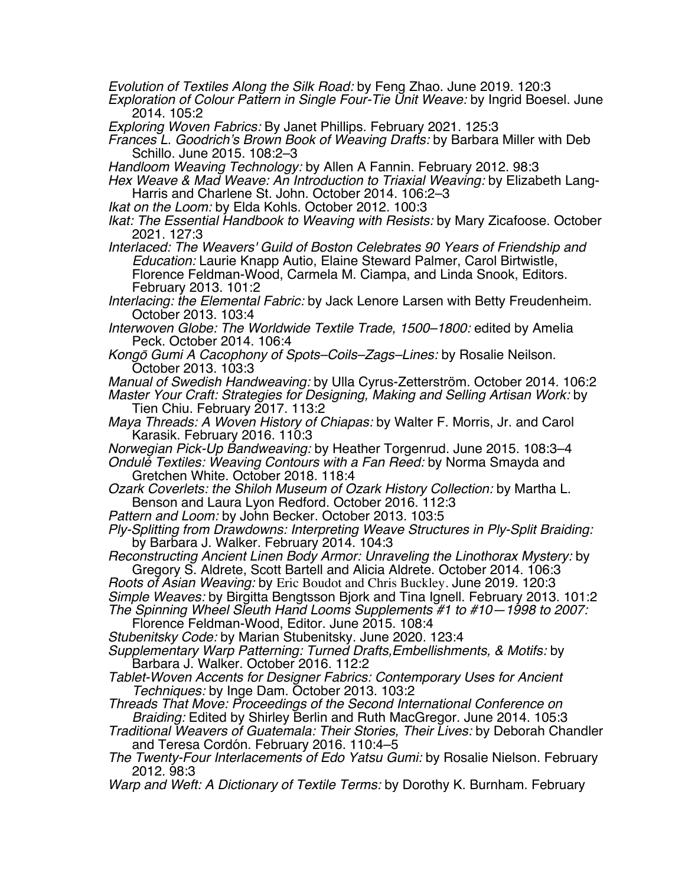*Evolution of Textiles Along the Silk Road:* by Feng Zhao. June 2019. 120:3

*Exploration of Colour Pattern in Single Four-Tie Unit Weave:* by Ingrid Boesel. June 2014. 105:2

*Exploring Woven Fabrics:* By Janet Phillips. February 2021. 125:3

*Frances L. Goodrich's Brown Book of Weaving Drafts:* by Barbara Miller with Deb Schillo. June 2015. 108:2–3

*Handloom Weaving Technology:* by Allen A Fannin. February 2012. 98:3

*Hex Weave & Mad Weave: An Introduction to Triaxial Weaving:* by Elizabeth Lang-Harris and Charlene St. John. October 2014. 106:2–3

*Ikat on the Loom:* by Elda Kohls. October 2012. 100:3

*Ikat: The Essential Handbook to Weaving with Resists:* by Mary Zicafoose. October 2021. 127:3

*Interlaced: The Weavers' Guild of Boston Celebrates 90 Years of Friendship and Education:* Laurie Knapp Autio, Elaine Steward Palmer, Carol Birtwistle, Florence Feldman-Wood, Carmela M. Ciampa, and Linda Snook, Editors. February 2013. 101:2

*Interlacing: the Elemental Fabric:* by Jack Lenore Larsen with Betty Freudenheim. October 2013. 103:4

*Interwoven Globe: The Worldwide Textile Trade, 1500–1800:* edited by Amelia Peck. October 2014. 106:4

*Kongō Gumi A Cacophony of Spots–Coils–Zags–Lines:* by Rosalie Neilson. October 2013. 103:3

*Manual of Swedish Handweaving:* by Ulla Cyrus-Zetterström. October 2014. 106:2

*Master Your Craft: Strategies for Designing, Making and Selling Artisan Work:* by Tien Chiu. February 2017. 113:2

*Maya Threads: A Woven History of Chiapas:* by Walter F. Morris, Jr. and Carol Karasik. February 2016. 110:3

*Norwegian Pick-Up Bandweaving:* by Heather Torgenrud. June 2015. 108:3–4

*Ondulé Textiles: Weaving Contours with a Fan Reed:* by Norma Smayda and Gretchen White. October 2018. 118:4

*Ozark Coverlets: the Shiloh Museum of Ozark History Collection:* by Martha L. Benson and Laura Lyon Redford. October 2016. 112:3

*Pattern and Loom:* by John Becker. October 2013. 103:5

*Ply-Splitting from Drawdowns: Interpreting Weave Structures in Ply-Split Braiding:* by Barbara J. Walker. February 2014. 104:3

*Reconstructing Ancient Linen Body Armor: Unraveling the Linothorax Mystery:* by Gregory S. Aldrete, Scott Bartell and Alicia Aldrete. October 2014. 106:3

*Roots of Asian Weaving:* by Eric Boudot and Chris Buckley. June 2019. 120:3

*Simple Weaves:* by Birgitta Bengtsson Bjork and Tina Ignell. February 2013. 101:2

*The Spinning Wheel Sleuth Hand Looms Supplements #1 to #10—1998 to 2007:* Florence Feldman-Wood, Editor. June 2015. 108:4

*Stubenitsky Code:* by Marian Stubenitsky. June 2020. 123:4

*Supplementary Warp Patterning: Turned Drafts,Embellishments, & Motifs:* by Barbara J. Walker. October 2016. 112:2

*Tablet-Woven Accents for Designer Fabrics: Contemporary Uses for Ancient Techniques:* by Inge Dam. October 2013. 103:2

*Threads That Move: Proceedings of the Second International Conference on Braiding:* Edited by Shirley Berlin and Ruth MacGregor. June 2014. 105:3

*Traditional Weavers of Guatemala: Their Stories, Their Lives:* by Deborah Chandler and Teresa Cordón. February 2016. 110:4–5

*The Twenty-Four Interlacements of Edo Yatsu Gumi:* by Rosalie Nielson. February 2012. 98:3

*Warp and Weft: A Dictionary of Textile Terms:* by Dorothy K. Burnham. February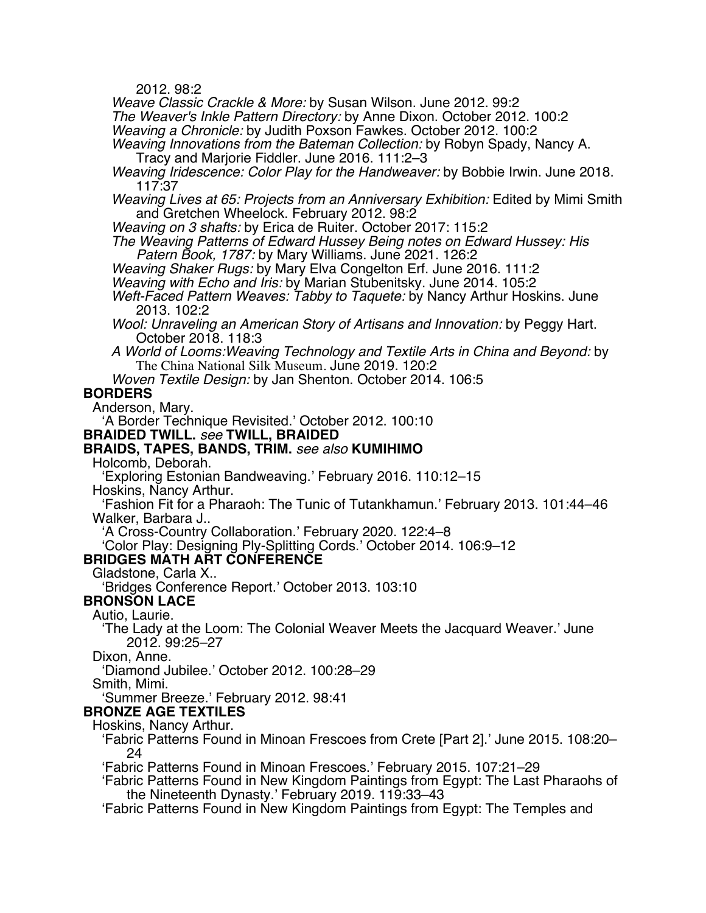2012. 98:2

*Weave Classic Crackle & More:* by Susan Wilson. June 2012. 99:2

*The Weaver's Inkle Pattern Directory:* by Anne Dixon. October 2012. 100:2

*Weaving a Chronicle:* by Judith Poxson Fawkes. October 2012. 100:2

*Weaving Innovations from the Bateman Collection:* by Robyn Spady, Nancy A. Tracy and Marjorie Fiddler. June 2016. 111:2–3

*Weaving Iridescence: Color Play for the Handweaver:* by Bobbie Irwin. June 2018. 117:37

*Weaving Lives at 65: Projects from an Anniversary Exhibition:* Edited by Mimi Smith and Gretchen Wheelock. February 2012. 98:2

*Weaving on 3 shafts:* by Erica de Ruiter. October 2017: 115:2

*The Weaving Patterns of Edward Hussey Being notes on Edward Hussey: His Patern Book, 1787:* by Mary Williams. June 2021. 126:2

*Weaving Shaker Rugs:* by Mary Elva Congelton Erf. June 2016. 111:2

*Weaving with Echo and Iris:* by Marian Stubenitsky. June 2014. 105:2

*Weft-Faced Pattern Weaves: Tabby to Taquete:* by Nancy Arthur Hoskins. June 2013. 102:2

*Wool: Unraveling an American Story of Artisans and Innovation:* by Peggy Hart. October 2018. 118:3

*A World of Looms:Weaving Technology and Textile Arts in China and Beyond:* by The China National Silk Museum. June 2019. 120:2

*Woven Textile Design:* by Jan Shenton. October 2014. 106:5

**BORDERS**

Anderson, Mary.

'A Border Technique Revisited.' October 2012. 100:10

**BRAIDED TWILL.** *see* **TWILL, BRAIDED**

**BRAIDS, TAPES, BANDS, TRIM.** *see also* **KUMIHIMO**

Holcomb, Deborah.

'Exploring Estonian Bandweaving.' February 2016. 110:12–15

Hoskins, Nancy Arthur.

'Fashion Fit for a Pharaoh: The Tunic of Tutankhamun.' February 2013. 101:44–46

Walker, Barbara J..

'A Cross-Country Collaboration.' February 2020. 122:4–8

'Color Play: Designing Ply-Splitting Cords.' October 2014. 106:9–12

**BRIDGES MATH ART CONFERENCE**

Gladstone, Carla X..

'Bridges Conference Report.' October 2013. 103:10

**BRONSON LACE**

Autio, Laurie.

'The Lady at the Loom: The Colonial Weaver Meets the Jacquard Weaver.' June 2012. 99:25–27

Dixon, Anne.

'Diamond Jubilee.' October 2012. 100:28–29

Smith, Mimi.

'Summer Breeze.' February 2012. 98:41

**BRONZE AGE TEXTILES**

Hoskins, Nancy Arthur.

'Fabric Patterns Found in Minoan Frescoes from Crete [Part 2].' June 2015. 108:20–24

'Fabric Patterns Found in Minoan Frescoes.' February 2015. 107:21–29

'Fabric Patterns Found in New Kingdom Paintings from Egypt: The Last Pharaohs of the Nineteenth Dynasty.' February 2019. 119:33–43

'Fabric Patterns Found in New Kingdom Paintings from Egypt: The Temples and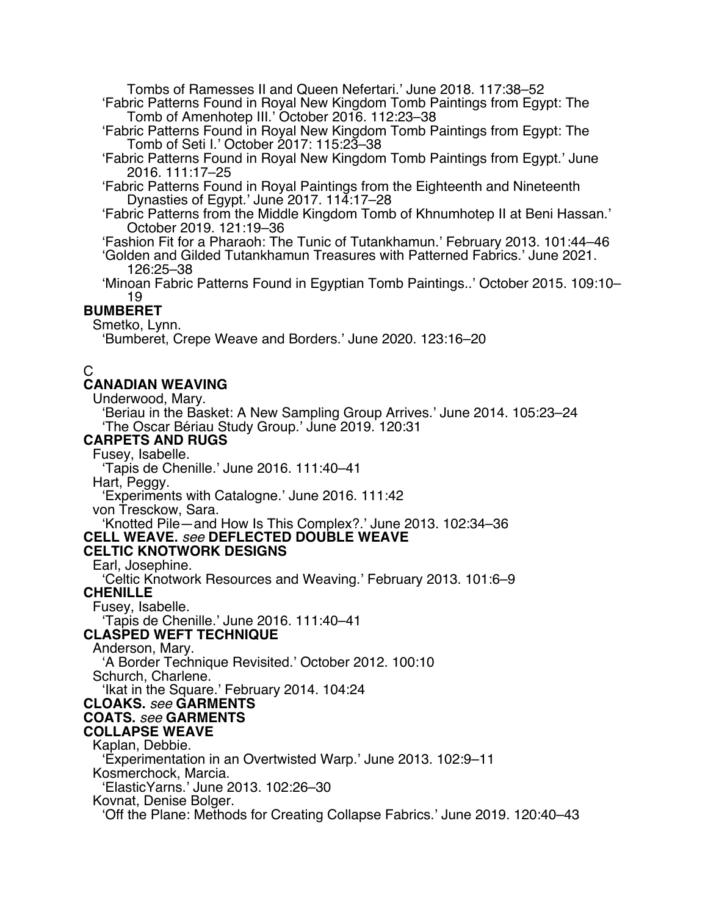Tombs of Ramesses II and Queen Nefertari.' June 2018. 117:38–52

'Fabric Patterns Found in Royal New Kingdom Tomb Paintings from Egypt: The Tomb of Amenhotep III.' October 2016. 112:23–38

'Fabric Patterns Found in Royal New Kingdom Tomb Paintings from Egypt: The Tomb of Seti I.' October 2017: 115:23–38

'Fabric Patterns Found in Royal New Kingdom Tomb Paintings from Egypt.' June 2016. 111:17–25

'Fabric Patterns Found in Royal Paintings from the Eighteenth and Nineteenth Dynasties of Egypt.' June 2017. 114:17–28

'Fabric Patterns from the Middle Kingdom Tomb of Khnumhotep II at Beni Hassan.' October 2019. 121:19–36

'Fashion Fit for a Pharaoh: The Tunic of Tutankhamun.' February 2013. 101:44–46

'Golden and Gilded Tutankhamun Treasures with Patterned Fabrics.' June 2021. 126:25–38

'Minoan Fabric Patterns Found in Egyptian Tomb Paintings..' October 2015. 109:10–19

**BUMBERET**

Smetko, Lynn.

'Bumberet, Crepe Weave and Borders.' June 2020. 123:16–20

C

**CANADIAN WEAVING**

Underwood, Mary.

'Beriau in the Basket: A New Sampling Group Arrives.' June 2014. 105:23–24

'The Oscar Bériau Study Group.' June 2019. 120:31

**CARPETS AND RUGS**

Fusey, Isabelle.

'Tapis de Chenille.' June 2016. 111:40–41

Hart, Peggy.

'Experiments with Catalogne.' June 2016. 111:42

von Tresckow, Sara.

'Knotted Pile—and How Is This Complex?.' June 2013. 102:34–36

**CELL WEAVE.** *see* **DEFLECTED DOUBLE WEAVE**

**CELTIC KNOTWORK DESIGNS**

Earl, Josephine.

'Celtic Knotwork Resources and Weaving.' February 2013. 101:6–9

**CHENILLE**

Fusey, Isabelle.

'Tapis de Chenille.' June 2016. 111:40–41

**CLASPED WEFT TECHNIQUE**

Anderson, Mary.

'A Border Technique Revisited.' October 2012. 100:10

Schurch, Charlene.

'Ikat in the Square.' February 2014. 104:24

**CLOAKS.** *see* **GARMENTS**

**COATS.** *see* **GARMENTS**

**COLLAPSE WEAVE**

Kaplan, Debbie.

'Experimentation in an Overtwisted Warp.' June 2013. 102:9–11

Kosmerchock, Marcia.

'ElasticYarns.' June 2013. 102:26–30

Kovnat, Denise Bolger.

'Off the Plane: Methods for Creating Collapse Fabrics.' June 2019. 120:40–43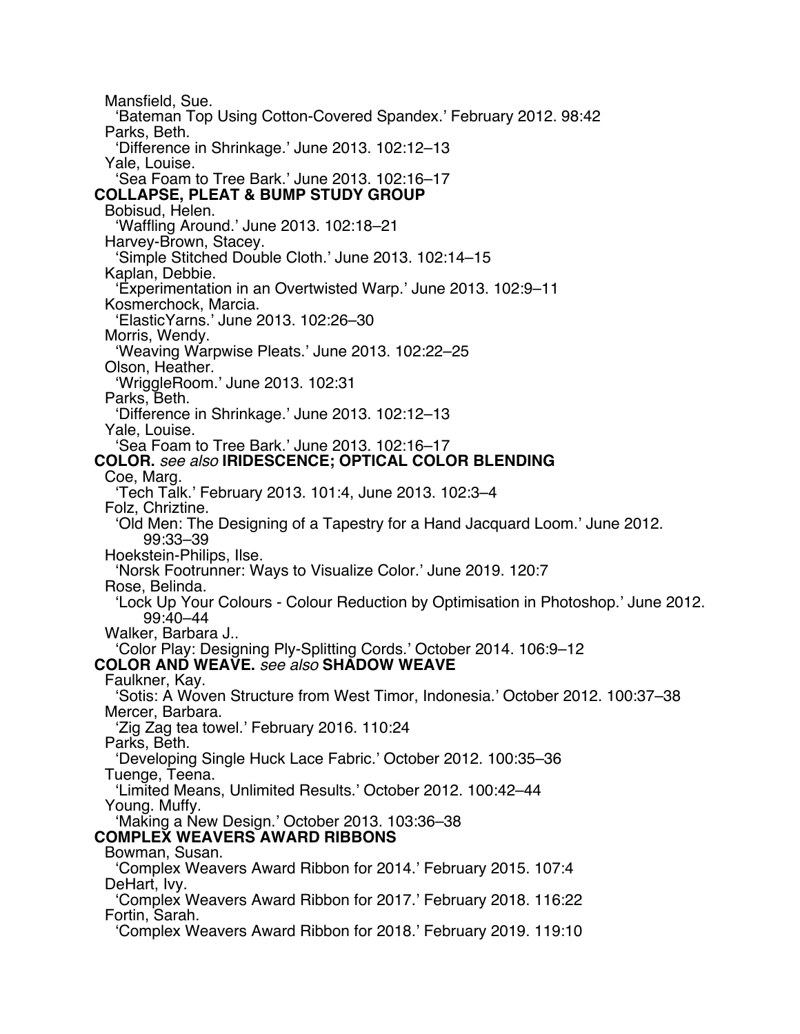Mansfield, Sue.
  'Bateman Top Using Cotton-Covered Spandex.' February 2012. 98:42
Parks, Beth.
  'Difference in Shrinkage.' June 2013. 102:12–13
Yale, Louise.
  'Sea Foam to Tree Bark.' June 2013. 102:16–17

**COLLAPSE, PLEAT & BUMP STUDY GROUP**

Bobisud, Helen.
  'Waffling Around.' June 2013. 102:18–21
Harvey-Brown, Stacey.
  'Simple Stitched Double Cloth.' June 2013. 102:14–15
Kaplan, Debbie.
  'Experimentation in an Overtwisted Warp.' June 2013. 102:9–11
Kosmerchock, Marcia.
  'ElasticYarns.' June 2013. 102:26–30
Morris, Wendy.
  'Weaving Warpwise Pleats.' June 2013. 102:22–25
Olson, Heather.
  'WriggleRoom.' June 2013. 102:31
Parks, Beth.
  'Difference in Shrinkage.' June 2013. 102:12–13
Yale, Louise.
  'Sea Foam to Tree Bark.' June 2013. 102:16–17

**COLOR.** *see also* **IRIDESCENCE; OPTICAL COLOR BLENDING**

Coe, Marg.
  'Tech Talk.' February 2013. 101:4, June 2013. 102:3–4
Folz, Chriztine.
  'Old Men: The Designing of a Tapestry for a Hand Jacquard Loom.' June 2012. 99:33–39
Hoekstein-Philips, Ilse.
  'Norsk Footrunner: Ways to Visualize Color.' June 2019. 120:7
Rose, Belinda.
  'Lock Up Your Colours - Colour Reduction by Optimisation in Photoshop.' June 2012. 99:40–44
Walker, Barbara J..
  'Color Play: Designing Ply-Splitting Cords.' October 2014. 106:9–12

**COLOR AND WEAVE.** *see also* **SHADOW WEAVE**

Faulkner, Kay.
  'Sotis: A Woven Structure from West Timor, Indonesia.' October 2012. 100:37–38
Mercer, Barbara.
  'Zig Zag tea towel.' February 2016. 110:24
Parks, Beth.
  'Developing Single Huck Lace Fabric.' October 2012. 100:35–36
Tuenge, Teena.
  'Limited Means, Unlimited Results.' October 2012. 100:42–44
Young. Muffy.
  'Making a New Design.' October 2013. 103:36–38

**COMPLEX WEAVERS AWARD RIBBONS**

Bowman, Susan.
  'Complex Weavers Award Ribbon for 2014.' February 2015. 107:4
DeHart, Ivy.
  'Complex Weavers Award Ribbon for 2017.' February 2018. 116:22
Fortin, Sarah.
  'Complex Weavers Award Ribbon for 2018.' February 2019. 119:10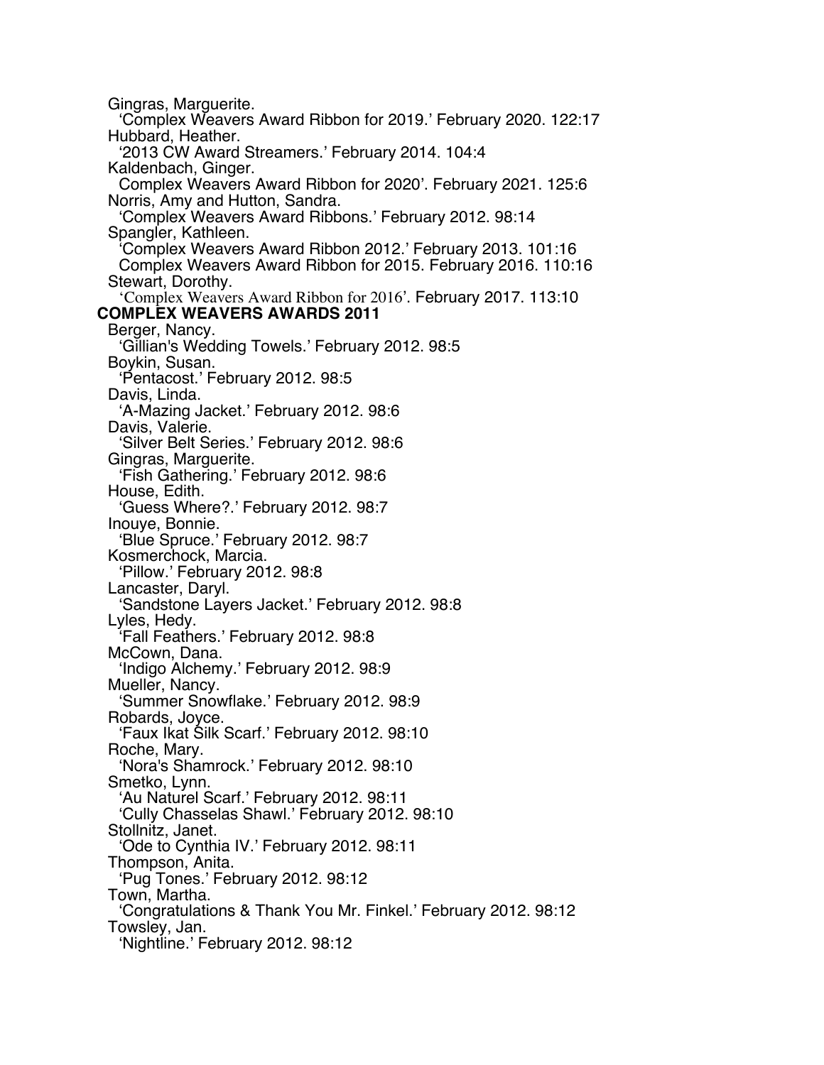Gingras, Marguerite.
'Complex Weavers Award Ribbon for 2019.' February 2020. 122:17
Hubbard, Heather.
'2013 CW Award Streamers.' February 2014. 104:4
Kaldenbach, Ginger.
Complex Weavers Award Ribbon for 2020'. February 2021. 125:6
Norris, Amy and Hutton, Sandra.
'Complex Weavers Award Ribbons.' February 2012. 98:14
Spangler, Kathleen.
'Complex Weavers Award Ribbon 2012.' February 2013. 101:16
Complex Weavers Award Ribbon for 2015. February 2016. 110:16
Stewart, Dorothy.
'Complex Weavers Award Ribbon for 2016'. February 2017. 113:10

**COMPLEX WEAVERS AWARDS 2011**

Berger, Nancy.
'Gillian's Wedding Towels.' February 2012. 98:5
Boykin, Susan.
'Pentacost.' February 2012. 98:5
Davis, Linda.
'A-Mazing Jacket.' February 2012. 98:6
Davis, Valerie.
'Silver Belt Series.' February 2012. 98:6
Gingras, Marguerite.
'Fish Gathering.' February 2012. 98:6
House, Edith.
'Guess Where?.' February 2012. 98:7
Inouye, Bonnie.
'Blue Spruce.' February 2012. 98:7
Kosmerchock, Marcia.
'Pillow.' February 2012. 98:8
Lancaster, Daryl.
'Sandstone Layers Jacket.' February 2012. 98:8
Lyles, Hedy.
'Fall Feathers.' February 2012. 98:8
McCown, Dana.
'Indigo Alchemy.' February 2012. 98:9
Mueller, Nancy.
'Summer Snowflake.' February 2012. 98:9
Robards, Joyce.
'Faux Ikat Silk Scarf.' February 2012. 98:10
Roche, Mary.
'Nora's Shamrock.' February 2012. 98:10
Smetko, Lynn.
'Au Naturel Scarf.' February 2012. 98:11
'Cully Chasselas Shawl.' February 2012. 98:10
Stollnitz, Janet.
'Ode to Cynthia IV.' February 2012. 98:11
Thompson, Anita.
'Pug Tones.' February 2012. 98:12
Town, Martha.
'Congratulations & Thank You Mr. Finkel.' February 2012. 98:12
Towsley, Jan.
'Nightline.' February 2012. 98:12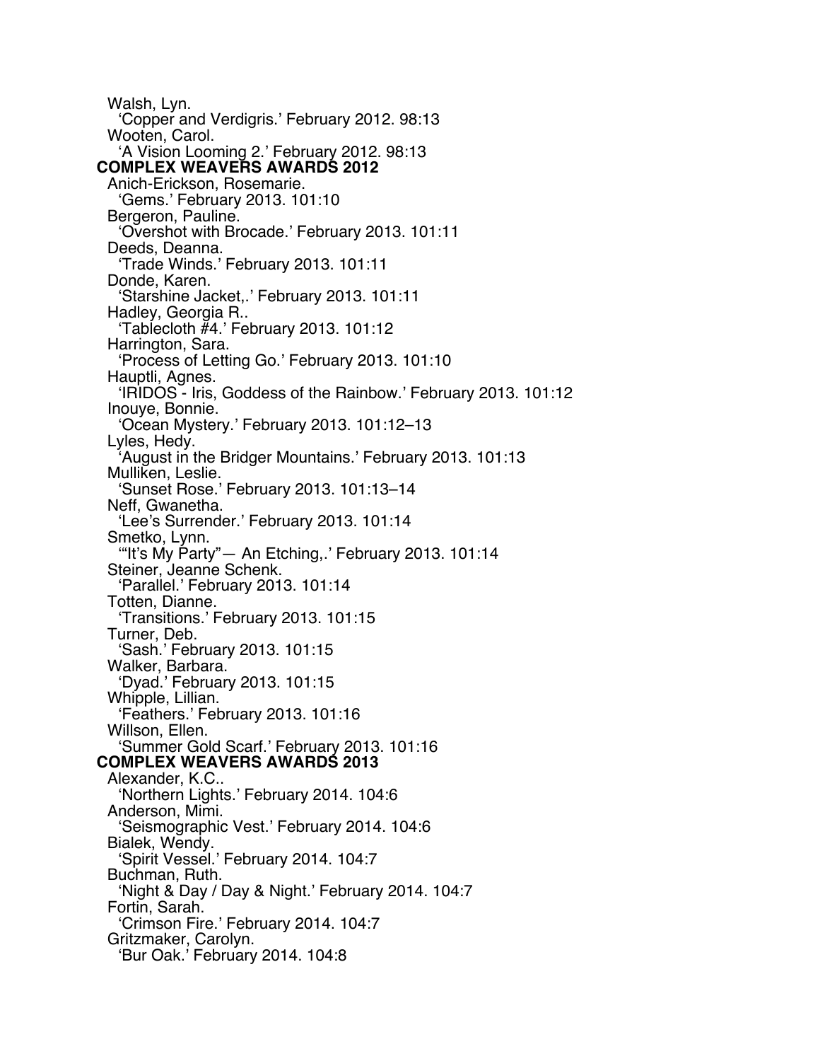Walsh, Lyn.
'Copper and Verdigris.' February 2012. 98:13
Wooten, Carol.
'A Vision Looming 2.' February 2012. 98:13

**COMPLEX WEAVERS AWARDS 2012**

Anich-Erickson, Rosemarie.
'Gems.' February 2013. 101:10
Bergeron, Pauline.
'Overshot with Brocade.' February 2013. 101:11
Deeds, Deanna.
'Trade Winds.' February 2013. 101:11
Donde, Karen.
'Starshine Jacket,.' February 2013. 101:11
Hadley, Georgia R..
'Tablecloth #4.' February 2013. 101:12
Harrington, Sara.
'Process of Letting Go.' February 2013. 101:10
Hauptli, Agnes.
'IRIDOS - Iris, Goddess of the Rainbow.' February 2013. 101:12
Inouye, Bonnie.
'Ocean Mystery.' February 2013. 101:12–13
Lyles, Hedy.
'August in the Bridger Mountains.' February 2013. 101:13
Mulliken, Leslie.
'Sunset Rose.' February 2013. 101:13–14
Neff, Gwanetha.
'Lee's Surrender.' February 2013. 101:14
Smetko, Lynn.
'"It's My Party"— An Etching,.' February 2013. 101:14
Steiner, Jeanne Schenk.
'Parallel.' February 2013. 101:14
Totten, Dianne.
'Transitions.' February 2013. 101:15
Turner, Deb.
'Sash.' February 2013. 101:15
Walker, Barbara.
'Dyad.' February 2013. 101:15
Whipple, Lillian.
'Feathers.' February 2013. 101:16
Willson, Ellen.
'Summer Gold Scarf.' February 2013. 101:16

**COMPLEX WEAVERS AWARDS 2013**

Alexander, K.C..
'Northern Lights.' February 2014. 104:6
Anderson, Mimi.
'Seismographic Vest.' February 2014. 104:6
Bialek, Wendy.
'Spirit Vessel.' February 2014. 104:7
Buchman, Ruth.
'Night & Day / Day & Night.' February 2014. 104:7
Fortin, Sarah.
'Crimson Fire.' February 2014. 104:7
Gritzmaker, Carolyn.
'Bur Oak.' February 2014. 104:8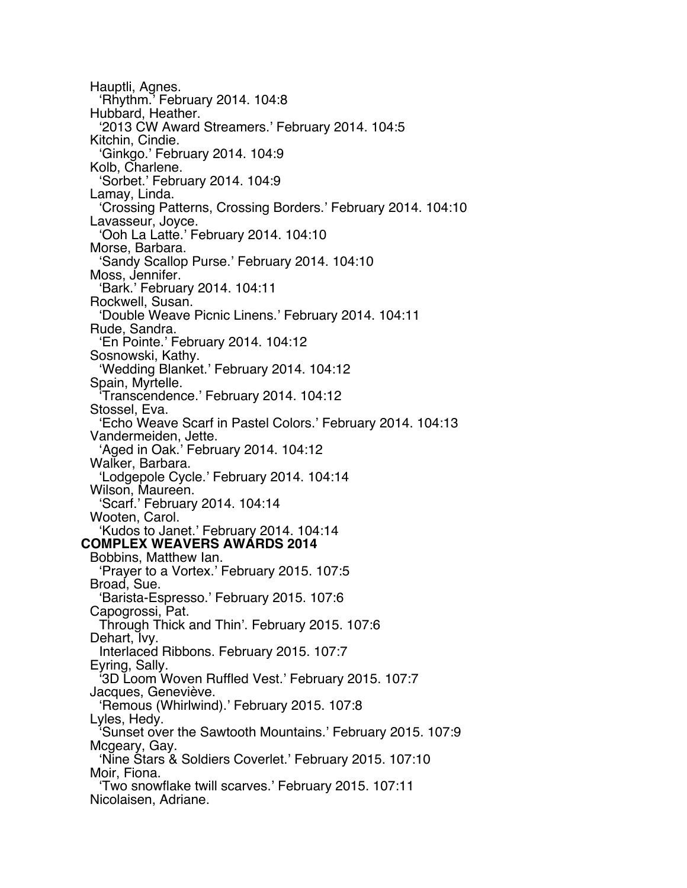Hauptli, Agnes.
  'Rhythm.' February 2014. 104:8
Hubbard, Heather.
  '2013 CW Award Streamers.' February 2014. 104:5
Kitchin, Cindie.
  'Ginkgo.' February 2014. 104:9
Kolb, Charlene.
  'Sorbet.' February 2014. 104:9
Lamay, Linda.
  'Crossing Patterns, Crossing Borders.' February 2014. 104:10
Lavasseur, Joyce.
  'Ooh La Latte.' February 2014. 104:10
Morse, Barbara.
  'Sandy Scallop Purse.' February 2014. 104:10
Moss, Jennifer.
  'Bark.' February 2014. 104:11
Rockwell, Susan.
  'Double Weave Picnic Linens.' February 2014. 104:11
Rude, Sandra.
  'En Pointe.' February 2014. 104:12
Sosnowski, Kathy.
  'Wedding Blanket.' February 2014. 104:12
Spain, Myrtelle.
  'Transcendence.' February 2014. 104:12
Stossel, Eva.
  'Echo Weave Scarf in Pastel Colors.' February 2014. 104:13
Vandermeiden, Jette.
  'Aged in Oak.' February 2014. 104:12
Walker, Barbara.
  'Lodgepole Cycle.' February 2014. 104:14
Wilson, Maureen.
  'Scarf.' February 2014. 104:14
Wooten, Carol.
  'Kudos to Janet.' February 2014. 104:14

**COMPLEX WEAVERS AWARDS 2014**

Bobbins, Matthew Ian.
  'Prayer to a Vortex.' February 2015. 107:5
Broad, Sue.
  'Barista-Espresso.' February 2015. 107:6
Capogrossi, Pat.
  Through Thick and Thin'. February 2015. 107:6
Dehart, Ivy.
  Interlaced Ribbons. February 2015. 107:7
Eyring, Sally.
  '3D Loom Woven Ruffled Vest.' February 2015. 107:7
Jacques, Geneviève.
  'Remous (Whirlwind).' February 2015. 107:8
Lyles, Hedy.
  'Sunset over the Sawtooth Mountains.' February 2015. 107:9
Mcgeary, Gay.
  'Nine Stars & Soldiers Coverlet.' February 2015. 107:10
Moir, Fiona.
  'Two snowflake twill scarves.' February 2015. 107:11
Nicolaisen, Adriane.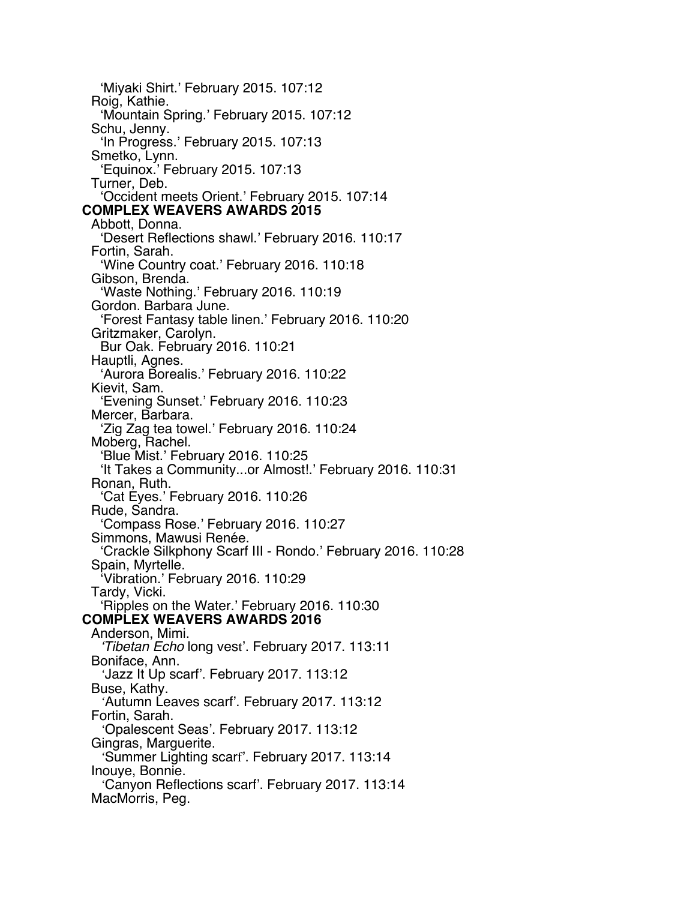'Miyaki Shirt.' February 2015. 107:12

Roig, Kathie.

'Mountain Spring.' February 2015. 107:12

Schu, Jenny.

'In Progress.' February 2015. 107:13

Smetko, Lynn.

'Equinox.' February 2015. 107:13

Turner, Deb.

'Occident meets Orient.' February 2015. 107:14

**COMPLEX WEAVERS AWARDS 2015**

Abbott, Donna.

'Desert Reflections shawl.' February 2016. 110:17

Fortin, Sarah.

'Wine Country coat.' February 2016. 110:18

Gibson, Brenda.

'Waste Nothing.' February 2016. 110:19

Gordon. Barbara June.

'Forest Fantasy table linen.' February 2016. 110:20

Gritzmaker, Carolyn.

Bur Oak. February 2016. 110:21

Hauptli, Agnes.

'Aurora Borealis.' February 2016. 110:22

Kievit, Sam.

'Evening Sunset.' February 2016. 110:23

Mercer, Barbara.

'Zig Zag tea towel.' February 2016. 110:24

Moberg, Rachel.

'Blue Mist.' February 2016. 110:25

'It Takes a Community...or Almost!.' February 2016. 110:31

Ronan, Ruth.

'Cat Eyes.' February 2016. 110:26

Rude, Sandra.

'Compass Rose.' February 2016. 110:27

Simmons, Mawusi Renée.

'Crackle Silkphony Scarf III - Rondo.' February 2016. 110:28

Spain, Myrtelle.

'Vibration.' February 2016. 110:29

Tardy, Vicki.

'Ripples on the Water.' February 2016. 110:30

**COMPLEX WEAVERS AWARDS 2016**

Anderson, Mimi.

'*Tibetan Echo* long vest'. February 2017. 113:11

Boniface, Ann.

'Jazz It Up scarf'. February 2017. 113:12

Buse, Kathy.

'Autumn Leaves scarf'. February 2017. 113:12

Fortin, Sarah.

'Opalescent Seas'. February 2017. 113:12

Gingras, Marguerite.

'Summer Lighting scarf'. February 2017. 113:14

Inouye, Bonnie.

'Canyon Reflections scarf'. February 2017. 113:14

MacMorris, Peg.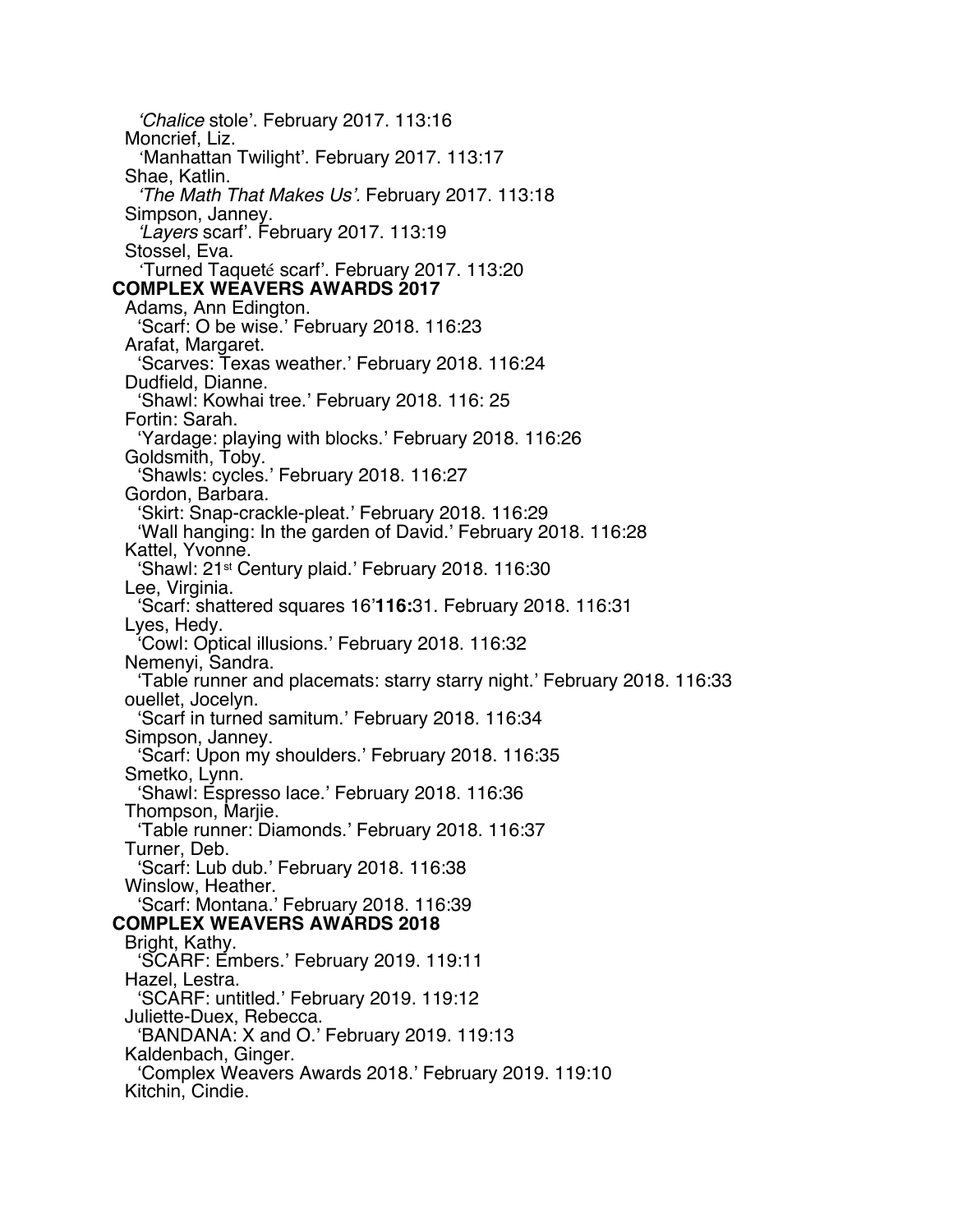*'Chalice* stole'. February 2017. 113:16

Moncrief, Liz.

'Manhattan Twilight'. February 2017. 113:17

Shae, Katlin.

*'The Math That Makes Us'*. February 2017. 113:18

Simpson, Janney.

*'Layers* scarf'. February 2017. 113:19

Stossel, Eva.

'Turned Taqueté scarf'. February 2017. 113:20

**COMPLEX WEAVERS AWARDS 2017**

Adams, Ann Edington.

'Scarf: O be wise.' February 2018. 116:23

Arafat, Margaret.

'Scarves: Texas weather.' February 2018. 116:24

Dudfield, Dianne.

'Shawl: Kowhai tree.' February 2018. 116: 25

Fortin: Sarah.

'Yardage: playing with blocks.' February 2018. 116:26

Goldsmith, Toby.

'Shawls: cycles.' February 2018. 116:27

Gordon, Barbara.

'Skirt: Snap-crackle-pleat.' February 2018. 116:29

'Wall hanging: In the garden of David.' February 2018. 116:28

Kattel, Yvonne.

'Shawl: 21st Century plaid.' February 2018. 116:30

Lee, Virginia.

'Scarf: shattered squares 16'**116:**31. February 2018. 116:31

Lyes, Hedy.

'Cowl: Optical illusions.' February 2018. 116:32

Nemenyi, Sandra.

'Table runner and placemats: starry starry night.' February 2018. 116:33

ouellet, Jocelyn.

'Scarf in turned samitum.' February 2018. 116:34

Simpson, Janney.

'Scarf: Upon my shoulders.' February 2018. 116:35

Smetko, Lynn.

'Shawl: Espresso lace.' February 2018. 116:36

Thompson, Marjie.

'Table runner: Diamonds.' February 2018. 116:37

Turner, Deb.

'Scarf: Lub dub.' February 2018. 116:38

Winslow, Heather.

'Scarf: Montana.' February 2018. 116:39

**COMPLEX WEAVERS AWARDS 2018**

Bright, Kathy.

'SCARF: Embers.' February 2019. 119:11

Hazel, Lestra.

'SCARF: untitled.' February 2019. 119:12

Juliette-Duex, Rebecca.

'BANDANA: X and O.' February 2019. 119:13

Kaldenbach, Ginger.

'Complex Weavers Awards 2018.' February 2019. 119:10

Kitchin, Cindie.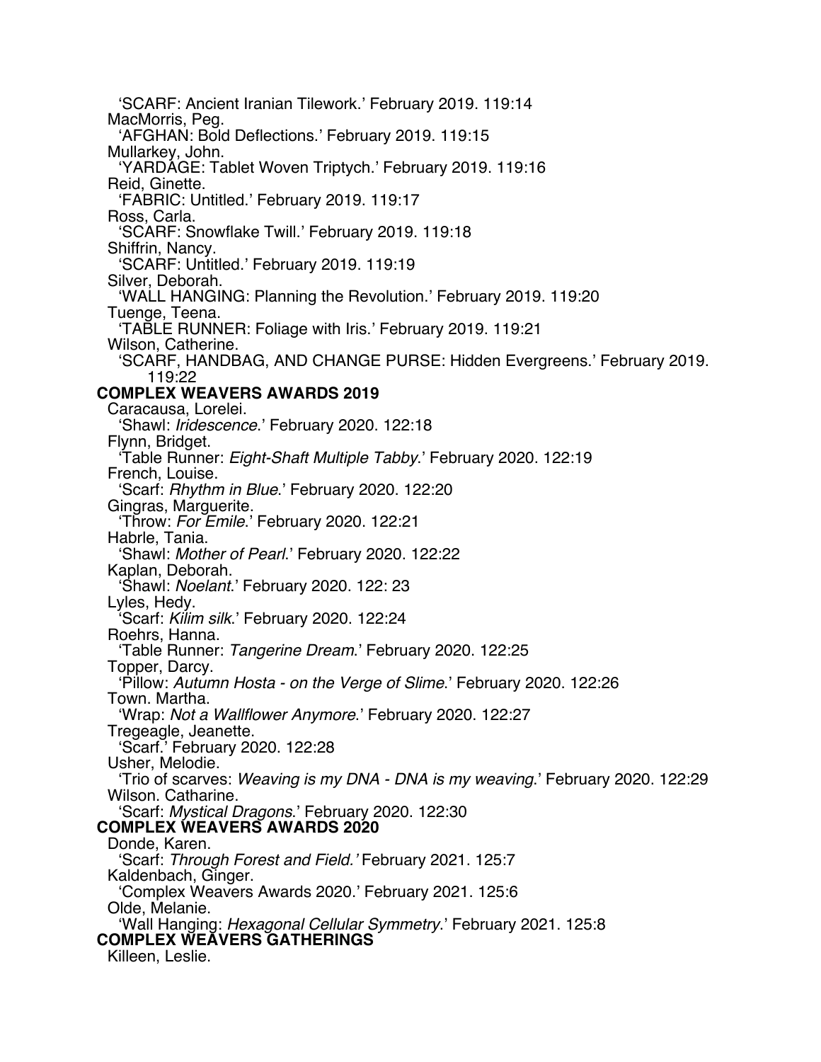'SCARF: Ancient Iranian Tilework.' February 2019. 119:14

MacMorris, Peg.

'AFGHAN: Bold Deflections.' February 2019. 119:15

Mullarkey, John.

'YARDAGE: Tablet Woven Triptych.' February 2019. 119:16

Reid, Ginette.

'FABRIC: Untitled.' February 2019. 119:17

Ross, Carla.

'SCARF: Snowflake Twill.' February 2019. 119:18

Shiffrin, Nancy.

'SCARF: Untitled.' February 2019. 119:19

Silver, Deborah.

'WALL HANGING: Planning the Revolution.' February 2019. 119:20

Tuenge, Teena.

'TABLE RUNNER: Foliage with Iris.' February 2019. 119:21

Wilson, Catherine.

'SCARF, HANDBAG, AND CHANGE PURSE: Hidden Evergreens.' February 2019. 119:22

**COMPLEX WEAVERS AWARDS 2019**

Caracausa, Lorelei.

'Shawl: *Iridescence*.' February 2020. 122:18

Flynn, Bridget.

'Table Runner: *Eight-Shaft Multiple Tabby*.' February 2020. 122:19

French, Louise.

'Scarf: *Rhythm in Blue*.' February 2020. 122:20

Gingras, Marguerite.

'Throw: *For Emile*.' February 2020. 122:21

Habrle, Tania.

'Shawl: *Mother of Pearl*.' February 2020. 122:22

Kaplan, Deborah.

'Shawl: *Noelant*.' February 2020. 122: 23

Lyles, Hedy.

'Scarf: *Kilim silk*.' February 2020. 122:24

Roehrs, Hanna.

'Table Runner: *Tangerine Dream*.' February 2020. 122:25

Topper, Darcy.

'Pillow: *Autumn Hosta - on the Verge of Slime*.' February 2020. 122:26

Town. Martha.

'Wrap: *Not a Wallflower Anymore*.' February 2020. 122:27

Tregeagle, Jeanette.

'Scarf.' February 2020. 122:28

Usher, Melodie.

'Trio of scarves: *Weaving is my DNA - DNA is my weaving*.' February 2020. 122:29

Wilson. Catharine.

'Scarf: *Mystical Dragons*.' February 2020. 122:30

**COMPLEX WEAVERS AWARDS 2020**

Donde, Karen.

'Scarf: *Through Forest and Field.'* February 2021. 125:7

Kaldenbach, Ginger.

'Complex Weavers Awards 2020.' February 2021. 125:6

Olde, Melanie.

'Wall Hanging: *Hexagonal Cellular Symmetry*.' February 2021. 125:8

**COMPLEX WEAVERS GATHERINGS**

Killeen, Leslie.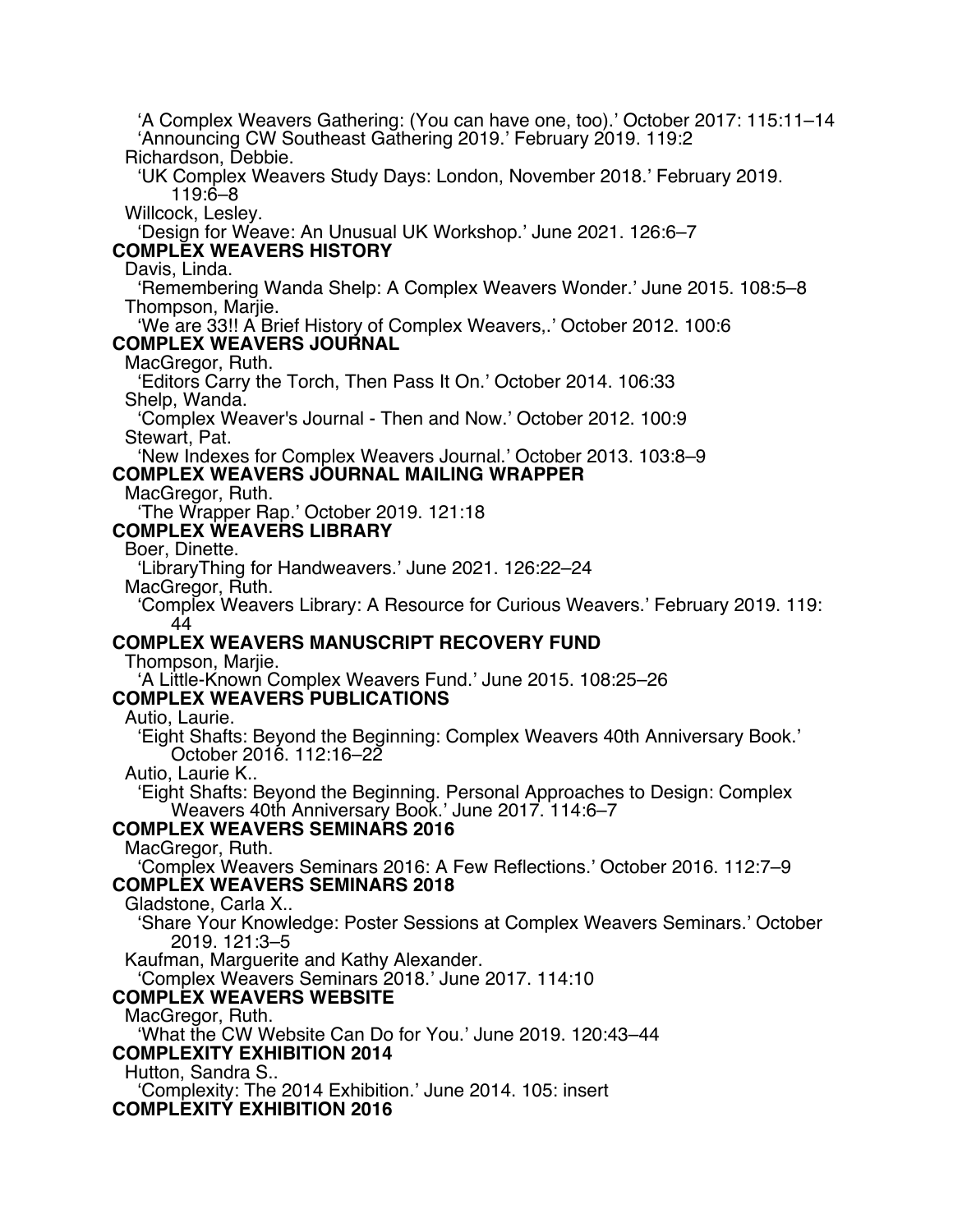'A Complex Weavers Gathering: (You can have one, too).' October 2017: 115:11–14

'Announcing CW Southeast Gathering 2019.' February 2019. 119:2

Richardson, Debbie.

'UK Complex Weavers Study Days: London, November 2018.' February 2019. 119:6–8

Willcock, Lesley.

'Design for Weave: An Unusual UK Workshop.' June 2021. 126:6–7

**COMPLEX WEAVERS HISTORY**

Davis, Linda.

'Remembering Wanda Shelp: A Complex Weavers Wonder.' June 2015. 108:5–8

Thompson, Marjie.

'We are 33!! A Brief History of Complex Weavers,.' October 2012. 100:6

**COMPLEX WEAVERS JOURNAL**

MacGregor, Ruth.

'Editors Carry the Torch, Then Pass It On.' October 2014. 106:33

Shelp, Wanda.

'Complex Weaver's Journal - Then and Now.' October 2012. 100:9

Stewart, Pat.

'New Indexes for Complex Weavers Journal.' October 2013. 103:8–9

**COMPLEX WEAVERS JOURNAL MAILING WRAPPER**

MacGregor, Ruth.

'The Wrapper Rap.' October 2019. 121:18

**COMPLEX WEAVERS LIBRARY**

Boer, Dinette.

'LibraryThing for Handweavers.' June 2021. 126:22–24

MacGregor, Ruth.

'Complex Weavers Library: A Resource for Curious Weavers.' February 2019. 119: 44

**COMPLEX WEAVERS MANUSCRIPT RECOVERY FUND**

Thompson, Marjie.

'A Little-Known Complex Weavers Fund.' June 2015. 108:25–26

**COMPLEX WEAVERS PUBLICATIONS**

Autio, Laurie.

'Eight Shafts: Beyond the Beginning: Complex Weavers 40th Anniversary Book.' October 2016. 112:16–22

Autio, Laurie K..

'Eight Shafts: Beyond the Beginning. Personal Approaches to Design: Complex Weavers 40th Anniversary Book.' June 2017. 114:6–7

**COMPLEX WEAVERS SEMINARS 2016**

MacGregor, Ruth.

'Complex Weavers Seminars 2016: A Few Reflections.' October 2016. 112:7–9

**COMPLEX WEAVERS SEMINARS 2018**

Gladstone, Carla X..

'Share Your Knowledge: Poster Sessions at Complex Weavers Seminars.' October 2019. 121:3–5

Kaufman, Marguerite and Kathy Alexander.

'Complex Weavers Seminars 2018.' June 2017. 114:10

**COMPLEX WEAVERS WEBSITE**

MacGregor, Ruth.

'What the CW Website Can Do for You.' June 2019. 120:43–44

**COMPLEXITY EXHIBITION 2014**

Hutton, Sandra S..

'Complexity: The 2014 Exhibition.' June 2014. 105: insert

**COMPLEXITY EXHIBITION 2016**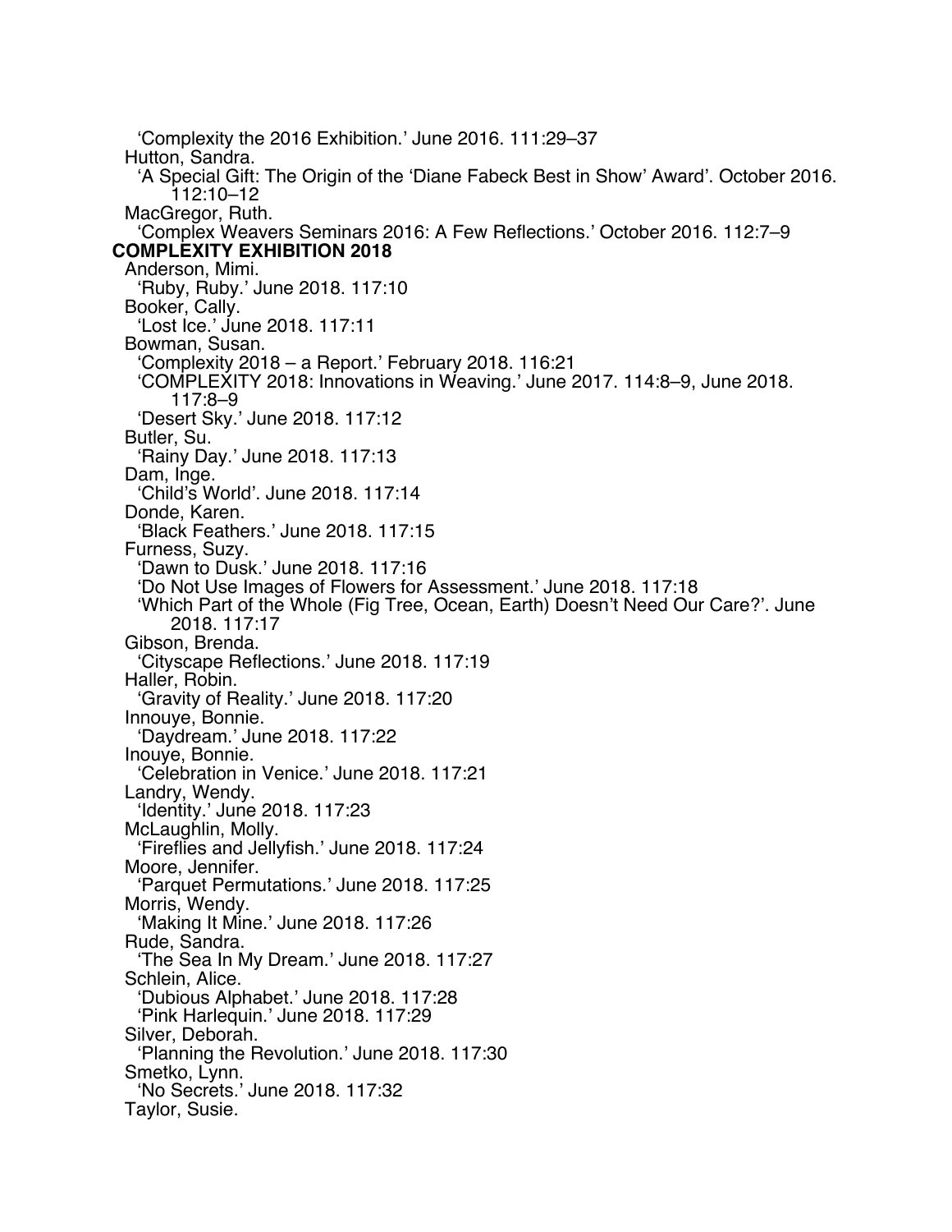'Complexity the 2016 Exhibition.' June 2016. 111:29–37

Hutton, Sandra.

'A Special Gift: The Origin of the 'Diane Fabeck Best in Show' Award'. October 2016. 112:10–12

MacGregor, Ruth.

'Complex Weavers Seminars 2016: A Few Reflections.' October 2016. 112:7–9

**COMPLEXITY EXHIBITION 2018**

Anderson, Mimi.

'Ruby, Ruby.' June 2018. 117:10

Booker, Cally.

'Lost Ice.' June 2018. 117:11

Bowman, Susan.

'Complexity 2018 – a Report.' February 2018. 116:21

'COMPLEXITY 2018: Innovations in Weaving.' June 2017. 114:8–9, June 2018. 117:8–9

'Desert Sky.' June 2018. 117:12

Butler, Su.

'Rainy Day.' June 2018. 117:13

Dam, Inge.

'Child's World'. June 2018. 117:14

Donde, Karen.

'Black Feathers.' June 2018. 117:15

Furness, Suzy.

'Dawn to Dusk.' June 2018. 117:16

'Do Not Use Images of Flowers for Assessment.' June 2018. 117:18

'Which Part of the Whole (Fig Tree, Ocean, Earth) Doesn't Need Our Care?'. June 2018. 117:17

Gibson, Brenda.

'Cityscape Reflections.' June 2018. 117:19

Haller, Robin.

'Gravity of Reality.' June 2018. 117:20

Innouye, Bonnie.

'Daydream.' June 2018. 117:22

Inouye, Bonnie.

'Celebration in Venice.' June 2018. 117:21

Landry, Wendy.

'Identity.' June 2018. 117:23

McLaughlin, Molly.

'Fireflies and Jellyfish.' June 2018. 117:24

Moore, Jennifer.

'Parquet Permutations.' June 2018. 117:25

Morris, Wendy.

'Making It Mine.' June 2018. 117:26

Rude, Sandra.

'The Sea In My Dream.' June 2018. 117:27

Schlein, Alice.

'Dubious Alphabet.' June 2018. 117:28

'Pink Harlequin.' June 2018. 117:29

Silver, Deborah.

'Planning the Revolution.' June 2018. 117:30

Smetko, Lynn.

'No Secrets.' June 2018. 117:32

Taylor, Susie.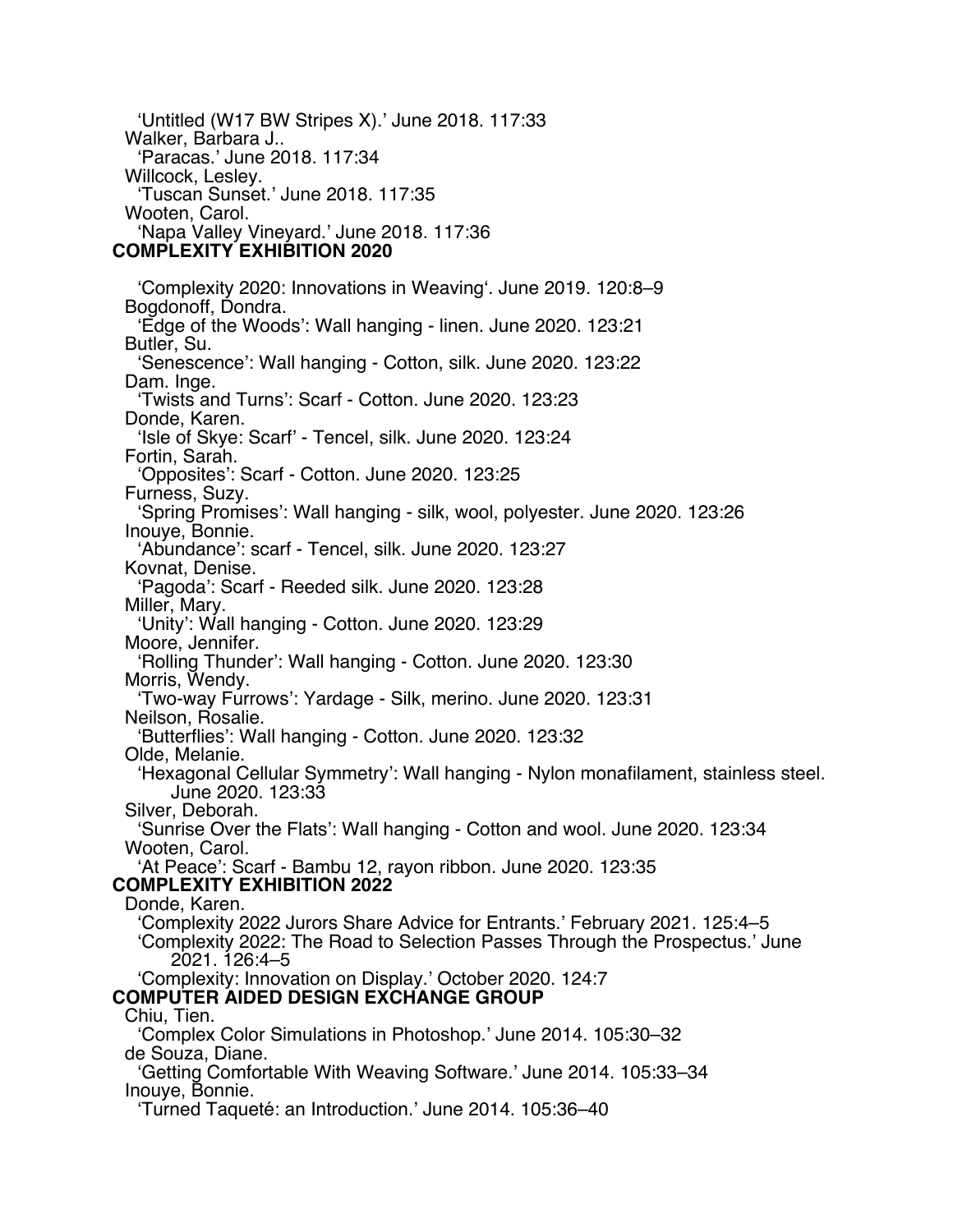'Untitled (W17 BW Stripes X).' June 2018. 117:33

Walker, Barbara J..

'Paracas.' June 2018. 117:34

Willcock, Lesley.

'Tuscan Sunset.' June 2018. 117:35

Wooten, Carol.

'Napa Valley Vineyard.' June 2018. 117:36

**COMPLEXITY EXHIBITION 2020**

'Complexity 2020: Innovations in Weaving'. June 2019. 120:8–9

Bogdonoff, Dondra.

'Edge of the Woods': Wall hanging - linen. June 2020. 123:21

Butler, Su.

'Senescence': Wall hanging - Cotton, silk. June 2020. 123:22

Dam. Inge.

'Twists and Turns': Scarf - Cotton. June 2020. 123:23

Donde, Karen.

'Isle of Skye: Scarf' - Tencel, silk. June 2020. 123:24

Fortin, Sarah.

'Opposites': Scarf - Cotton. June 2020. 123:25

Furness, Suzy.

'Spring Promises': Wall hanging - silk, wool, polyester. June 2020. 123:26

Inouye, Bonnie.

'Abundance': scarf - Tencel, silk. June 2020. 123:27

Kovnat, Denise.

'Pagoda': Scarf - Reeded silk. June 2020. 123:28

Miller, Mary.

'Unity': Wall hanging - Cotton. June 2020. 123:29

Moore, Jennifer.

'Rolling Thunder': Wall hanging - Cotton. June 2020. 123:30

Morris, Wendy.

'Two-way Furrows': Yardage - Silk, merino. June 2020. 123:31

Neilson, Rosalie.

'Butterflies': Wall hanging - Cotton. June 2020. 123:32

Olde, Melanie.

'Hexagonal Cellular Symmetry': Wall hanging - Nylon monafilament, stainless steel. June 2020. 123:33

Silver, Deborah.

'Sunrise Over the Flats': Wall hanging - Cotton and wool. June 2020. 123:34

Wooten, Carol.

'At Peace': Scarf - Bambu 12, rayon ribbon. June 2020. 123:35

**COMPLEXITY EXHIBITION 2022**

Donde, Karen.

'Complexity 2022 Jurors Share Advice for Entrants.' February 2021. 125:4–5

'Complexity 2022: The Road to Selection Passes Through the Prospectus.' June 2021. 126:4–5

'Complexity: Innovation on Display.' October 2020. 124:7

**COMPUTER AIDED DESIGN EXCHANGE GROUP**

Chiu, Tien.

'Complex Color Simulations in Photoshop.' June 2014. 105:30–32

de Souza, Diane.

'Getting Comfortable With Weaving Software.' June 2014. 105:33–34

Inouye, Bonnie.

'Turned Taqueté: an Introduction.' June 2014. 105:36–40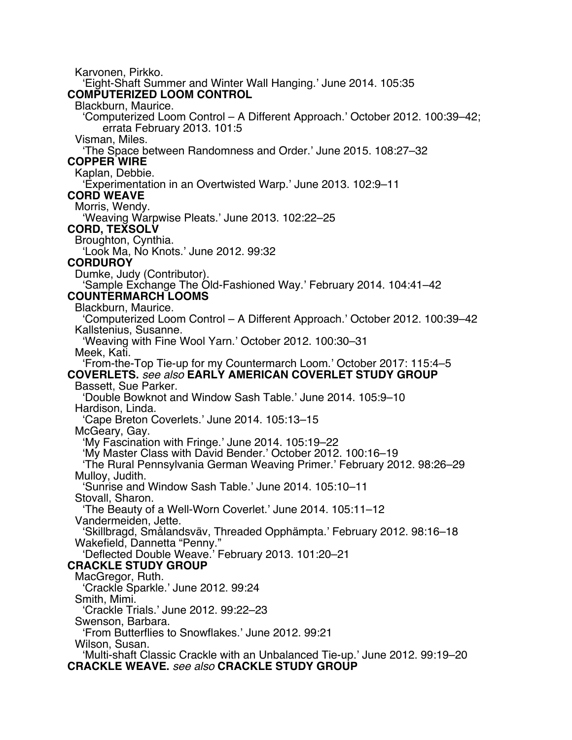Karvonen, Pirkko.
  'Eight-Shaft Summer and Winter Wall Hanging.' June 2014. 105:35

**COMPUTERIZED LOOM CONTROL**

Blackburn, Maurice.
  'Computerized Loom Control – A Different Approach.' October 2012. 100:39–42; errata February 2013. 101:5

Visman, Miles.
  'The Space between Randomness and Order.' June 2015. 108:27–32

**COPPER WIRE**

Kaplan, Debbie.
  'Experimentation in an Overtwisted Warp.' June 2013. 102:9–11

**CORD WEAVE**

Morris, Wendy.
  'Weaving Warpwise Pleats.' June 2013. 102:22–25

**CORD, TEXSOLV**

Broughton, Cynthia.
  'Look Ma, No Knots.' June 2012. 99:32

**CORDUROY**

Dumke, Judy (Contributor).
  'Sample Exchange The Old-Fashioned Way.' February 2014. 104:41–42

**COUNTERMARCH LOOMS**

Blackburn, Maurice.
  'Computerized Loom Control – A Different Approach.' October 2012. 100:39–42

Kallstenius, Susanne.
  'Weaving with Fine Wool Yarn.' October 2012. 100:30–31

Meek, Kati.
  'From-the-Top Tie-up for my Countermarch Loom.' October 2017: 115:4–5

**COVERLETS.** *see also* **EARLY AMERICAN COVERLET STUDY GROUP**

Bassett, Sue Parker.
  'Double Bowknot and Window Sash Table.' June 2014. 105:9–10

Hardison, Linda.
  'Cape Breton Coverlets.' June 2014. 105:13–15

McGeary, Gay.
  'My Fascination with Fringe.' June 2014. 105:19–22
  'My Master Class with David Bender.' October 2012. 100:16–19
  'The Rural Pennsylvania German Weaving Primer.' February 2012. 98:26–29

Mulloy, Judith.
  'Sunrise and Window Sash Table.' June 2014. 105:10–11

Stovall, Sharon.
  'The Beauty of a Well-Worn Coverlet.' June 2014. 105:11–12

Vandermeiden, Jette.
  'Skillbragd, Smålandsväv, Threaded Opphämpta.' February 2012. 98:16–18

Wakefield, Dannetta "Penny."
  'Deflected Double Weave.' February 2013. 101:20–21

**CRACKLE STUDY GROUP**

MacGregor, Ruth.
  'Crackle Sparkle.' June 2012. 99:24

Smith, Mimi.
  'Crackle Trials.' June 2012. 99:22–23

Swenson, Barbara.
  'From Butterflies to Snowflakes.' June 2012. 99:21

Wilson, Susan.
  'Multi-shaft Classic Crackle with an Unbalanced Tie-up.' June 2012. 99:19–20

**CRACKLE WEAVE.** *see also* **CRACKLE STUDY GROUP**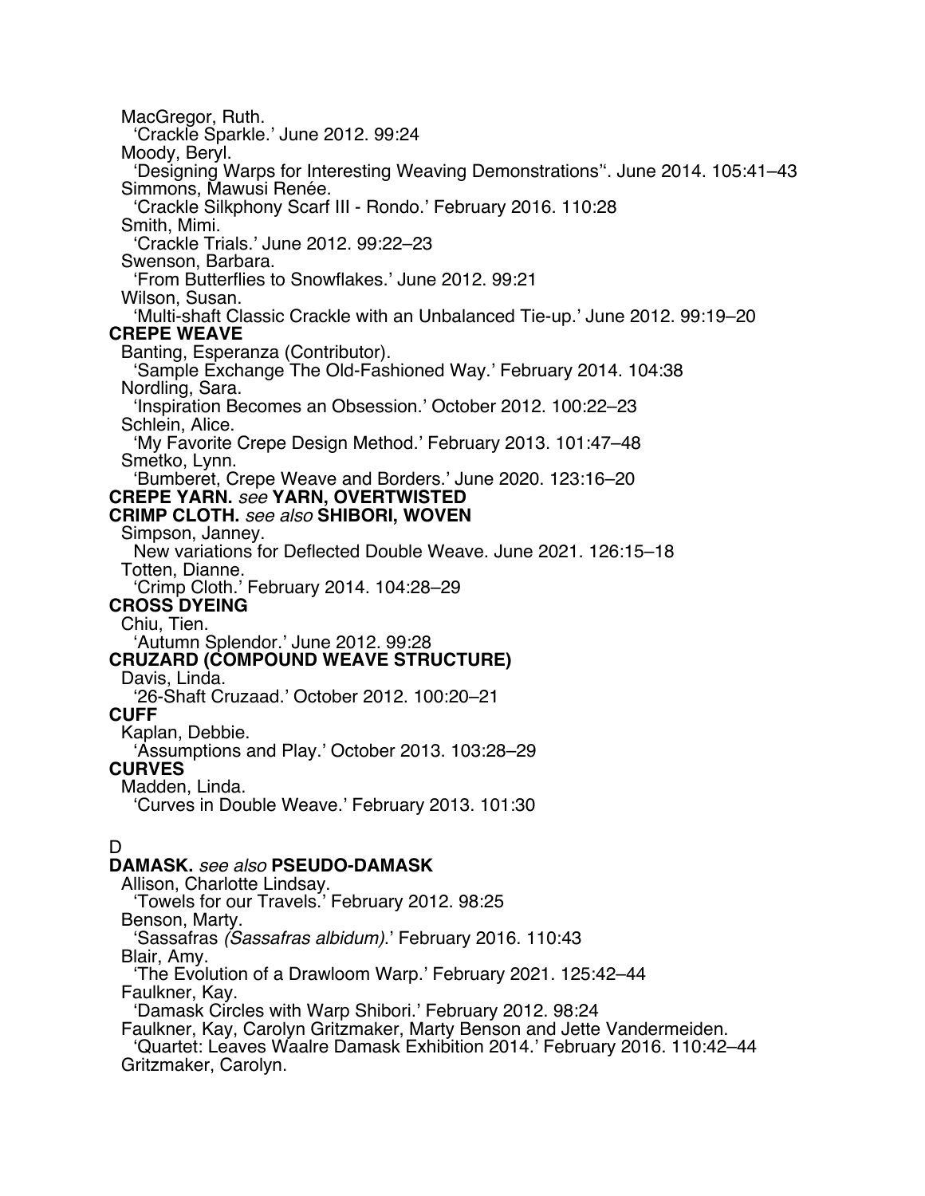MacGregor, Ruth.
'Crackle Sparkle.' June 2012. 99:24

Moody, Beryl.
'Designing Warps for Interesting Weaving Demonstrations''. June 2014. 105:41–43

Simmons, Mawusi Renée.
'Crackle Silkphony Scarf III - Rondo.' February 2016. 110:28

Smith, Mimi.
'Crackle Trials.' June 2012. 99:22–23

Swenson, Barbara.
'From Butterflies to Snowflakes.' June 2012. 99:21

Wilson, Susan.
'Multi-shaft Classic Crackle with an Unbalanced Tie-up.' June 2012. 99:19–20

**CREPE WEAVE**

Banting, Esperanza (Contributor).
'Sample Exchange The Old-Fashioned Way.' February 2014. 104:38

Nordling, Sara.
'Inspiration Becomes an Obsession.' October 2012. 100:22–23

Schlein, Alice.
'My Favorite Crepe Design Method.' February 2013. 101:47–48

Smetko, Lynn.
'Bumberet, Crepe Weave and Borders.' June 2020. 123:16–20

**CREPE YARN.** *see* **YARN, OVERTWISTED**

**CRIMP CLOTH.** *see also* **SHIBORI, WOVEN**

Simpson, Janney.
New variations for Deflected Double Weave. June 2021. 126:15–18

Totten, Dianne.
'Crimp Cloth.' February 2014. 104:28–29

**CROSS DYEING**

Chiu, Tien.
'Autumn Splendor.' June 2012. 99:28

**CRUZARD (COMPOUND WEAVE STRUCTURE)**

Davis, Linda.
'26-Shaft Cruzaad.' October 2012. 100:20–21

**CUFF**

Kaplan, Debbie.
'Assumptions and Play.' October 2013. 103:28–29

**CURVES**

Madden, Linda.
'Curves in Double Weave.' February 2013. 101:30

## D

**DAMASK.** *see also* **PSEUDO-DAMASK**

Allison, Charlotte Lindsay.
'Towels for our Travels.' February 2012. 98:25

Benson, Marty.
'Sassafras *(Sassafras albidum)*.' February 2016. 110:43

Blair, Amy.
'The Evolution of a Drawloom Warp.' February 2021. 125:42–44

Faulkner, Kay.
'Damask Circles with Warp Shibori.' February 2012. 98:24

Faulkner, Kay, Carolyn Gritzmaker, Marty Benson and Jette Vandermeiden.
'Quartet: Leaves Waalre Damask Exhibition 2014.' February 2016. 110:42–44

Gritzmaker, Carolyn.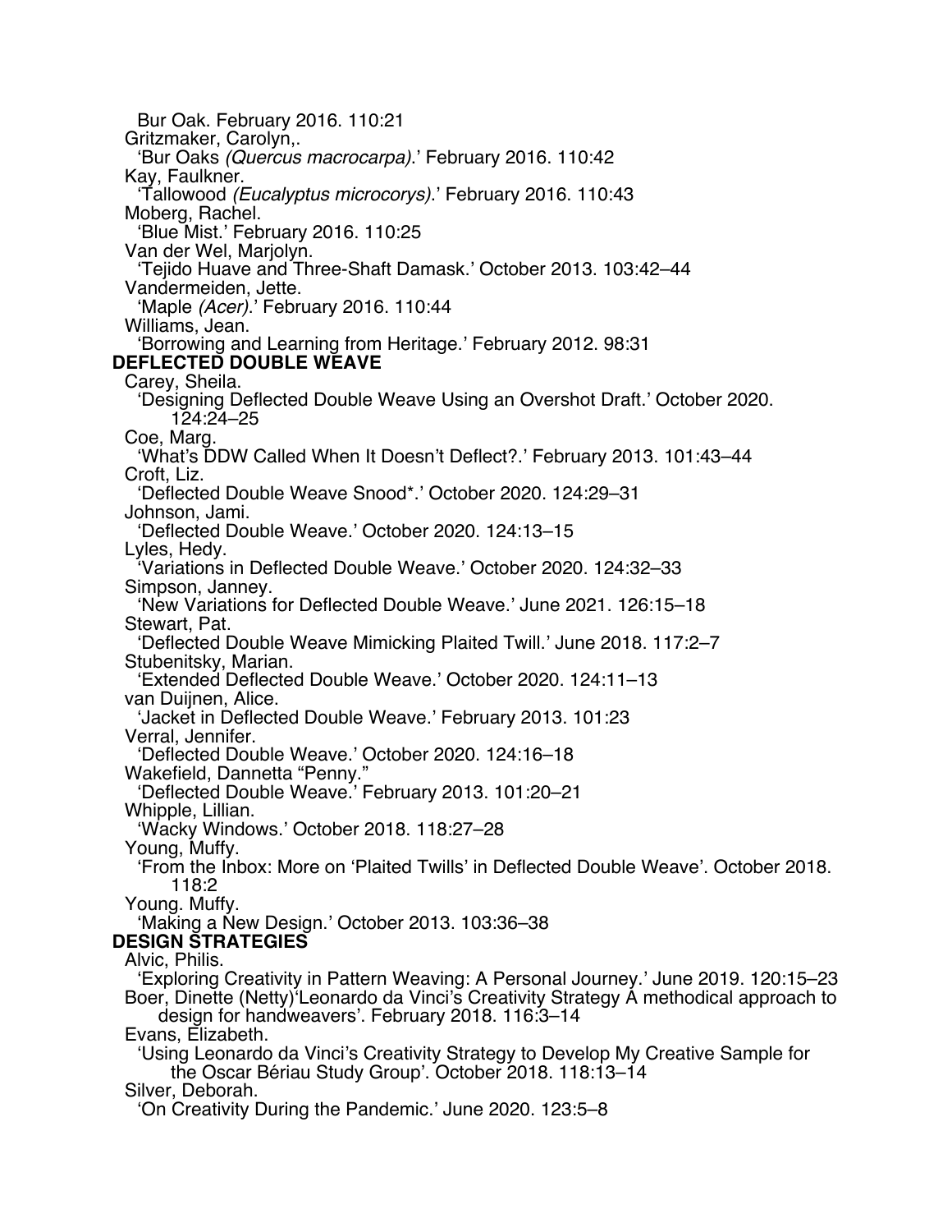Bur Oak. February 2016. 110:21

Gritzmaker, Carolyn,.

'Bur Oaks *(Quercus macrocarpa)*.' February 2016. 110:42

Kay, Faulkner.

'Tallowood *(Eucalyptus microcorys)*.' February 2016. 110:43

Moberg, Rachel.

'Blue Mist.' February 2016. 110:25

Van der Wel, Marjolyn.

'Tejido Huave and Three-Shaft Damask.' October 2013. 103:42–44

Vandermeiden, Jette.

'Maple *(Acer)*.' February 2016. 110:44

Williams, Jean.

'Borrowing and Learning from Heritage.' February 2012. 98:31

**DEFLECTED DOUBLE WEAVE**

Carey, Sheila.

'Designing Deflected Double Weave Using an Overshot Draft.' October 2020. 124:24–25

Coe, Marg.

'What's DDW Called When It Doesn't Deflect?.' February 2013. 101:43–44

Croft, Liz.

'Deflected Double Weave Snood*.' October 2020. 124:29–31

Johnson, Jami.

'Deflected Double Weave.' October 2020. 124:13–15

Lyles, Hedy.

'Variations in Deflected Double Weave.' October 2020. 124:32–33

Simpson, Janney.

'New Variations for Deflected Double Weave.' June 2021. 126:15–18

Stewart, Pat.

'Deflected Double Weave Mimicking Plaited Twill.' June 2018. 117:2–7

Stubenitsky, Marian.

'Extended Deflected Double Weave.' October 2020. 124:11–13

van Duijnen, Alice.

'Jacket in Deflected Double Weave.' February 2013. 101:23

Verral, Jennifer.

'Deflected Double Weave.' October 2020. 124:16–18

Wakefield, Dannetta "Penny."

'Deflected Double Weave.' February 2013. 101:20–21

Whipple, Lillian.

'Wacky Windows.' October 2018. 118:27–28

Young, Muffy.

'From the Inbox: More on 'Plaited Twills' in Deflected Double Weave'. October 2018. 118:2

Young. Muffy.

'Making a New Design.' October 2013. 103:36–38

**DESIGN STRATEGIES**

Alvic, Philis.

'Exploring Creativity in Pattern Weaving: A Personal Journey.' June 2019. 120:15–23

Boer, Dinette (Netty)'Leonardo da Vinci's Creativity Strategy A methodical approach to design for handweavers'. February 2018. 116:3–14

Evans, Elizabeth.

'Using Leonardo da Vinci's Creativity Strategy to Develop My Creative Sample for the Oscar Bériau Study Group'. October 2018. 118:13–14

Silver, Deborah.

'On Creativity During the Pandemic.' June 2020. 123:5–8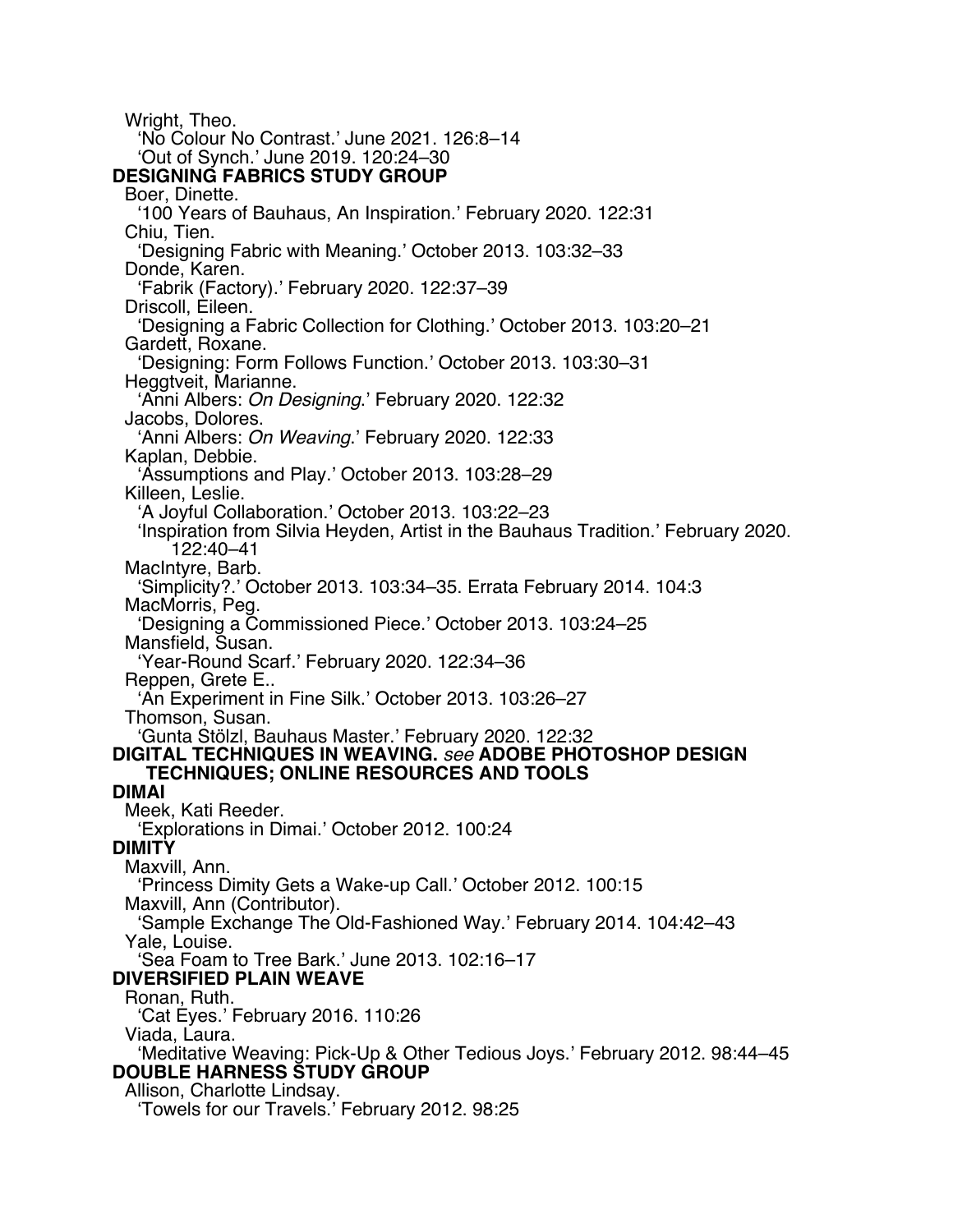Wright, Theo.

'No Colour No Contrast.' June 2021. 126:8–14

'Out of Synch.' June 2019. 120:24–30

**DESIGNING FABRICS STUDY GROUP**

Boer, Dinette.

'100 Years of Bauhaus, An Inspiration.' February 2020. 122:31

Chiu, Tien.

'Designing Fabric with Meaning.' October 2013. 103:32–33

Donde, Karen.

'Fabrik (Factory).' February 2020. 122:37–39

Driscoll, Eileen.

'Designing a Fabric Collection for Clothing.' October 2013. 103:20–21

Gardett, Roxane.

'Designing: Form Follows Function.' October 2013. 103:30–31

Heggtveit, Marianne.

'Anni Albers: *On Designing*.' February 2020. 122:32

Jacobs, Dolores.

'Anni Albers: *On Weaving*.' February 2020. 122:33

Kaplan, Debbie.

'Assumptions and Play.' October 2013. 103:28–29

Killeen, Leslie.

'A Joyful Collaboration.' October 2013. 103:22–23

'Inspiration from Silvia Heyden, Artist in the Bauhaus Tradition.' February 2020. 122:40–41

MacIntyre, Barb.

'Simplicity?.' October 2013. 103:34–35. Errata February 2014. 104:3

MacMorris, Peg.

'Designing a Commissioned Piece.' October 2013. 103:24–25

Mansfield, Susan.

'Year-Round Scarf.' February 2020. 122:34–36

Reppen, Grete E..

'An Experiment in Fine Silk.' October 2013. 103:26–27

Thomson, Susan.

'Gunta Stölzl, Bauhaus Master.' February 2020. 122:32

**DIGITAL TECHNIQUES IN WEAVING.** *see* **ADOBE PHOTOSHOP DESIGN TECHNIQUES; ONLINE RESOURCES AND TOOLS**

**DIMAI**

Meek, Kati Reeder.

'Explorations in Dimai.' October 2012. 100:24

**DIMITY**

Maxvill, Ann.

'Princess Dimity Gets a Wake-up Call.' October 2012. 100:15

Maxvill, Ann (Contributor).

'Sample Exchange The Old-Fashioned Way.' February 2014. 104:42–43

Yale, Louise.

'Sea Foam to Tree Bark.' June 2013. 102:16–17

**DIVERSIFIED PLAIN WEAVE**

Ronan, Ruth.

'Cat Eyes.' February 2016. 110:26

Viada, Laura.

'Meditative Weaving: Pick-Up & Other Tedious Joys.' February 2012. 98:44–45

**DOUBLE HARNESS STUDY GROUP**

Allison, Charlotte Lindsay.

'Towels for our Travels.' February 2012. 98:25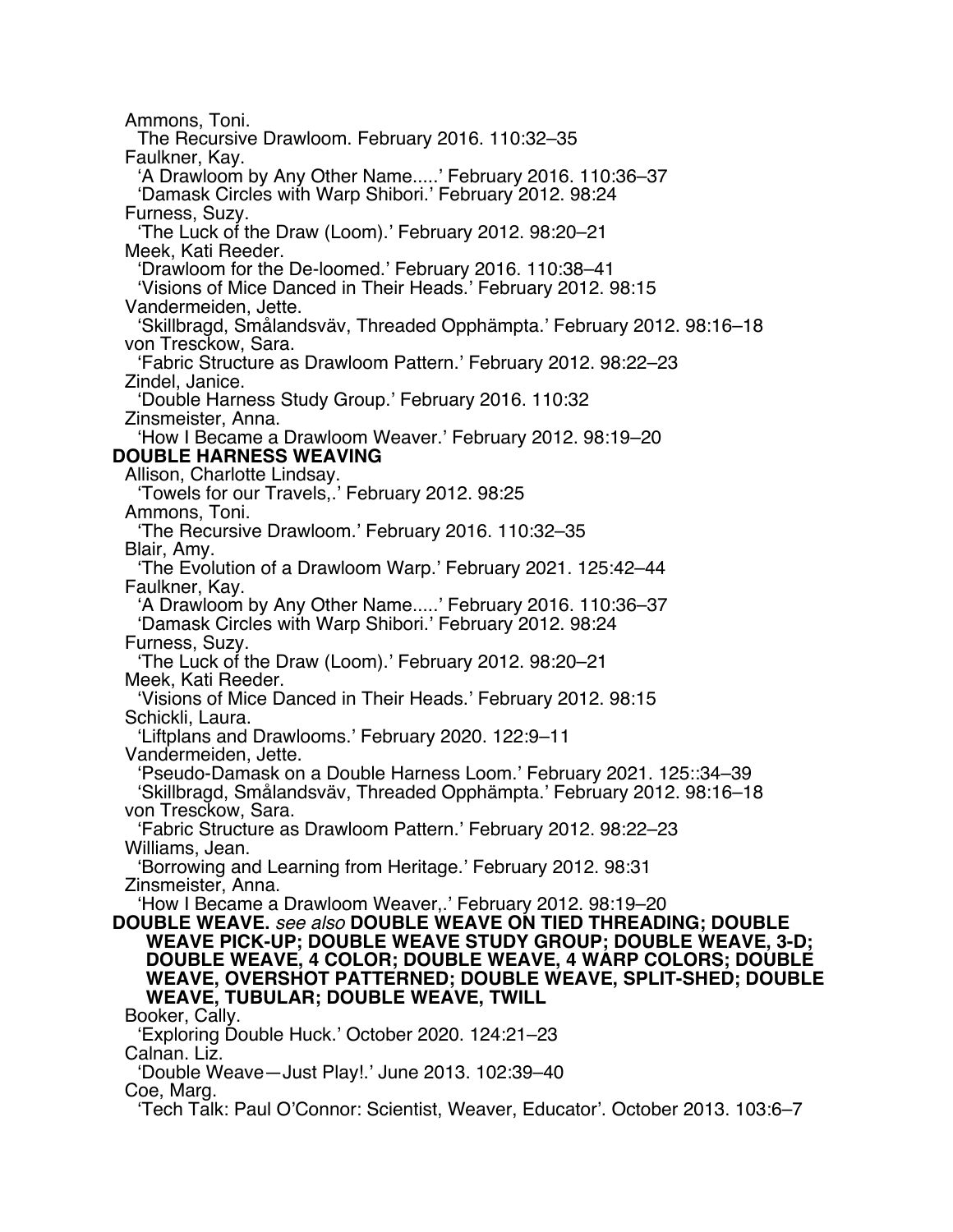Ammons, Toni.
  The Recursive Drawloom. February 2016. 110:32–35
Faulkner, Kay.
  'A Drawloom by Any Other Name.....' February 2016. 110:36–37
  'Damask Circles with Warp Shibori.' February 2012. 98:24
Furness, Suzy.
  'The Luck of the Draw (Loom).' February 2012. 98:20–21
Meek, Kati Reeder.
  'Drawloom for the De-loomed.' February 2016. 110:38–41
  'Visions of Mice Danced in Their Heads.' February 2012. 98:15
Vandermeiden, Jette.
  'Skillbragd, Smålandsväv, Threaded Opphämpta.' February 2012. 98:16–18
von Tresckow, Sara.
  'Fabric Structure as Drawloom Pattern.' February 2012. 98:22–23
Zindel, Janice.
  'Double Harness Study Group.' February 2016. 110:32
Zinsmeister, Anna.
  'How I Became a Drawloom Weaver.' February 2012. 98:19–20

**DOUBLE HARNESS WEAVING**

Allison, Charlotte Lindsay.
  'Towels for our Travels,.' February 2012. 98:25
Ammons, Toni.
  'The Recursive Drawloom.' February 2016. 110:32–35
Blair, Amy.
  'The Evolution of a Drawloom Warp.' February 2021. 125:42–44
Faulkner, Kay.
  'A Drawloom by Any Other Name.....' February 2016. 110:36–37
  'Damask Circles with Warp Shibori.' February 2012. 98:24
Furness, Suzy.
  'The Luck of the Draw (Loom).' February 2012. 98:20–21
Meek, Kati Reeder.
  'Visions of Mice Danced in Their Heads.' February 2012. 98:15
Schickli, Laura.
  'Liftplans and Drawlooms.' February 2020. 122:9–11
Vandermeiden, Jette.
  'Pseudo-Damask on a Double Harness Loom.' February 2021. 125::34–39
  'Skillbragd, Smålandsväv, Threaded Opphämpta.' February 2012. 98:16–18
von Tresckow, Sara.
  'Fabric Structure as Drawloom Pattern.' February 2012. 98:22–23
Williams, Jean.
  'Borrowing and Learning from Heritage.' February 2012. 98:31
Zinsmeister, Anna.
  'How I Became a Drawloom Weaver,.' February 2012. 98:19–20

**DOUBLE WEAVE.** *see also* **DOUBLE WEAVE ON TIED THREADING; DOUBLE WEAVE PICK-UP; DOUBLE WEAVE STUDY GROUP; DOUBLE WEAVE, 3-D; DOUBLE WEAVE, 4 COLOR; DOUBLE WEAVE, 4 WARP COLORS; DOUBLE WEAVE, OVERSHOT PATTERNED; DOUBLE WEAVE, SPLIT-SHED; DOUBLE WEAVE, TUBULAR; DOUBLE WEAVE, TWILL**

Booker, Cally.
  'Exploring Double Huck.' October 2020. 124:21–23
Calnan. Liz.
  'Double Weave—Just Play!.' June 2013. 102:39–40
Coe, Marg.
  'Tech Talk: Paul O'Connor: Scientist, Weaver, Educator'. October 2013. 103:6–7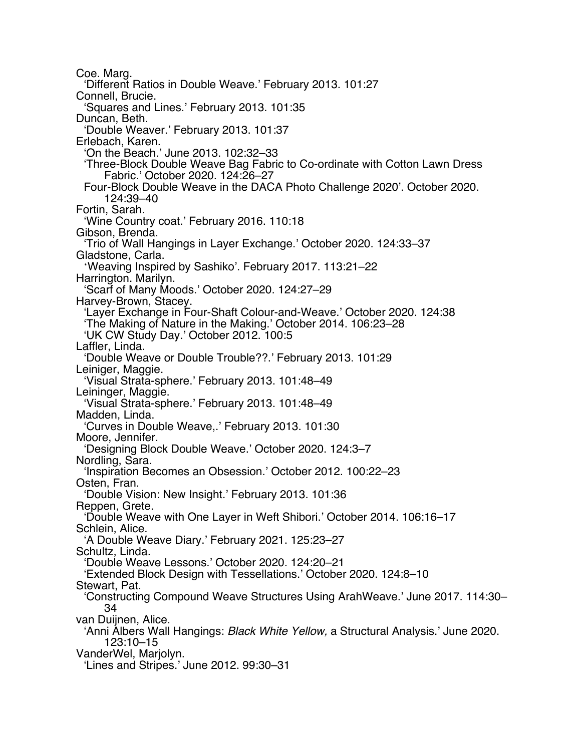Coe. Marg.
  'Different Ratios in Double Weave.' February 2013. 101:27
Connell, Brucie.
  'Squares and Lines.' February 2013. 101:35
Duncan, Beth.
  'Double Weaver.' February 2013. 101:37
Erlebach, Karen.
  'On the Beach.' June 2013. 102:32–33
  'Three-Block Double Weave Bag Fabric to Co-ordinate with Cotton Lawn Dress Fabric.' October 2020. 124:26–27
  Four-Block Double Weave in the DACA Photo Challenge 2020'. October 2020. 124:39–40
Fortin, Sarah.
  'Wine Country coat.' February 2016. 110:18
Gibson, Brenda.
  'Trio of Wall Hangings in Layer Exchange.' October 2020. 124:33–37
Gladstone, Carla.
  'Weaving Inspired by Sashiko'. February 2017. 113:21–22
Harrington. Marilyn.
  'Scarf of Many Moods.' October 2020. 124:27–29
Harvey-Brown, Stacey.
  'Layer Exchange in Four-Shaft Colour-and-Weave.' October 2020. 124:38
  'The Making of Nature in the Making.' October 2014. 106:23–28
  'UK CW Study Day.' October 2012. 100:5
Laffler, Linda.
  'Double Weave or Double Trouble??.' February 2013. 101:29
Leiniger, Maggie.
  'Visual Strata-sphere.' February 2013. 101:48–49
Leininger, Maggie.
  'Visual Strata-sphere.' February 2013. 101:48–49
Madden, Linda.
  'Curves in Double Weave,.' February 2013. 101:30
Moore, Jennifer.
  'Designing Block Double Weave.' October 2020. 124:3–7
Nordling, Sara.
  'Inspiration Becomes an Obsession.' October 2012. 100:22–23
Osten, Fran.
  'Double Vision: New Insight.' February 2013. 101:36
Reppen, Grete.
  'Double Weave with One Layer in Weft Shibori.' October 2014. 106:16–17
Schlein, Alice.
  'A Double Weave Diary.' February 2021. 125:23–27
Schultz, Linda.
  'Double Weave Lessons.' October 2020. 124:20–21
  'Extended Block Design with Tessellations.' October 2020. 124:8–10
Stewart, Pat.
  'Constructing Compound Weave Structures Using ArahWeave.' June 2017. 114:30–34
van Duijnen, Alice.
  'Anni Albers Wall Hangings: *Black White Yellow,* a Structural Analysis.' June 2020. 123:10–15
VanderWel, Marjolyn.
  'Lines and Stripes.' June 2012. 99:30–31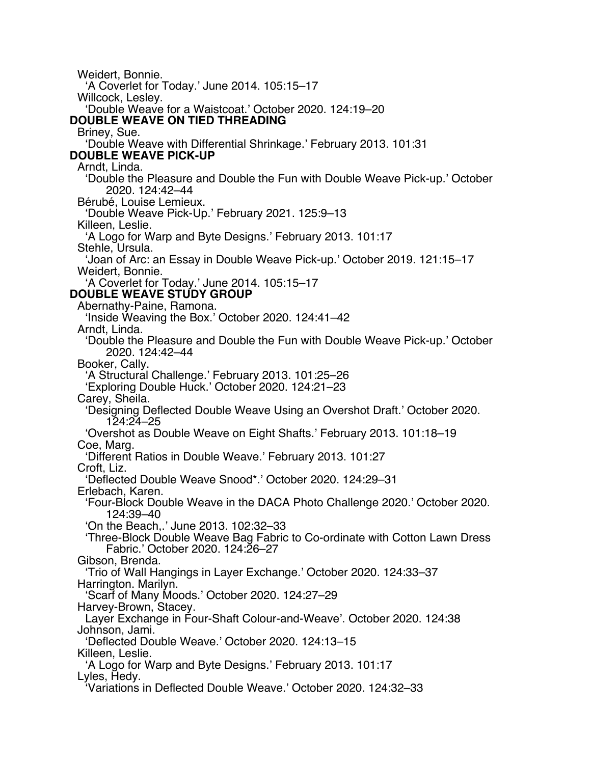Weidert, Bonnie.

'A Coverlet for Today.' June 2014. 105:15–17

Willcock, Lesley.

'Double Weave for a Waistcoat.' October 2020. 124:19–20

**DOUBLE WEAVE ON TIED THREADING**

Briney, Sue.

'Double Weave with Differential Shrinkage.' February 2013. 101:31

**DOUBLE WEAVE PICK-UP**

Arndt, Linda.

'Double the Pleasure and Double the Fun with Double Weave Pick-up.' October 2020. 124:42–44

Bérubé, Louise Lemieux.

'Double Weave Pick-Up.' February 2021. 125:9–13

Killeen, Leslie.

'A Logo for Warp and Byte Designs.' February 2013. 101:17

Stehle, Ursula.

'Joan of Arc: an Essay in Double Weave Pick-up.' October 2019. 121:15–17

Weidert, Bonnie.

'A Coverlet for Today.' June 2014. 105:15–17

**DOUBLE WEAVE STUDY GROUP**

Abernathy-Paine, Ramona.

'Inside Weaving the Box.' October 2020. 124:41–42

Arndt, Linda.

'Double the Pleasure and Double the Fun with Double Weave Pick-up.' October 2020. 124:42–44

Booker, Cally.

'A Structural Challenge.' February 2013. 101:25–26

'Exploring Double Huck.' October 2020. 124:21–23

Carey, Sheila.

'Designing Deflected Double Weave Using an Overshot Draft.' October 2020. 124:24–25

'Overshot as Double Weave on Eight Shafts.' February 2013. 101:18–19

Coe, Marg.

'Different Ratios in Double Weave.' February 2013. 101:27

Croft, Liz.

'Deflected Double Weave Snood*.' October 2020. 124:29–31

Erlebach, Karen.

'Four-Block Double Weave in the DACA Photo Challenge 2020.' October 2020. 124:39–40

'On the Beach,.' June 2013. 102:32–33

'Three-Block Double Weave Bag Fabric to Co-ordinate with Cotton Lawn Dress Fabric.' October 2020. 124:26–27

Gibson, Brenda.

'Trio of Wall Hangings in Layer Exchange.' October 2020. 124:33–37

Harrington. Marilyn.

'Scarf of Many Moods.' October 2020. 124:27–29

Harvey-Brown, Stacey.

Layer Exchange in Four-Shaft Colour-and-Weave'. October 2020. 124:38

Johnson, Jami.

'Deflected Double Weave.' October 2020. 124:13–15

Killeen, Leslie.

'A Logo for Warp and Byte Designs.' February 2013. 101:17

Lyles, Hedy.

'Variations in Deflected Double Weave.' October 2020. 124:32–33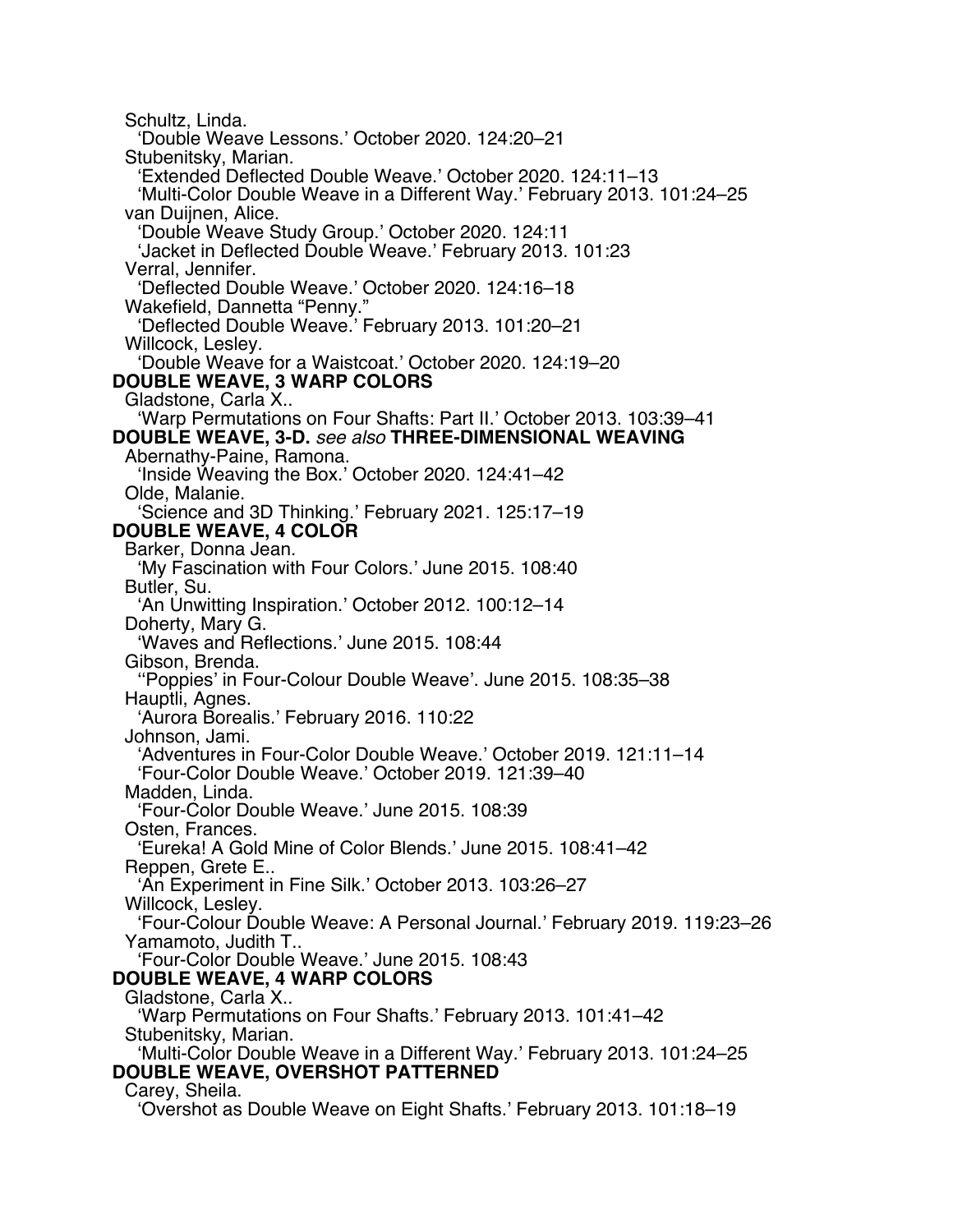Schultz, Linda.
  'Double Weave Lessons.' October 2020. 124:20–21
Stubenitsky, Marian.
  'Extended Deflected Double Weave.' October 2020. 124:11–13
  'Multi-Color Double Weave in a Different Way.' February 2013. 101:24–25
van Duijnen, Alice.
  'Double Weave Study Group.' October 2020. 124:11
  'Jacket in Deflected Double Weave.' February 2013. 101:23
Verral, Jennifer.
  'Deflected Double Weave.' October 2020. 124:16–18
Wakefield, Dannetta "Penny."
  'Deflected Double Weave.' February 2013. 101:20–21
Willcock, Lesley.
  'Double Weave for a Waistcoat.' October 2020. 124:19–20

**DOUBLE WEAVE, 3 WARP COLORS**

Gladstone, Carla X..
  'Warp Permutations on Four Shafts: Part II.' October 2013. 103:39–41

**DOUBLE WEAVE, 3-D.** *see also* **THREE-DIMENSIONAL WEAVING**

Abernathy-Paine, Ramona.
  'Inside Weaving the Box.' October 2020. 124:41–42
Olde, Malanie.
  'Science and 3D Thinking.' February 2021. 125:17–19

**DOUBLE WEAVE, 4 COLOR**

Barker, Donna Jean.
  'My Fascination with Four Colors.' June 2015. 108:40
Butler, Su.
  'An Unwitting Inspiration.' October 2012. 100:12–14
Doherty, Mary G.
  'Waves and Reflections.' June 2015. 108:44
Gibson, Brenda.
  ''Poppies' in Four-Colour Double Weave'. June 2015. 108:35–38
Hauptli, Agnes.
  'Aurora Borealis.' February 2016. 110:22
Johnson, Jami.
  'Adventures in Four-Color Double Weave.' October 2019. 121:11–14
  'Four-Color Double Weave.' October 2019. 121:39–40
Madden, Linda.
  'Four-Color Double Weave.' June 2015. 108:39
Osten, Frances.
  'Eureka! A Gold Mine of Color Blends.' June 2015. 108:41–42
Reppen, Grete E..
  'An Experiment in Fine Silk.' October 2013. 103:26–27
Willcock, Lesley.
  'Four-Colour Double Weave: A Personal Journal.' February 2019. 119:23–26
Yamamoto, Judith T..
  'Four-Color Double Weave.' June 2015. 108:43

**DOUBLE WEAVE, 4 WARP COLORS**

Gladstone, Carla X..
  'Warp Permutations on Four Shafts.' February 2013. 101:41–42
Stubenitsky, Marian.
  'Multi-Color Double Weave in a Different Way.' February 2013. 101:24–25

**DOUBLE WEAVE, OVERSHOT PATTERNED**

Carey, Sheila.
  'Overshot as Double Weave on Eight Shafts.' February 2013. 101:18–19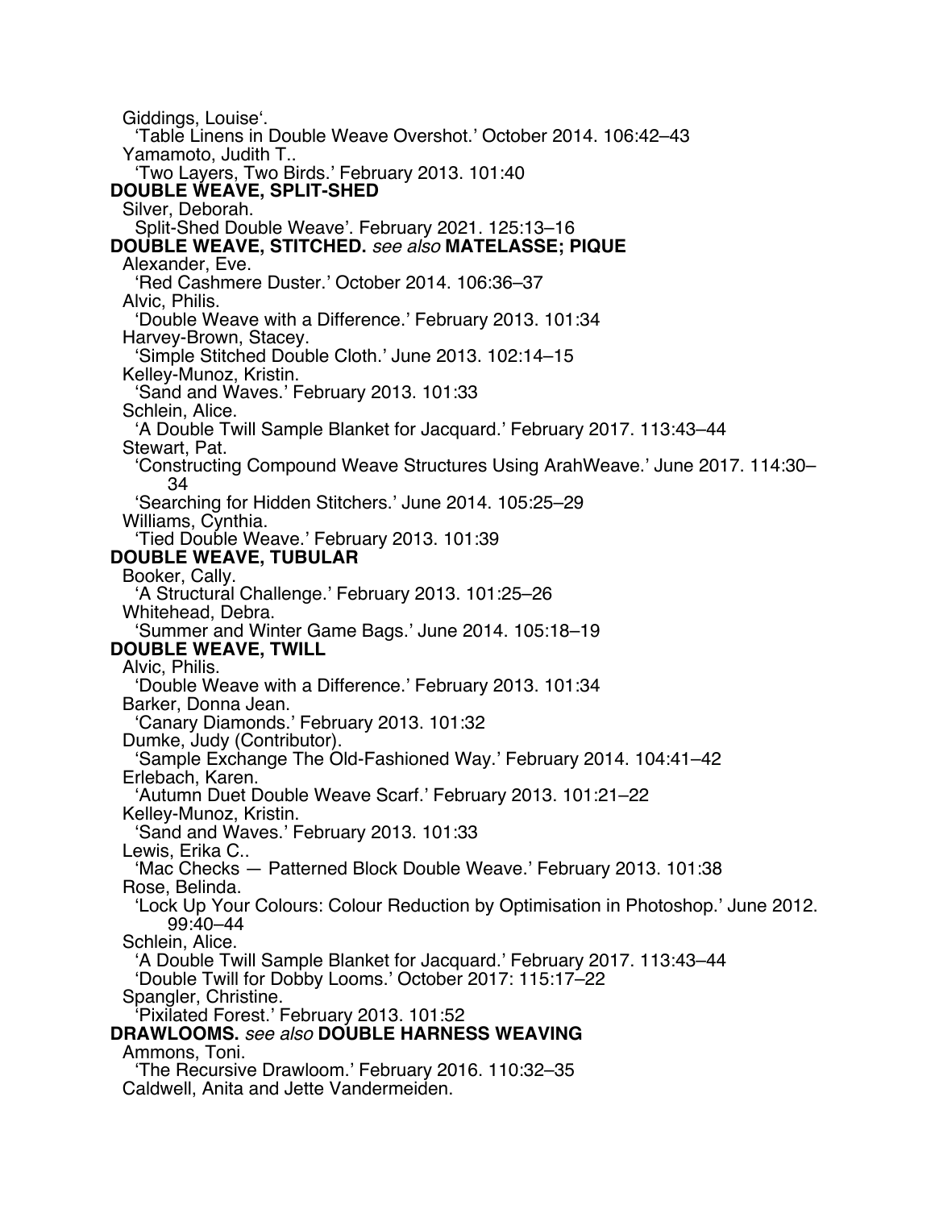Giddings, Louise‘.
  ‘Table Linens in Double Weave Overshot.’ October 2014. 106:42–43
Yamamoto, Judith T..
  ‘Two Layers, Two Birds.’ February 2013. 101:40

**DOUBLE WEAVE, SPLIT-SHED**

Silver, Deborah.
  Split-Shed Double Weave’. February 2021. 125:13–16

**DOUBLE WEAVE, STITCHED.** *see also* **MATELASSE; PIQUE**

Alexander, Eve.
  ‘Red Cashmere Duster.’ October 2014. 106:36–37
Alvic, Philis.
  ‘Double Weave with a Difference.’ February 2013. 101:34
Harvey-Brown, Stacey.
  ‘Simple Stitched Double Cloth.’ June 2013. 102:14–15
Kelley-Munoz, Kristin.
  ‘Sand and Waves.’ February 2013. 101:33
Schlein, Alice.
  ‘A Double Twill Sample Blanket for Jacquard.’ February 2017. 113:43–44
Stewart, Pat.
  ‘Constructing Compound Weave Structures Using ArahWeave.’ June 2017. 114:30–34
  ‘Searching for Hidden Stitchers.’ June 2014. 105:25–29
Williams, Cynthia.
  ‘Tied Double Weave.’ February 2013. 101:39

**DOUBLE WEAVE, TUBULAR**

Booker, Cally.
  ‘A Structural Challenge.’ February 2013. 101:25–26
Whitehead, Debra.
  ‘Summer and Winter Game Bags.’ June 2014. 105:18–19

**DOUBLE WEAVE, TWILL**

Alvic, Philis.
  ‘Double Weave with a Difference.’ February 2013. 101:34
Barker, Donna Jean.
  ‘Canary Diamonds.’ February 2013. 101:32
Dumke, Judy (Contributor).
  ‘Sample Exchange The Old-Fashioned Way.’ February 2014. 104:41–42
Erlebach, Karen.
  ‘Autumn Duet Double Weave Scarf.’ February 2013. 101:21–22
Kelley-Munoz, Kristin.
  ‘Sand and Waves.’ February 2013. 101:33
Lewis, Erika C..
  ‘Mac Checks — Patterned Block Double Weave.’ February 2013. 101:38
Rose, Belinda.
  ‘Lock Up Your Colours: Colour Reduction by Optimisation in Photoshop.’ June 2012. 99:40–44
Schlein, Alice.
  ‘A Double Twill Sample Blanket for Jacquard.’ February 2017. 113:43–44
  ‘Double Twill for Dobby Looms.’ October 2017: 115:17–22
Spangler, Christine.
  ‘Pixilated Forest.’ February 2013. 101:52

**DRAWLOOMS.** *see also* **DOUBLE HARNESS WEAVING**

Ammons, Toni.
  ‘The Recursive Drawloom.’ February 2016. 110:32–35
Caldwell, Anita and Jette Vandermeiden.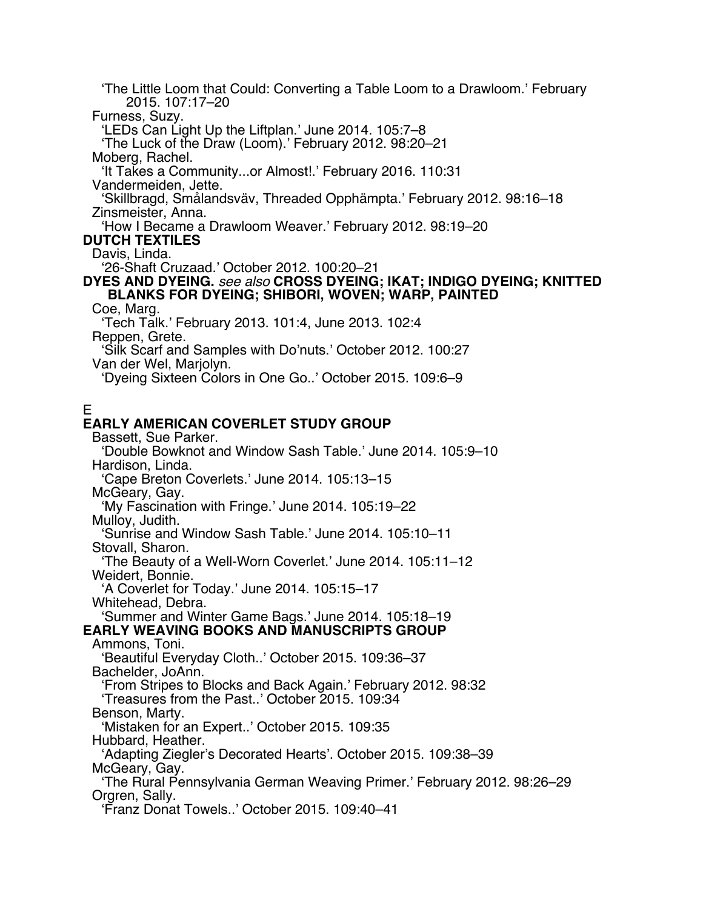'The Little Loom that Could: Converting a Table Loom to a Drawloom.' February 2015. 107:17–20

Furness, Suzy.

'LEDs Can Light Up the Liftplan.' June 2014. 105:7–8

'The Luck of the Draw (Loom).' February 2012. 98:20–21

Moberg, Rachel.

'It Takes a Community...or Almost!.' February 2016. 110:31

Vandermeiden, Jette.

'Skillbragd, Smålandsväv, Threaded Opphämpta.' February 2012. 98:16–18

Zinsmeister, Anna.

'How I Became a Drawloom Weaver.' February 2012. 98:19–20

**DUTCH TEXTILES**

Davis, Linda.

'26-Shaft Cruzaad.' October 2012. 100:20–21

**DYES AND DYEING.** *see also* **CROSS DYEING; IKAT; INDIGO DYEING; KNITTED BLANKS FOR DYEING; SHIBORI, WOVEN; WARP, PAINTED**

Coe, Marg.

'Tech Talk.' February 2013. 101:4, June 2013. 102:4

Reppen, Grete.

'Silk Scarf and Samples with Do'nuts.' October 2012. 100:27

Van der Wel, Marjolyn.

'Dyeing Sixteen Colors in One Go..' October 2015. 109:6–9

E

**EARLY AMERICAN COVERLET STUDY GROUP**

Bassett, Sue Parker.

'Double Bowknot and Window Sash Table.' June 2014. 105:9–10

Hardison, Linda.

'Cape Breton Coverlets.' June 2014. 105:13–15

McGeary, Gay.

'My Fascination with Fringe.' June 2014. 105:19–22

Mulloy, Judith.

'Sunrise and Window Sash Table.' June 2014. 105:10–11

Stovall, Sharon.

'The Beauty of a Well-Worn Coverlet.' June 2014. 105:11–12

Weidert, Bonnie.

'A Coverlet for Today.' June 2014. 105:15–17

Whitehead, Debra.

'Summer and Winter Game Bags.' June 2014. 105:18–19

**EARLY WEAVING BOOKS AND MANUSCRIPTS GROUP**

Ammons, Toni.

'Beautiful Everyday Cloth..' October 2015. 109:36–37

Bachelder, JoAnn.

'From Stripes to Blocks and Back Again.' February 2012. 98:32

'Treasures from the Past..' October 2015. 109:34

Benson, Marty.

'Mistaken for an Expert..' October 2015. 109:35

Hubbard, Heather.

'Adapting Ziegler's Decorated Hearts'. October 2015. 109:38–39

McGeary, Gay.

'The Rural Pennsylvania German Weaving Primer.' February 2012. 98:26–29

Orgren, Sally.

'Franz Donat Towels..' October 2015. 109:40–41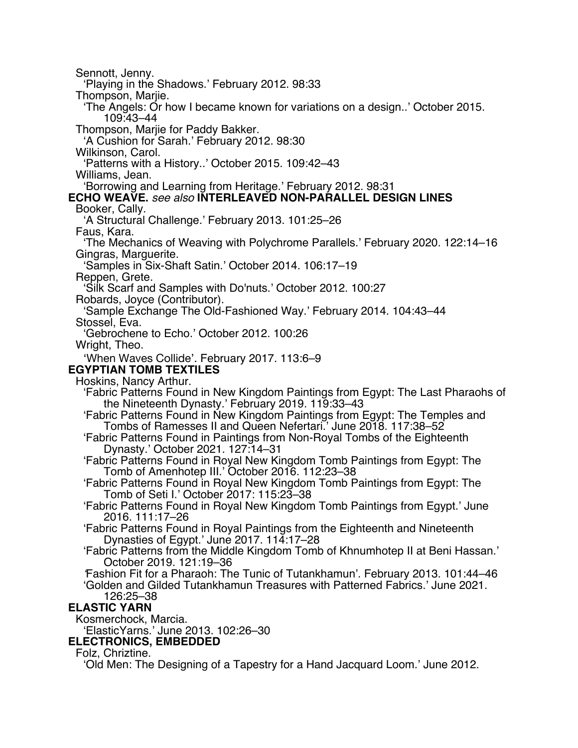Sennott, Jenny.
'Playing in the Shadows.' February 2012. 98:33

Thompson, Marjie.
'The Angels: Or how I became known for variations on a design..' October 2015. 109:43–44

Thompson, Marjie for Paddy Bakker.
'A Cushion for Sarah.' February 2012. 98:30

Wilkinson, Carol.
'Patterns with a History..' October 2015. 109:42–43

Williams, Jean.
'Borrowing and Learning from Heritage.' February 2012. 98:31

**ECHO WEAVE.** *see also* **INTERLEAVED NON-PARALLEL DESIGN LINES**

Booker, Cally.
'A Structural Challenge.' February 2013. 101:25–26

Faus, Kara.
'The Mechanics of Weaving with Polychrome Parallels.' February 2020. 122:14–16

Gingras, Marguerite.
'Samples in Six-Shaft Satin.' October 2014. 106:17–19

Reppen, Grete.
'Silk Scarf and Samples with Do'nuts.' October 2012. 100:27

Robards, Joyce (Contributor).
'Sample Exchange The Old-Fashioned Way.' February 2014. 104:43–44

Stossel, Eva.
'Gebrochene to Echo.' October 2012. 100:26

Wright, Theo.
'When Waves Collide'. February 2017. 113:6–9

**EGYPTIAN TOMB TEXTILES**

Hoskins, Nancy Arthur.
'Fabric Patterns Found in New Kingdom Paintings from Egypt: The Last Pharaohs of the Nineteenth Dynasty.' February 2019. 119:33–43
'Fabric Patterns Found in New Kingdom Paintings from Egypt: The Temples and Tombs of Ramesses II and Queen Nefertari.' June 2018. 117:38–52
'Fabric Patterns Found in Paintings from Non-Royal Tombs of the Eighteenth Dynasty.' October 2021. 127:14–31
'Fabric Patterns Found in Royal New Kingdom Tomb Paintings from Egypt: The Tomb of Amenhotep III.' October 2016. 112:23–38
'Fabric Patterns Found in Royal New Kingdom Tomb Paintings from Egypt: The Tomb of Seti I.' October 2017: 115:23–38
'Fabric Patterns Found in Royal New Kingdom Tomb Paintings from Egypt.' June 2016. 111:17–26
'Fabric Patterns Found in Royal Paintings from the Eighteenth and Nineteenth Dynasties of Egypt.' June 2017. 114:17–28
'Fabric Patterns from the Middle Kingdom Tomb of Khnumhotep II at Beni Hassan.' October 2019. 121:19–36
'Fashion Fit for a Pharaoh: The Tunic of Tutankhamun'. February 2013. 101:44–46
'Golden and Gilded Tutankhamun Treasures with Patterned Fabrics.' June 2021. 126:25–38

**ELASTIC YARN**

Kosmerchock, Marcia.
'ElasticYarns.' June 2013. 102:26–30

**ELECTRONICS, EMBEDDED**

Folz, Chriztine.
'Old Men: The Designing of a Tapestry for a Hand Jacquard Loom.' June 2012.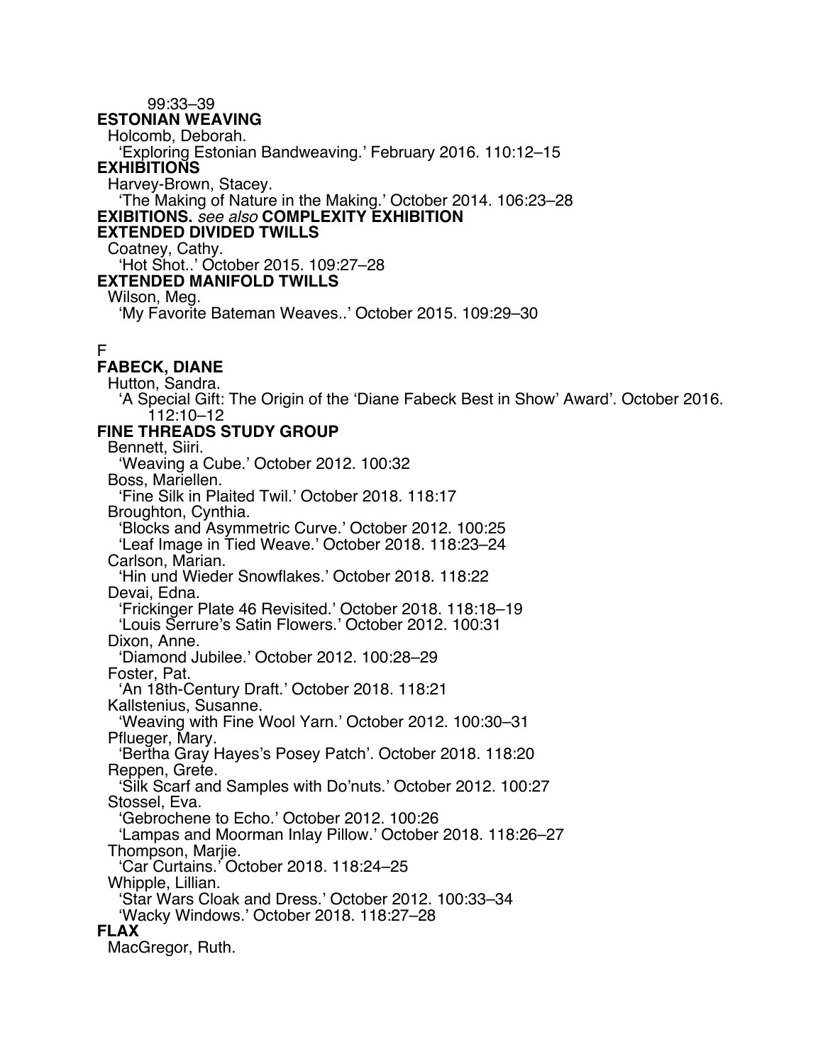99:33–39

**ESTONIAN WEAVING**

Holcomb, Deborah.

'Exploring Estonian Bandweaving.' February 2016. 110:12–15

**EXHIBITIONS**

Harvey-Brown, Stacey.

'The Making of Nature in the Making.' October 2014. 106:23–28

**EXIBITIONS.** *see also* **COMPLEXITY EXHIBITION**

**EXTENDED DIVIDED TWILLS**

Coatney, Cathy.

'Hot Shot..' October 2015. 109:27–28

**EXTENDED MANIFOLD TWILLS**

Wilson, Meg.

'My Favorite Bateman Weaves..' October 2015. 109:29–30

F

**FABECK, DIANE**

Hutton, Sandra.

'A Special Gift: The Origin of the 'Diane Fabeck Best in Show' Award'. October 2016. 112:10–12

**FINE THREADS STUDY GROUP**

Bennett, Siiri.

'Weaving a Cube.' October 2012. 100:32

Boss, Mariellen.

'Fine Silk in Plaited Twil.' October 2018. 118:17

Broughton, Cynthia.

'Blocks and Asymmetric Curve.' October 2012. 100:25

'Leaf Image in Tied Weave.' October 2018. 118:23–24

Carlson, Marian.

'Hin und Wieder Snowflakes.' October 2018. 118:22

Devai, Edna.

'Frickinger Plate 46 Revisited.' October 2018. 118:18–19

'Louis Serrure's Satin Flowers.' October 2012. 100:31

Dixon, Anne.

'Diamond Jubilee.' October 2012. 100:28–29

Foster, Pat.

'An 18th-Century Draft.' October 2018. 118:21

Kallstenius, Susanne.

'Weaving with Fine Wool Yarn.' October 2012. 100:30–31

Pflueger, Mary.

'Bertha Gray Hayes's Posey Patch'. October 2018. 118:20

Reppen, Grete.

'Silk Scarf and Samples with Do'nuts.' October 2012. 100:27

Stossel, Eva.

'Gebrochene to Echo.' October 2012. 100:26

'Lampas and Moorman Inlay Pillow.' October 2018. 118:26–27

Thompson, Marjie.

'Car Curtains.' October 2018. 118:24–25

Whipple, Lillian.

'Star Wars Cloak and Dress.' October 2012. 100:33–34

'Wacky Windows.' October 2018. 118:27–28

**FLAX**

MacGregor, Ruth.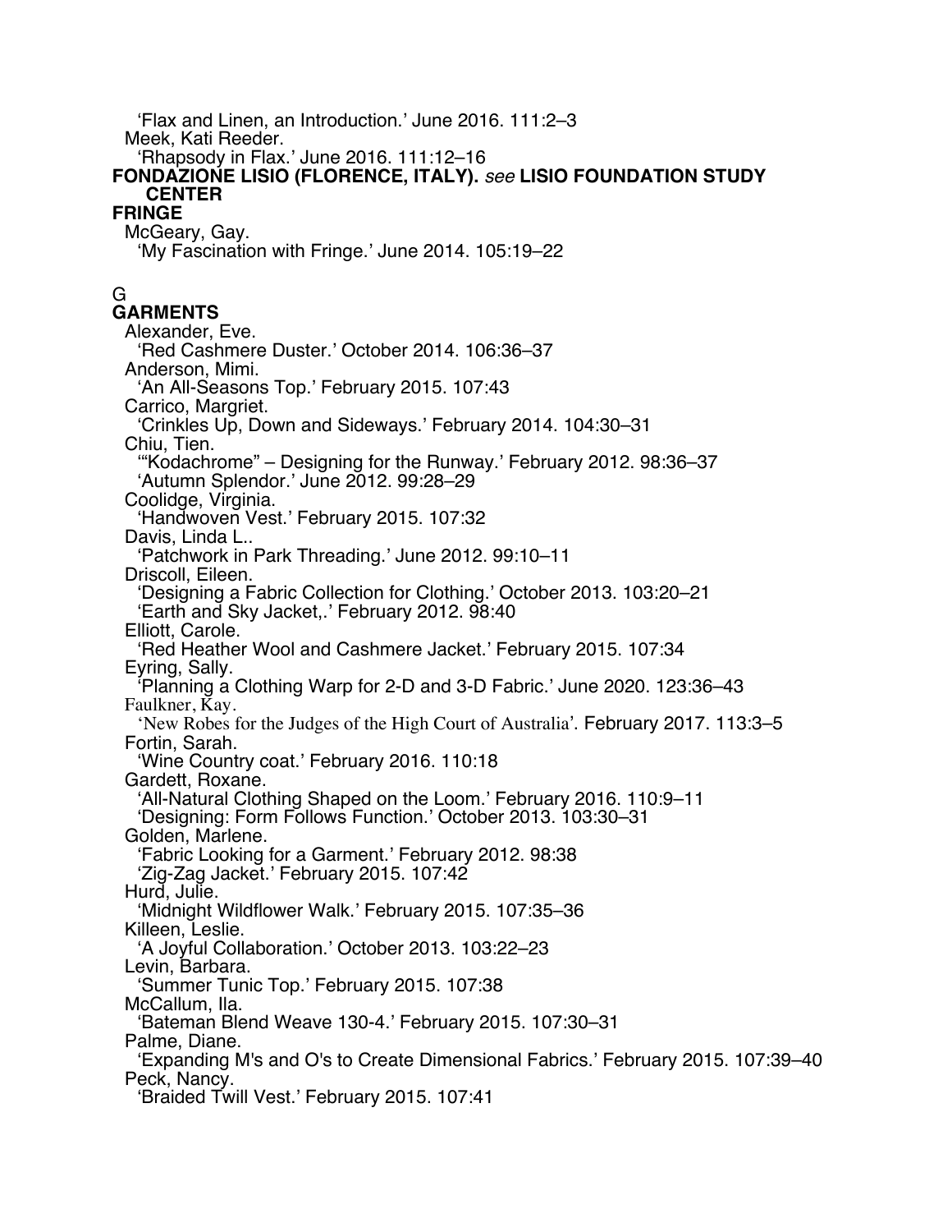'Flax and Linen, an Introduction.' June 2016. 111:2–3

Meek, Kati Reeder.

'Rhapsody in Flax.' June 2016. 111:12–16

**FONDAZIONE LISIO (FLORENCE, ITALY).** *see* **LISIO FOUNDATION STUDY CENTER**

**FRINGE**

McGeary, Gay.

'My Fascination with Fringe.' June 2014. 105:19–22

G

**GARMENTS**

Alexander, Eve.

'Red Cashmere Duster.' October 2014. 106:36–37

Anderson, Mimi.

'An All-Seasons Top.' February 2015. 107:43

Carrico, Margriet.

'Crinkles Up, Down and Sideways.' February 2014. 104:30–31

Chiu, Tien.

'"Kodachrome" – Designing for the Runway.' February 2012. 98:36–37

'Autumn Splendor.' June 2012. 99:28–29

Coolidge, Virginia.

'Handwoven Vest.' February 2015. 107:32

Davis, Linda L..

'Patchwork in Park Threading.' June 2012. 99:10–11

Driscoll, Eileen.

'Designing a Fabric Collection for Clothing.' October 2013. 103:20–21

'Earth and Sky Jacket,.' February 2012. 98:40

Elliott, Carole.

'Red Heather Wool and Cashmere Jacket.' February 2015. 107:34

Eyring, Sally.

'Planning a Clothing Warp for 2-D and 3-D Fabric.' June 2020. 123:36–43

Faulkner, Kay.

'New Robes for the Judges of the High Court of Australia'. February 2017. 113:3–5

Fortin, Sarah.

'Wine Country coat.' February 2016. 110:18

Gardett, Roxane.

'All-Natural Clothing Shaped on the Loom.' February 2016. 110:9–11

'Designing: Form Follows Function.' October 2013. 103:30–31

Golden, Marlene.

'Fabric Looking for a Garment.' February 2012. 98:38

'Zig-Zag Jacket.' February 2015. 107:42

Hurd, Julie.

'Midnight Wildflower Walk.' February 2015. 107:35–36

Killeen, Leslie.

'A Joyful Collaboration.' October 2013. 103:22–23

Levin, Barbara.

'Summer Tunic Top.' February 2015. 107:38

McCallum, Ila.

'Bateman Blend Weave 130-4.' February 2015. 107:30–31

Palme, Diane.

'Expanding M's and O's to Create Dimensional Fabrics.' February 2015. 107:39–40

Peck, Nancy.

'Braided Twill Vest.' February 2015. 107:41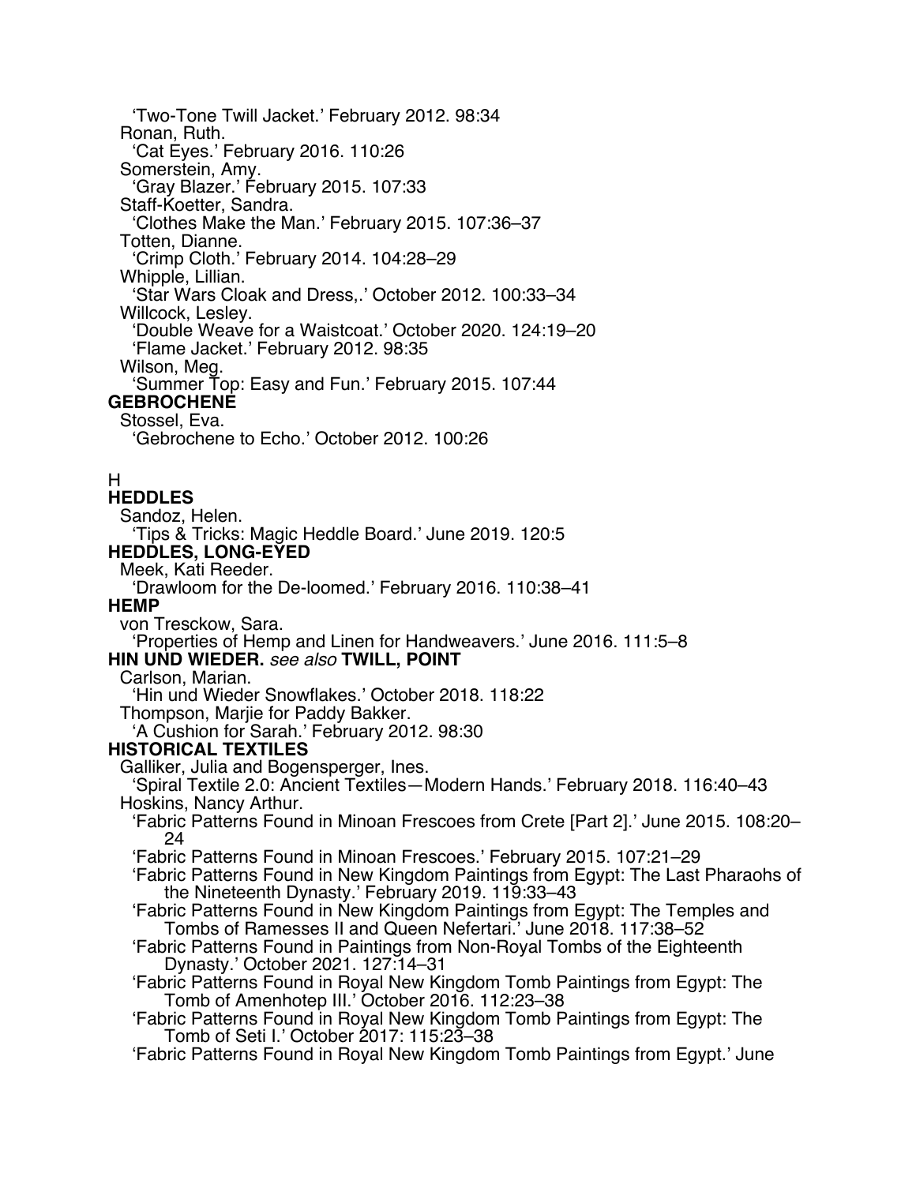'Two-Tone Twill Jacket.' February 2012. 98:34

Ronan, Ruth.

'Cat Eyes.' February 2016. 110:26

Somerstein, Amy.

'Gray Blazer.' February 2015. 107:33

Staff-Koetter, Sandra.

'Clothes Make the Man.' February 2015. 107:36–37

Totten, Dianne.

'Crimp Cloth.' February 2014. 104:28–29

Whipple, Lillian.

'Star Wars Cloak and Dress,.' October 2012. 100:33–34

Willcock, Lesley.

'Double Weave for a Waistcoat.' October 2020. 124:19–20

'Flame Jacket.' February 2012. 98:35

Wilson, Meg.

'Summer Top: Easy and Fun.' February 2015. 107:44

**GEBROCHENE**

Stossel, Eva.

'Gebrochene to Echo.' October 2012. 100:26

H

**HEDDLES**

Sandoz, Helen.

'Tips & Tricks: Magic Heddle Board.' June 2019. 120:5

**HEDDLES, LONG-EYED**

Meek, Kati Reeder.

'Drawloom for the De-loomed.' February 2016. 110:38–41

**HEMP**

von Tresckow, Sara.

'Properties of Hemp and Linen for Handweavers.' June 2016. 111:5–8

**HIN UND WIEDER.** *see also* **TWILL, POINT**

Carlson, Marian.

'Hin und Wieder Snowflakes.' October 2018. 118:22

Thompson, Marjie for Paddy Bakker.

'A Cushion for Sarah.' February 2012. 98:30

**HISTORICAL TEXTILES**

Galliker, Julia and Bogensperger, Ines.

'Spiral Textile 2.0: Ancient Textiles—Modern Hands.' February 2018. 116:40–43

Hoskins, Nancy Arthur.

'Fabric Patterns Found in Minoan Frescoes from Crete [Part 2].' June 2015. 108:20–24

'Fabric Patterns Found in Minoan Frescoes.' February 2015. 107:21–29

'Fabric Patterns Found in New Kingdom Paintings from Egypt: The Last Pharaohs of the Nineteenth Dynasty.' February 2019. 119:33–43

'Fabric Patterns Found in New Kingdom Paintings from Egypt: The Temples and Tombs of Ramesses II and Queen Nefertari.' June 2018. 117:38–52

'Fabric Patterns Found in Paintings from Non-Royal Tombs of the Eighteenth Dynasty.' October 2021. 127:14–31

'Fabric Patterns Found in Royal New Kingdom Tomb Paintings from Egypt: The Tomb of Amenhotep III.' October 2016. 112:23–38

'Fabric Patterns Found in Royal New Kingdom Tomb Paintings from Egypt: The Tomb of Seti I.' October 2017: 115:23–38

'Fabric Patterns Found in Royal New Kingdom Tomb Paintings from Egypt.' June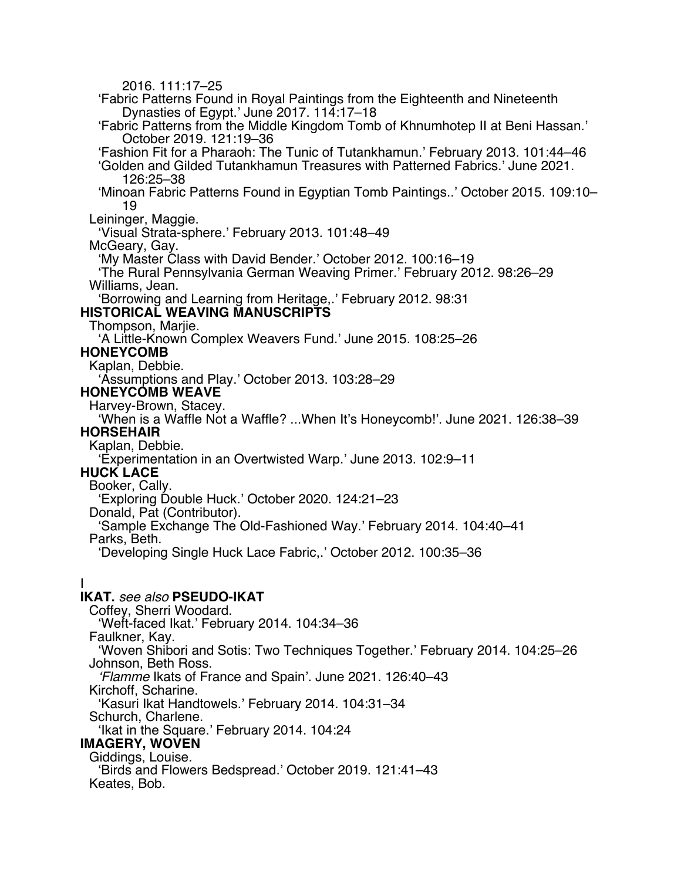2016. 111:17–25

'Fabric Patterns Found in Royal Paintings from the Eighteenth and Nineteenth Dynasties of Egypt.' June 2017. 114:17–18

'Fabric Patterns from the Middle Kingdom Tomb of Khnumhotep II at Beni Hassan.' October 2019. 121:19–36

'Fashion Fit for a Pharaoh: The Tunic of Tutankhamun.' February 2013. 101:44–46

'Golden and Gilded Tutankhamun Treasures with Patterned Fabrics.' June 2021. 126:25–38

'Minoan Fabric Patterns Found in Egyptian Tomb Paintings..' October 2015. 109:10–19

Leininger, Maggie.

'Visual Strata-sphere.' February 2013. 101:48–49

McGeary, Gay.

'My Master Class with David Bender.' October 2012. 100:16–19

'The Rural Pennsylvania German Weaving Primer.' February 2012. 98:26–29

Williams, Jean.

'Borrowing and Learning from Heritage,.' February 2012. 98:31

**HISTORICAL WEAVING MANUSCRIPTS**

Thompson, Marjie.

'A Little-Known Complex Weavers Fund.' June 2015. 108:25–26

**HONEYCOMB**

Kaplan, Debbie.

'Assumptions and Play.' October 2013. 103:28–29

**HONEYCOMB WEAVE**

Harvey-Brown, Stacey.

'When is a Waffle Not a Waffle? ...When It's Honeycomb!'. June 2021. 126:38–39

**HORSEHAIR**

Kaplan, Debbie.

'Experimentation in an Overtwisted Warp.' June 2013. 102:9–11

**HUCK LACE**

Booker, Cally.

'Exploring Double Huck.' October 2020. 124:21–23

Donald, Pat (Contributor).

'Sample Exchange The Old-Fashioned Way.' February 2014. 104:40–41

Parks, Beth.

'Developing Single Huck Lace Fabric,.' October 2012. 100:35–36

I

**IKAT.** *see also* **PSEUDO-IKAT**

Coffey, Sherri Woodard.

'Weft-faced Ikat.' February 2014. 104:34–36

Faulkner, Kay.

'Woven Shibori and Sotis: Two Techniques Together.' February 2014. 104:25–26

Johnson, Beth Ross.

*'Flamme* Ikats of France and Spain'. June 2021. 126:40–43

Kirchoff, Scharine.

'Kasuri Ikat Handtowels.' February 2014. 104:31–34

Schurch, Charlene.

'Ikat in the Square.' February 2014. 104:24

**IMAGERY, WOVEN**

Giddings, Louise.

'Birds and Flowers Bedspread.' October 2019. 121:41–43

Keates, Bob.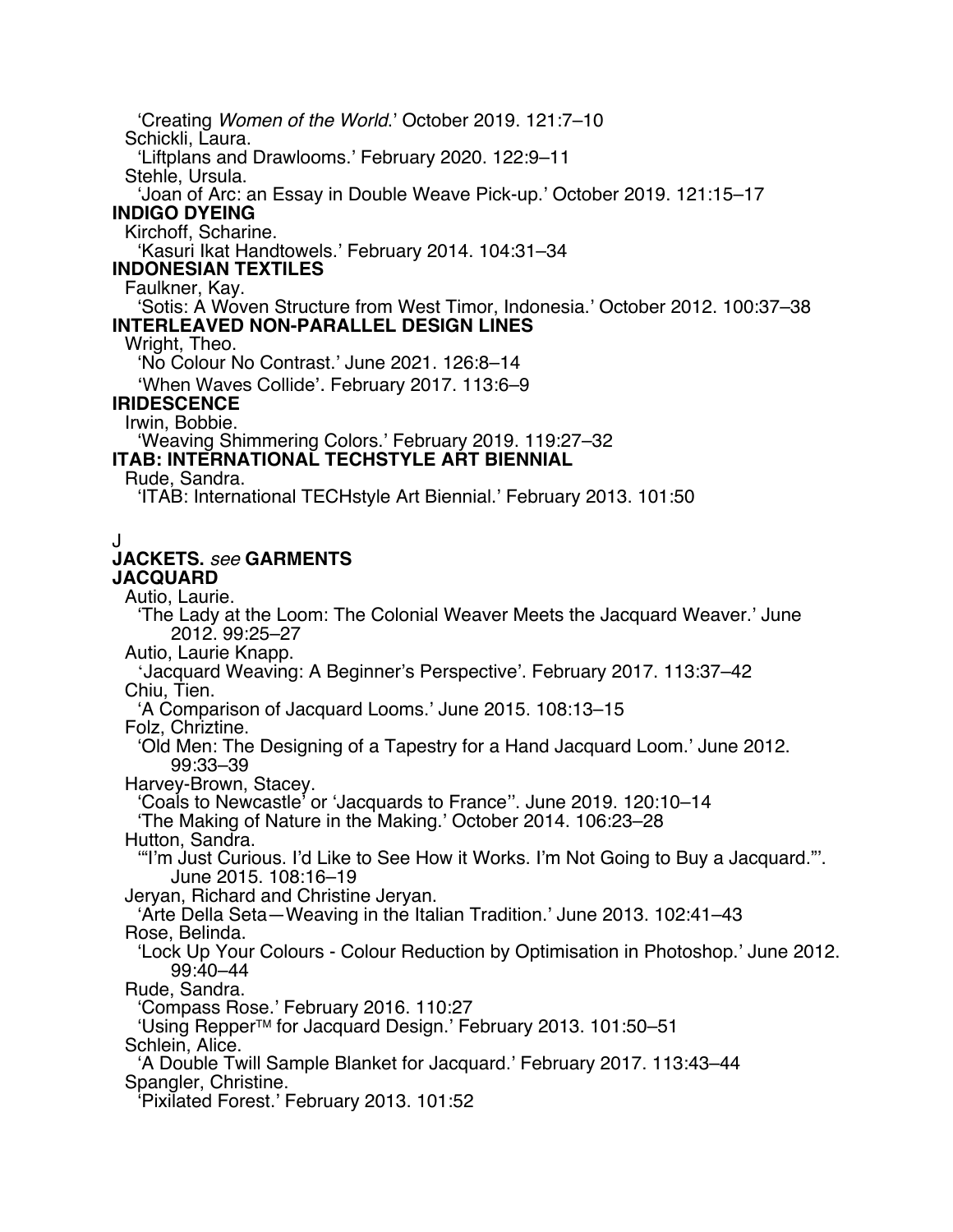'Creating *Women of the World*.' October 2019. 121:7–10
Schickli, Laura.
'Liftplans and Drawlooms.' February 2020. 122:9–11
Stehle, Ursula.
'Joan of Arc: an Essay in Double Weave Pick-up.' October 2019. 121:15–17

**INDIGO DYEING**
Kirchoff, Scharine.
'Kasuri Ikat Handtowels.' February 2014. 104:31–34

**INDONESIAN TEXTILES**
Faulkner, Kay.
'Sotis: A Woven Structure from West Timor, Indonesia.' October 2012. 100:37–38

**INTERLEAVED NON-PARALLEL DESIGN LINES**
Wright, Theo.
'No Colour No Contrast.' June 2021. 126:8–14
'When Waves Collide'. February 2017. 113:6–9

**IRIDESCENCE**
Irwin, Bobbie.
'Weaving Shimmering Colors.' February 2019. 119:27–32

**ITAB: INTERNATIONAL TECHSTYLE ART BIENNIAL**
Rude, Sandra.
'ITAB: International TECHstyle Art Biennial.' February 2013. 101:50

J

**JACKETS.** *see* **GARMENTS**

**JACQUARD**
Autio, Laurie.
'The Lady at the Loom: The Colonial Weaver Meets the Jacquard Weaver.' June 2012. 99:25–27
Autio, Laurie Knapp.
'Jacquard Weaving: A Beginner's Perspective'. February 2017. 113:37–42
Chiu, Tien.
'A Comparison of Jacquard Looms.' June 2015. 108:13–15
Folz, Chriztine.
'Old Men: The Designing of a Tapestry for a Hand Jacquard Loom.' June 2012. 99:33–39
Harvey-Brown, Stacey.
'Coals to Newcastle' or 'Jacquards to France''. June 2019. 120:10–14
'The Making of Nature in the Making.' October 2014. 106:23–28
Hutton, Sandra.
'"I'm Just Curious. I'd Like to See How it Works. I'm Not Going to Buy a Jacquard."'. June 2015. 108:16–19
Jeryan, Richard and Christine Jeryan.
'Arte Della Seta—Weaving in the Italian Tradition.' June 2013. 102:41–43
Rose, Belinda.
'Lock Up Your Colours - Colour Reduction by Optimisation in Photoshop.' June 2012. 99:40–44
Rude, Sandra.
'Compass Rose.' February 2016. 110:27
'Using Repper™ for Jacquard Design.' February 2013. 101:50–51
Schlein, Alice.
'A Double Twill Sample Blanket for Jacquard.' February 2017. 113:43–44
Spangler, Christine.
'Pixilated Forest.' February 2013. 101:52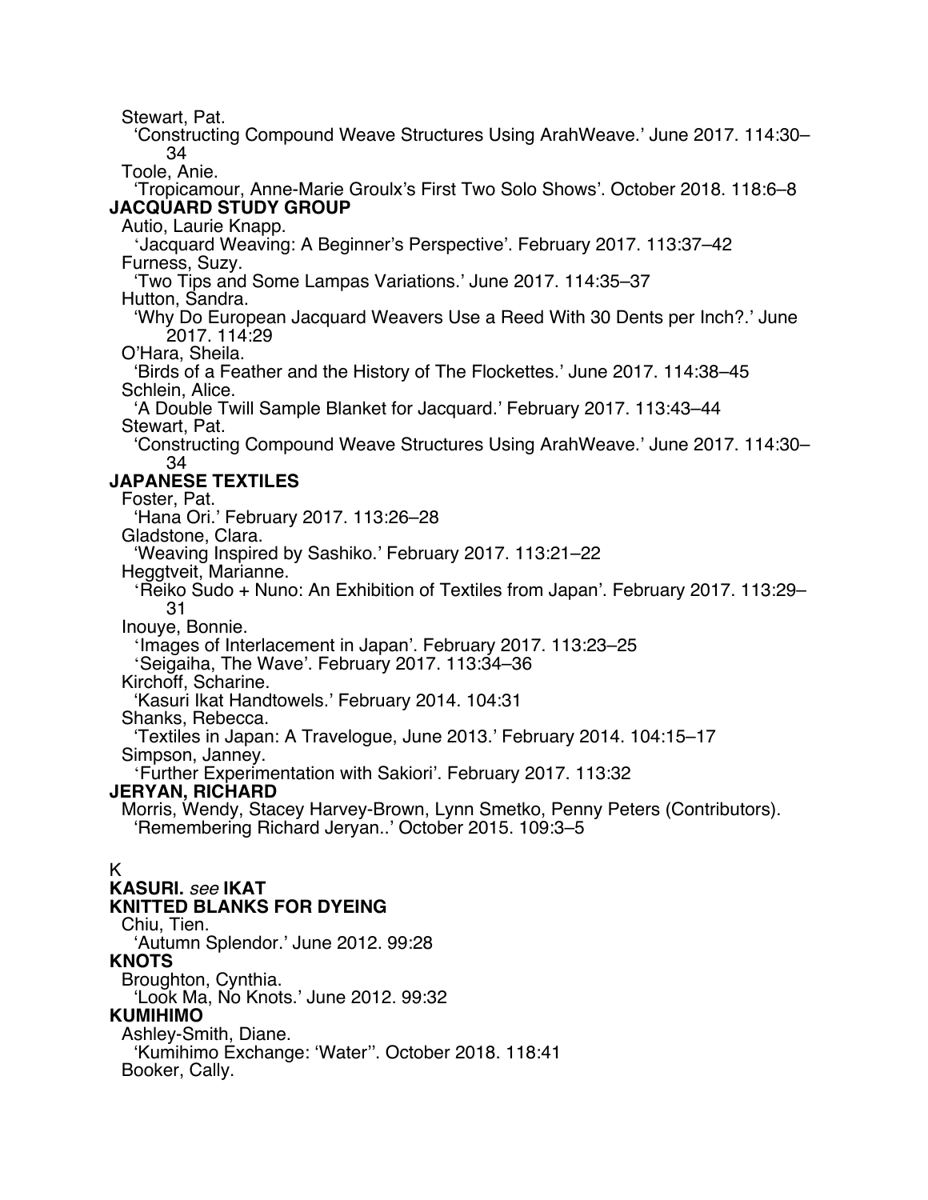Stewart, Pat.
  'Constructing Compound Weave Structures Using ArahWeave.' June 2017. 114:30–34
Toole, Anie.
  'Tropicamour, Anne-Marie Groulx's First Two Solo Shows'. October 2018. 118:6–8

**JACQUARD STUDY GROUP**

Autio, Laurie Knapp.
  'Jacquard Weaving: A Beginner's Perspective'. February 2017. 113:37–42
Furness, Suzy.
  'Two Tips and Some Lampas Variations.' June 2017. 114:35–37
Hutton, Sandra.
  'Why Do European Jacquard Weavers Use a Reed With 30 Dents per Inch?.' June 2017. 114:29
O'Hara, Sheila.
  'Birds of a Feather and the History of The Flockettes.' June 2017. 114:38–45
Schlein, Alice.
  'A Double Twill Sample Blanket for Jacquard.' February 2017. 113:43–44
Stewart, Pat.
  'Constructing Compound Weave Structures Using ArahWeave.' June 2017. 114:30–34

**JAPANESE TEXTILES**

Foster, Pat.
  'Hana Ori.' February 2017. 113:26–28
Gladstone, Clara.
  'Weaving Inspired by Sashiko.' February 2017. 113:21–22
Heggtveit, Marianne.
  'Reiko Sudo + Nuno: An Exhibition of Textiles from Japan'. February 2017. 113:29–31
Inouye, Bonnie.
  'Images of Interlacement in Japan'. February 2017. 113:23–25
  'Seigaiha, The Wave'. February 2017. 113:34–36
Kirchoff, Scharine.
  'Kasuri Ikat Handtowels.' February 2014. 104:31
Shanks, Rebecca.
  'Textiles in Japan: A Travelogue, June 2013.' February 2014. 104:15–17
Simpson, Janney.
  'Further Experimentation with Sakiori'. February 2017. 113:32

**JERYAN, RICHARD**

Morris, Wendy, Stacey Harvey-Brown, Lynn Smetko, Penny Peters (Contributors).
  'Remembering Richard Jeryan..' October 2015. 109:3–5

K

**KASURI.** *see* **IKAT**

**KNITTED BLANKS FOR DYEING**

Chiu, Tien.
  'Autumn Splendor.' June 2012. 99:28

**KNOTS**

Broughton, Cynthia.
  'Look Ma, No Knots.' June 2012. 99:32

**KUMIHIMO**

Ashley-Smith, Diane.
  'Kumihimo Exchange: 'Water''. October 2018. 118:41
Booker, Cally.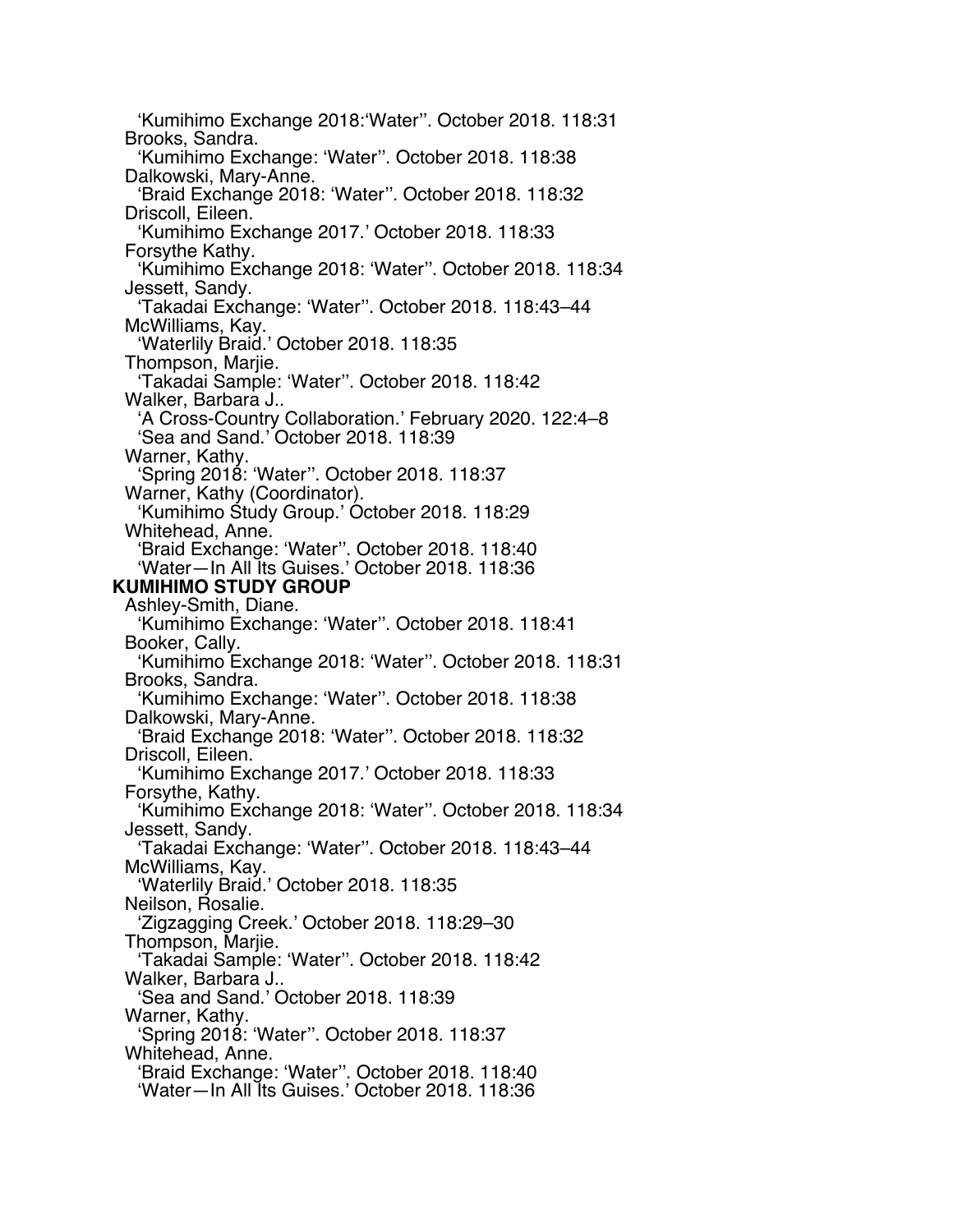'Kumihimo Exchange 2018:'Water''. October 2018. 118:31
Brooks, Sandra.
'Kumihimo Exchange: 'Water''. October 2018. 118:38
Dalkowski, Mary-Anne.
'Braid Exchange 2018: 'Water''. October 2018. 118:32
Driscoll, Eileen.
'Kumihimo Exchange 2017.' October 2018. 118:33
Forsythe Kathy.
'Kumihimo Exchange 2018: 'Water''. October 2018. 118:34
Jessett, Sandy.
'Takadai Exchange: 'Water''. October 2018. 118:43–44
McWilliams, Kay.
'Waterlily Braid.' October 2018. 118:35
Thompson, Marjie.
'Takadai Sample: 'Water''. October 2018. 118:42
Walker, Barbara J..
'A Cross-Country Collaboration.' February 2020. 122:4–8
'Sea and Sand.' October 2018. 118:39
Warner, Kathy.
'Spring 2018: 'Water''. October 2018. 118:37
Warner, Kathy (Coordinator).
'Kumihimo Study Group.' October 2018. 118:29
Whitehead, Anne.
'Braid Exchange: 'Water''. October 2018. 118:40
'Water—In All Its Guises.' October 2018. 118:36

**KUMIHIMO STUDY GROUP**

Ashley-Smith, Diane.
'Kumihimo Exchange: 'Water''. October 2018. 118:41
Booker, Cally.
'Kumihimo Exchange 2018: 'Water''. October 2018. 118:31
Brooks, Sandra.
'Kumihimo Exchange: 'Water''. October 2018. 118:38
Dalkowski, Mary-Anne.
'Braid Exchange 2018: 'Water''. October 2018. 118:32
Driscoll, Eileen.
'Kumihimo Exchange 2017.' October 2018. 118:33
Forsythe, Kathy.
'Kumihimo Exchange 2018: 'Water''. October 2018. 118:34
Jessett, Sandy.
'Takadai Exchange: 'Water''. October 2018. 118:43–44
McWilliams, Kay.
'Waterlily Braid.' October 2018. 118:35
Neilson, Rosalie.
'Zigzagging Creek.' October 2018. 118:29–30
Thompson, Marjie.
'Takadai Sample: 'Water''. October 2018. 118:42
Walker, Barbara J..
'Sea and Sand.' October 2018. 118:39
Warner, Kathy.
'Spring 2018: 'Water''. October 2018. 118:37
Whitehead, Anne.
'Braid Exchange: 'Water''. October 2018. 118:40
'Water—In All Its Guises.' October 2018. 118:36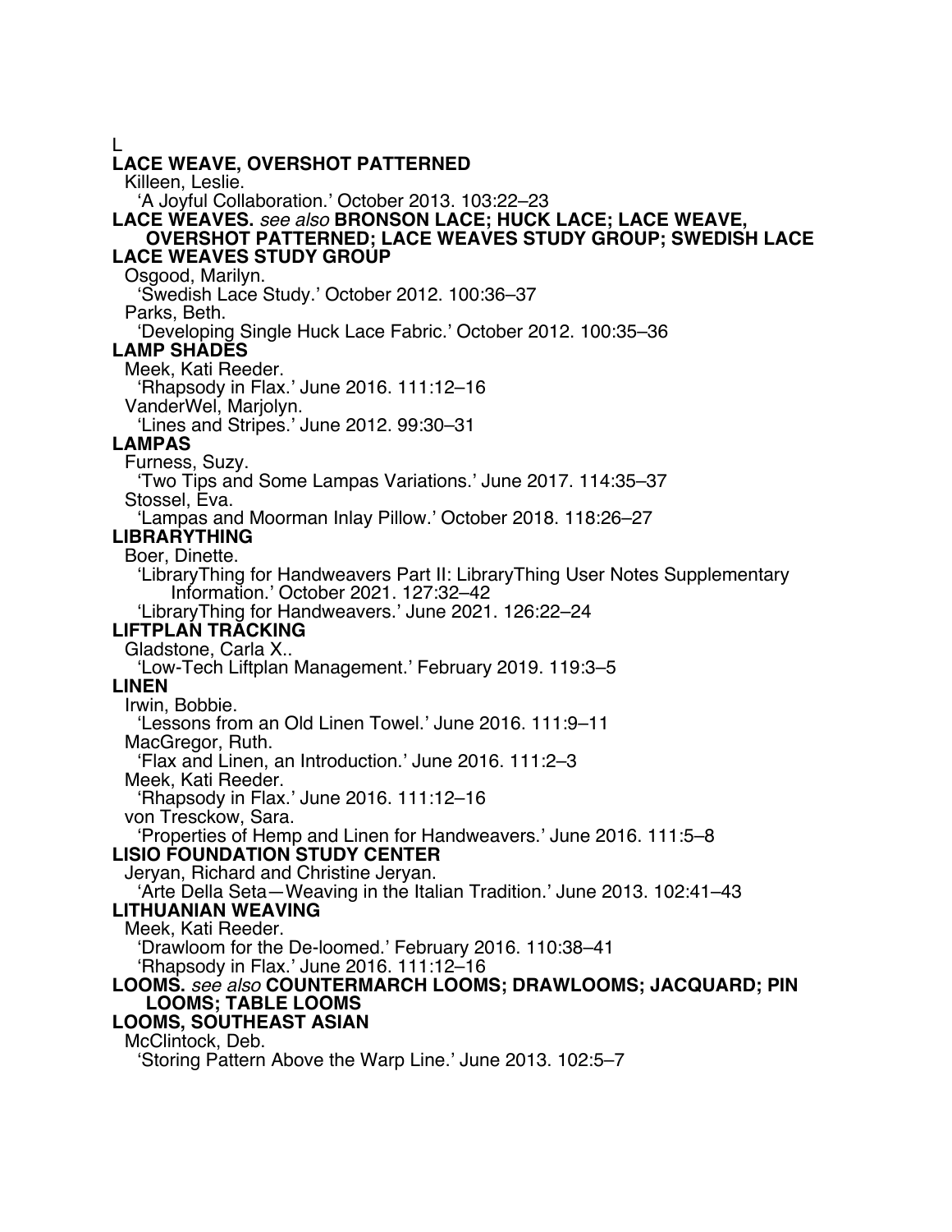L

**LACE WEAVE, OVERSHOT PATTERNED**

Killeen, Leslie.

'A Joyful Collaboration.' October 2013. 103:22–23

**LACE WEAVES.** *see also* **BRONSON LACE; HUCK LACE; LACE WEAVE, OVERSHOT PATTERNED; LACE WEAVES STUDY GROUP; SWEDISH LACE**

**LACE WEAVES STUDY GROUP**

Osgood, Marilyn.

'Swedish Lace Study.' October 2012. 100:36–37

Parks, Beth.

'Developing Single Huck Lace Fabric.' October 2012. 100:35–36

**LAMP SHADES**

Meek, Kati Reeder.

'Rhapsody in Flax.' June 2016. 111:12–16

VanderWel, Marjolyn.

'Lines and Stripes.' June 2012. 99:30–31

**LAMPAS**

Furness, Suzy.

'Two Tips and Some Lampas Variations.' June 2017. 114:35–37

Stossel, Eva.

'Lampas and Moorman Inlay Pillow.' October 2018. 118:26–27

**LIBRARYTHING**

Boer, Dinette.

'LibraryThing for Handweavers Part II: LibraryThing User Notes Supplementary Information.' October 2021. 127:32–42

'LibraryThing for Handweavers.' June 2021. 126:22–24

**LIFTPLAN TRACKING**

Gladstone, Carla X..

'Low-Tech Liftplan Management.' February 2019. 119:3–5

**LINEN**

Irwin, Bobbie.

'Lessons from an Old Linen Towel.' June 2016. 111:9–11

MacGregor, Ruth.

'Flax and Linen, an Introduction.' June 2016. 111:2–3

Meek, Kati Reeder.

'Rhapsody in Flax.' June 2016. 111:12–16

von Tresckow, Sara.

'Properties of Hemp and Linen for Handweavers.' June 2016. 111:5–8

**LISIO FOUNDATION STUDY CENTER**

Jeryan, Richard and Christine Jeryan.

'Arte Della Seta—Weaving in the Italian Tradition.' June 2013. 102:41–43

**LITHUANIAN WEAVING**

Meek, Kati Reeder.

'Drawloom for the De-loomed.' February 2016. 110:38–41

'Rhapsody in Flax.' June 2016. 111:12–16

**LOOMS.** *see also* **COUNTERMARCH LOOMS; DRAWLOOMS; JACQUARD; PIN LOOMS; TABLE LOOMS**

**LOOMS, SOUTHEAST ASIAN**

McClintock, Deb.

'Storing Pattern Above the Warp Line.' June 2013. 102:5–7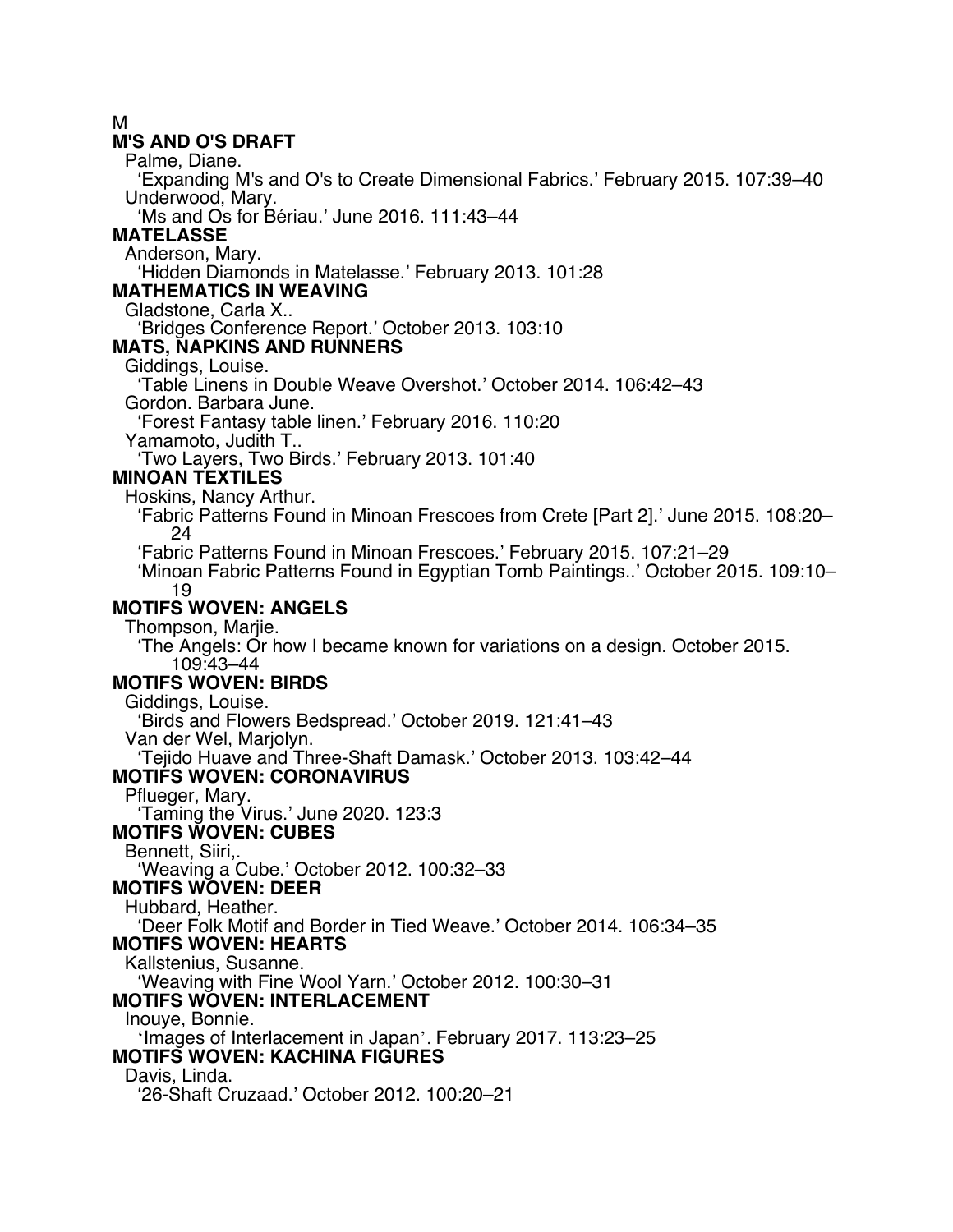M

**M'S AND O'S DRAFT**

Palme, Diane.
'Expanding M's and O's to Create Dimensional Fabrics.' February 2015. 107:39–40

Underwood, Mary.
'Ms and Os for Bériau.' June 2016. 111:43–44

**MATELASSE**

Anderson, Mary.
'Hidden Diamonds in Matelasse.' February 2013. 101:28

**MATHEMATICS IN WEAVING**

Gladstone, Carla X..
'Bridges Conference Report.' October 2013. 103:10

**MATS, NAPKINS AND RUNNERS**

Giddings, Louise.
'Table Linens in Double Weave Overshot.' October 2014. 106:42–43

Gordon. Barbara June.
'Forest Fantasy table linen.' February 2016. 110:20

Yamamoto, Judith T..
'Two Layers, Two Birds.' February 2013. 101:40

**MINOAN TEXTILES**

Hoskins, Nancy Arthur.
'Fabric Patterns Found in Minoan Frescoes from Crete [Part 2].' June 2015. 108:20–24
'Fabric Patterns Found in Minoan Frescoes.' February 2015. 107:21–29
'Minoan Fabric Patterns Found in Egyptian Tomb Paintings..' October 2015. 109:10–19

**MOTIFS WOVEN: ANGELS**

Thompson, Marjie.
'The Angels: Or how I became known for variations on a design. October 2015. 109:43–44

**MOTIFS WOVEN: BIRDS**

Giddings, Louise.
'Birds and Flowers Bedspread.' October 2019. 121:41–43

Van der Wel, Marjolyn.
'Tejido Huave and Three-Shaft Damask.' October 2013. 103:42–44

**MOTIFS WOVEN: CORONAVIRUS**

Pflueger, Mary.
'Taming the Virus.' June 2020. 123:3

**MOTIFS WOVEN: CUBES**

Bennett, Siiri,.
'Weaving a Cube.' October 2012. 100:32–33

**MOTIFS WOVEN: DEER**

Hubbard, Heather.
'Deer Folk Motif and Border in Tied Weave.' October 2014. 106:34–35

**MOTIFS WOVEN: HEARTS**

Kallstenius, Susanne.
'Weaving with Fine Wool Yarn.' October 2012. 100:30–31

**MOTIFS WOVEN: INTERLACEMENT**

Inouye, Bonnie.
'Images of Interlacement in Japan'. February 2017. 113:23–25

**MOTIFS WOVEN: KACHINA FIGURES**

Davis, Linda.
'26-Shaft Cruzaad.' October 2012. 100:20–21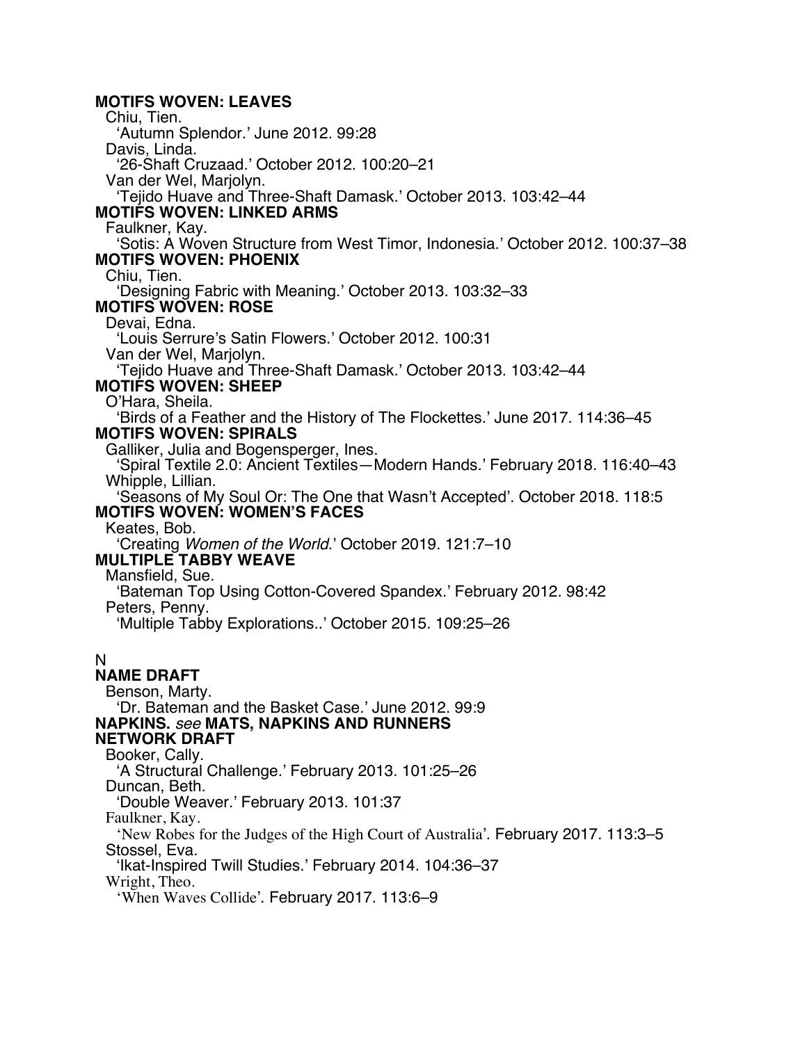**MOTIFS WOVEN: LEAVES**

Chiu, Tien.
'Autumn Splendor.' June 2012. 99:28

Davis, Linda.
'26-Shaft Cruzaad.' October 2012. 100:20–21

Van der Wel, Marjolyn.
'Tejido Huave and Three-Shaft Damask.' October 2013. 103:42–44

**MOTIFS WOVEN: LINKED ARMS**

Faulkner, Kay.
'Sotis: A Woven Structure from West Timor, Indonesia.' October 2012. 100:37–38

**MOTIFS WOVEN: PHOENIX**

Chiu, Tien.
'Designing Fabric with Meaning.' October 2013. 103:32–33

**MOTIFS WOVEN: ROSE**

Devai, Edna.
'Louis Serrure's Satin Flowers.' October 2012. 100:31

Van der Wel, Marjolyn.
'Tejido Huave and Three-Shaft Damask.' October 2013. 103:42–44

**MOTIFS WOVEN: SHEEP**

O'Hara, Sheila.
'Birds of a Feather and the History of The Flockettes.' June 2017. 114:36–45

**MOTIFS WOVEN: SPIRALS**

Galliker, Julia and Bogensperger, Ines.
'Spiral Textile 2.0: Ancient Textiles—Modern Hands.' February 2018. 116:40–43

Whipple, Lillian.
'Seasons of My Soul Or: The One that Wasn't Accepted'. October 2018. 118:5

**MOTIFS WOVEN: WOMEN'S FACES**

Keates, Bob.
'Creating *Women of the World*.' October 2019. 121:7–10

**MULTIPLE TABBY WEAVE**

Mansfield, Sue.
'Bateman Top Using Cotton-Covered Spandex.' February 2012. 98:42

Peters, Penny.
'Multiple Tabby Explorations..' October 2015. 109:25–26

N

**NAME DRAFT**

Benson, Marty.
'Dr. Bateman and the Basket Case.' June 2012. 99:9

**NAPKINS.** *see* **MATS, NAPKINS AND RUNNERS**

**NETWORK DRAFT**

Booker, Cally.
'A Structural Challenge.' February 2013. 101:25–26

Duncan, Beth.
'Double Weaver.' February 2013. 101:37

Faulkner, Kay.
'New Robes for the Judges of the High Court of Australia'. February 2017. 113:3–5

Stossel, Eva.
'Ikat-Inspired Twill Studies.' February 2014. 104:36–37

Wright, Theo.
'When Waves Collide'. February 2017. 113:6–9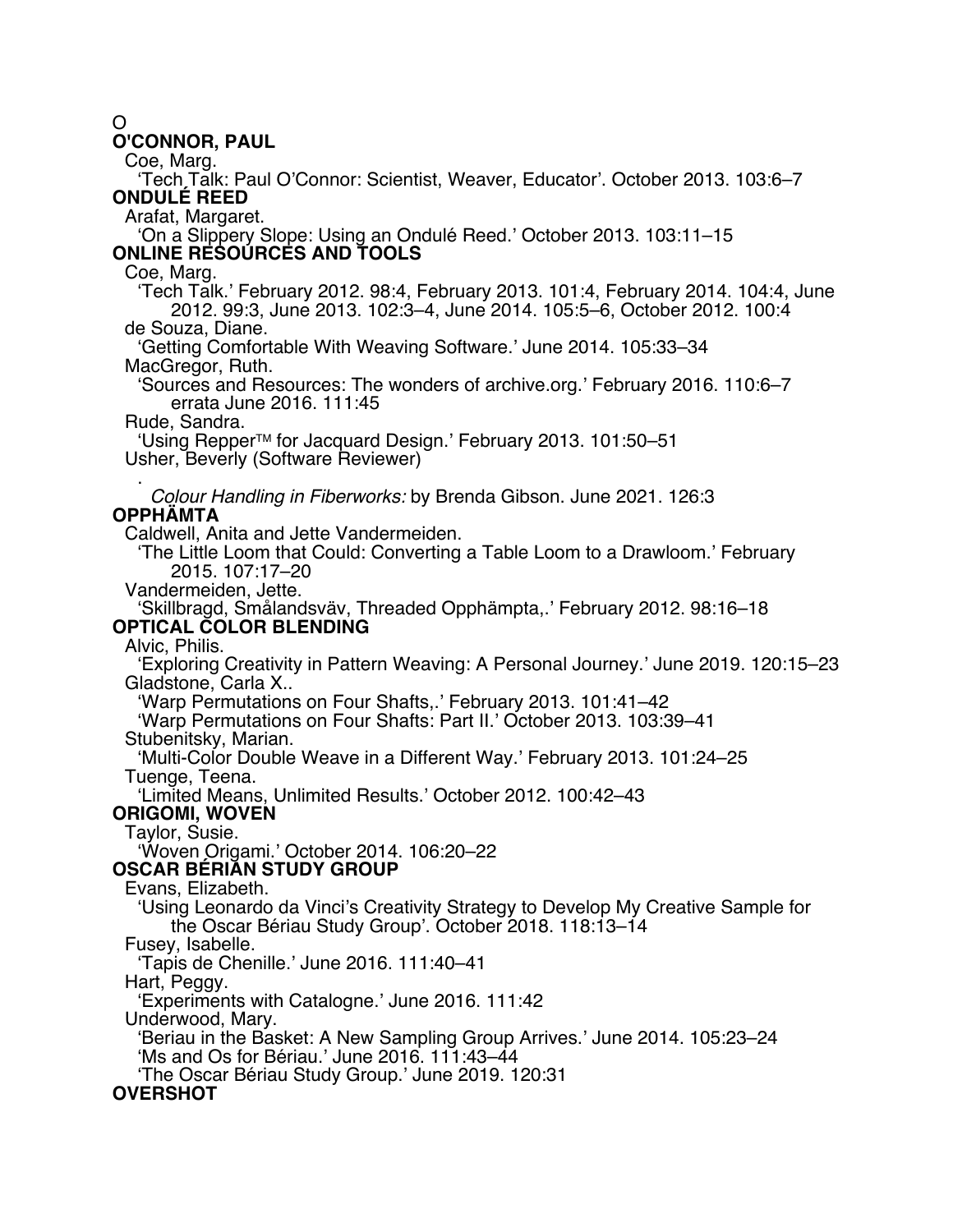O

**O'CONNOR, PAUL**

Coe, Marg.

'Tech Talk: Paul O'Connor: Scientist, Weaver, Educator'. October 2013. 103:6–7

**ONDULÉ REED**

Arafat, Margaret.

'On a Slippery Slope: Using an Ondulé Reed.' October 2013. 103:11–15

**ONLINE RESOURCES AND TOOLS**

Coe, Marg.

'Tech Talk.' February 2012. 98:4, February 2013. 101:4, February 2014. 104:4, June 2012. 99:3, June 2013. 102:3–4, June 2014. 105:5–6, October 2012. 100:4

de Souza, Diane.

'Getting Comfortable With Weaving Software.' June 2014. 105:33–34

MacGregor, Ruth.

'Sources and Resources: The wonders of archive.org.' February 2016. 110:6–7 errata June 2016. 111:45

Rude, Sandra.

'Using Repper™ for Jacquard Design.' February 2013. 101:50–51

Usher, Beverly (Software Reviewer)

.

*Colour Handling in Fiberworks:* by Brenda Gibson. June 2021. 126:3

**OPPHÄMTA**

Caldwell, Anita and Jette Vandermeiden.

'The Little Loom that Could: Converting a Table Loom to a Drawloom.' February 2015. 107:17–20

Vandermeiden, Jette.

'Skillbragd, Smålandsväv, Threaded Opphämpta,.' February 2012. 98:16–18

**OPTICAL COLOR BLENDING**

Alvic, Philis.

'Exploring Creativity in Pattern Weaving: A Personal Journey.' June 2019. 120:15–23

Gladstone, Carla X..

'Warp Permutations on Four Shafts,.' February 2013. 101:41–42

'Warp Permutations on Four Shafts: Part II.' October 2013. 103:39–41

Stubenitsky, Marian.

'Multi-Color Double Weave in a Different Way.' February 2013. 101:24–25

Tuenge, Teena.

'Limited Means, Unlimited Results.' October 2012. 100:42–43

**ORIGOMI, WOVEN**

Taylor, Susie.

'Woven Origami.' October 2014. 106:20–22

**OSCAR BÉRIAN STUDY GROUP**

Evans, Elizabeth.

'Using Leonardo da Vinci's Creativity Strategy to Develop My Creative Sample for the Oscar Bériau Study Group'. October 2018. 118:13–14

Fusey, Isabelle.

'Tapis de Chenille.' June 2016. 111:40–41

Hart, Peggy.

'Experiments with Catalogne.' June 2016. 111:42

Underwood, Mary.

'Beriau in the Basket: A New Sampling Group Arrives.' June 2014. 105:23–24

'Ms and Os for Bériau.' June 2016. 111:43–44

'The Oscar Bériau Study Group.' June 2019. 120:31

**OVERSHOT**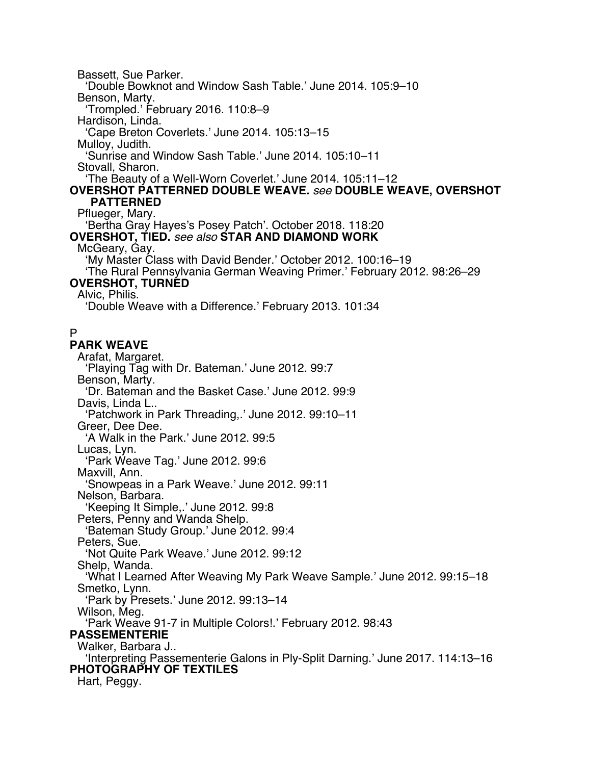Bassett, Sue Parker.
  'Double Bowknot and Window Sash Table.' June 2014. 105:9–10
Benson, Marty.
  'Trompled.' February 2016. 110:8–9
Hardison, Linda.
  'Cape Breton Coverlets.' June 2014. 105:13–15
Mulloy, Judith.
  'Sunrise and Window Sash Table.' June 2014. 105:10–11
Stovall, Sharon.
  'The Beauty of a Well-Worn Coverlet.' June 2014. 105:11–12

**OVERSHOT PATTERNED DOUBLE WEAVE.** *see* **DOUBLE WEAVE, OVERSHOT PATTERNED**

Pflueger, Mary.
  'Bertha Gray Hayes's Posey Patch'. October 2018. 118:20

**OVERSHOT, TIED.** *see also* **STAR AND DIAMOND WORK**

McGeary, Gay.
  'My Master Class with David Bender.' October 2012. 100:16–19
  'The Rural Pennsylvania German Weaving Primer.' February 2012. 98:26–29

**OVERSHOT, TURNED**

Alvic, Philis.
  'Double Weave with a Difference.' February 2013. 101:34

P

**PARK WEAVE**

Arafat, Margaret.
  'Playing Tag with Dr. Bateman.' June 2012. 99:7
Benson, Marty.
  'Dr. Bateman and the Basket Case.' June 2012. 99:9
Davis, Linda L..
  'Patchwork in Park Threading,.' June 2012. 99:10–11
Greer, Dee Dee.
  'A Walk in the Park.' June 2012. 99:5
Lucas, Lyn.
  'Park Weave Tag.' June 2012. 99:6
Maxvill, Ann.
  'Snowpeas in a Park Weave.' June 2012. 99:11
Nelson, Barbara.
  'Keeping It Simple,.' June 2012. 99:8
Peters, Penny and Wanda Shelp.
  'Bateman Study Group.' June 2012. 99:4
Peters, Sue.
  'Not Quite Park Weave.' June 2012. 99:12
Shelp, Wanda.
  'What I Learned After Weaving My Park Weave Sample.' June 2012. 99:15–18
Smetko, Lynn.
  'Park by Presets.' June 2012. 99:13–14
Wilson, Meg.
  'Park Weave 91-7 in Multiple Colors!.' February 2012. 98:43

**PASSEMENTERIE**

Walker, Barbara J..
  'Interpreting Passementerie Galons in Ply-Split Darning.' June 2017. 114:13–16

**PHOTOGRAPHY OF TEXTILES**

Hart, Peggy.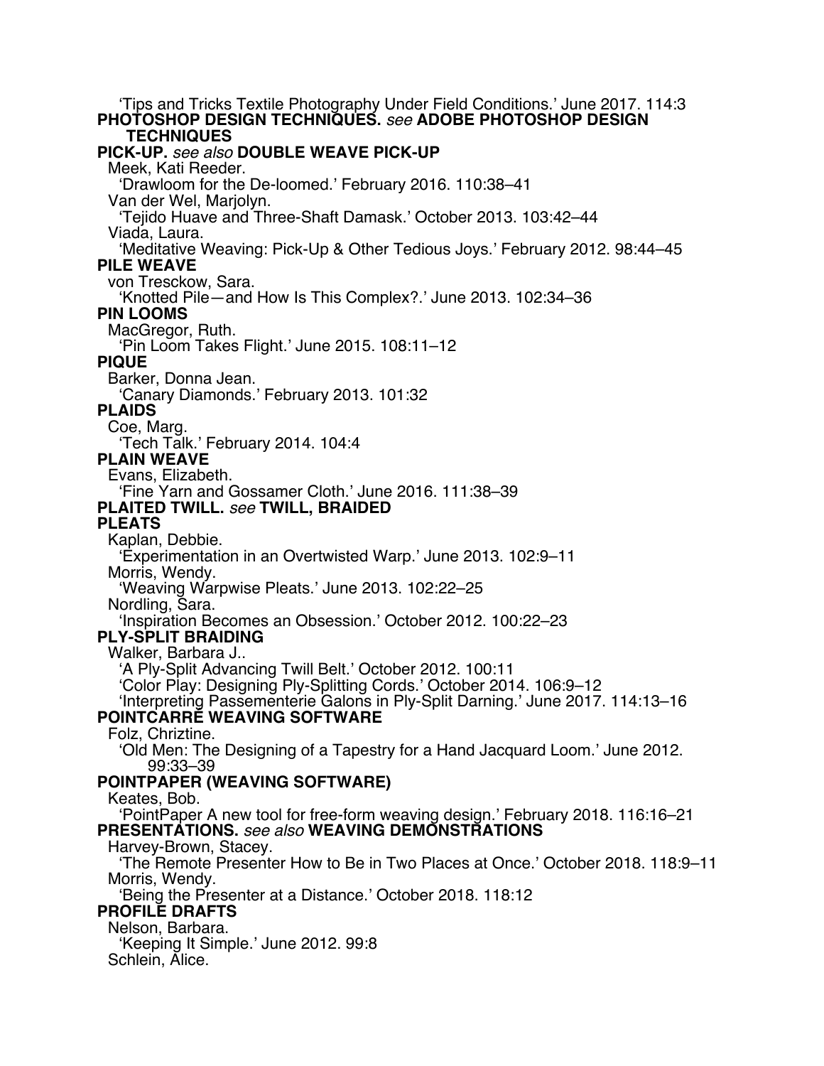'Tips and Tricks Textile Photography Under Field Conditions.' June 2017. 114:3

**PHOTOSHOP DESIGN TECHNIQUES.** *see* **ADOBE PHOTOSHOP DESIGN TECHNIQUES**

**PICK-UP.** *see also* **DOUBLE WEAVE PICK-UP**

Meek, Kati Reeder.
'Drawloom for the De-loomed.' February 2016. 110:38–41

Van der Wel, Marjolyn.
'Tejido Huave and Three-Shaft Damask.' October 2013. 103:42–44

Viada, Laura.
'Meditative Weaving: Pick-Up & Other Tedious Joys.' February 2012. 98:44–45

**PILE WEAVE**

von Tresckow, Sara.
'Knotted Pile—and How Is This Complex?.' June 2013. 102:34–36

**PIN LOOMS**

MacGregor, Ruth.
'Pin Loom Takes Flight.' June 2015. 108:11–12

**PIQUE**

Barker, Donna Jean.
'Canary Diamonds.' February 2013. 101:32

**PLAIDS**

Coe, Marg.
'Tech Talk.' February 2014. 104:4

**PLAIN WEAVE**

Evans, Elizabeth.
'Fine Yarn and Gossamer Cloth.' June 2016. 111:38–39

**PLAITED TWILL.** *see* **TWILL, BRAIDED**

**PLEATS**

Kaplan, Debbie.
'Experimentation in an Overtwisted Warp.' June 2013. 102:9–11

Morris, Wendy.
'Weaving Warpwise Pleats.' June 2013. 102:22–25

Nordling, Sara.
'Inspiration Becomes an Obsession.' October 2012. 100:22–23

**PLY-SPLIT BRAIDING**

Walker, Barbara J..
'A Ply-Split Advancing Twill Belt.' October 2012. 100:11
'Color Play: Designing Ply-Splitting Cords.' October 2014. 106:9–12
'Interpreting Passementerie Galons in Ply-Split Darning.' June 2017. 114:13–16

**POINTCARRE WEAVING SOFTWARE**

Folz, Chriztine.
'Old Men: The Designing of a Tapestry for a Hand Jacquard Loom.' June 2012. 99:33–39

**POINTPAPER (WEAVING SOFTWARE)**

Keates, Bob.
'PointPaper A new tool for free-form weaving design.' February 2018. 116:16–21

**PRESENTATIONS.** *see also* **WEAVING DEMONSTRATIONS**

Harvey-Brown, Stacey.
'The Remote Presenter How to Be in Two Places at Once.' October 2018. 118:9–11

Morris, Wendy.
'Being the Presenter at a Distance.' October 2018. 118:12

**PROFILE DRAFTS**

Nelson, Barbara.
'Keeping It Simple.' June 2012. 99:8

Schlein, Alice.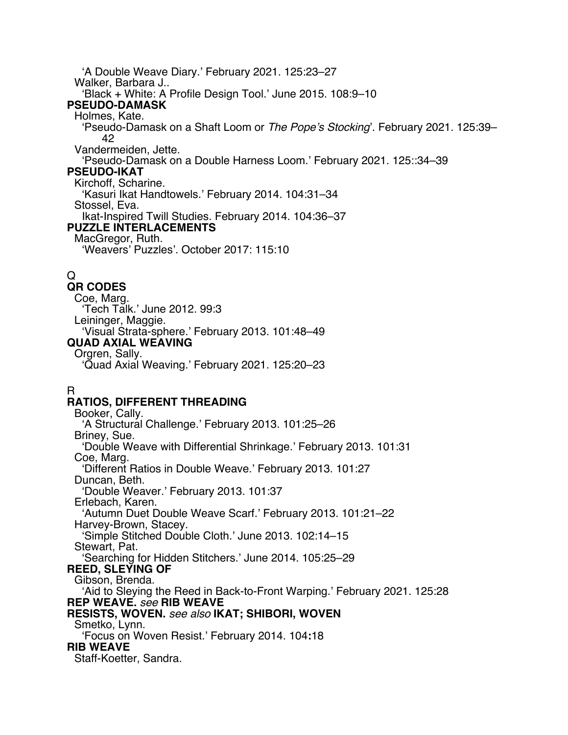'A Double Weave Diary.' February 2021. 125:23–27

Walker, Barbara J..

'Black + White: A Profile Design Tool.' June 2015. 108:9–10

**PSEUDO-DAMASK**

Holmes, Kate.

'Pseudo-Damask on a Shaft Loom or *The Pope's Stocking*'. February 2021. 125:39–42

Vandermeiden, Jette.

'Pseudo-Damask on a Double Harness Loom.' February 2021. 125::34–39

**PSEUDO-IKAT**

Kirchoff, Scharine.

'Kasuri Ikat Handtowels.' February 2014. 104:31–34

Stossel, Eva.

Ikat-Inspired Twill Studies. February 2014. 104:36–37

**PUZZLE INTERLACEMENTS**

MacGregor, Ruth.

'Weavers' Puzzles'. October 2017: 115:10

Q

**QR CODES**

Coe, Marg.

'Tech Talk.' June 2012. 99:3

Leininger, Maggie.

'Visual Strata-sphere.' February 2013. 101:48–49

**QUAD AXIAL WEAVING**

Orgren, Sally.

'Quad Axial Weaving.' February 2021. 125:20–23

R

**RATIOS, DIFFERENT THREADING**

Booker, Cally.

'A Structural Challenge.' February 2013. 101:25–26

Briney, Sue.

'Double Weave with Differential Shrinkage.' February 2013. 101:31

Coe, Marg.

'Different Ratios in Double Weave.' February 2013. 101:27

Duncan, Beth.

'Double Weaver.' February 2013. 101:37

Erlebach, Karen.

'Autumn Duet Double Weave Scarf.' February 2013. 101:21–22

Harvey-Brown, Stacey.

'Simple Stitched Double Cloth.' June 2013. 102:14–15

Stewart, Pat.

'Searching for Hidden Stitchers.' June 2014. 105:25–29

**REED, SLEYING OF**

Gibson, Brenda.

'Aid to Sleying the Reed in Back-to-Front Warping.' February 2021. 125:28

**REP WEAVE.** *see* **RIB WEAVE**

**RESISTS, WOVEN.** *see also* **IKAT; SHIBORI, WOVEN**

Smetko, Lynn.

'Focus on Woven Resist.' February 2014. 104**:**18

**RIB WEAVE**

Staff-Koetter, Sandra.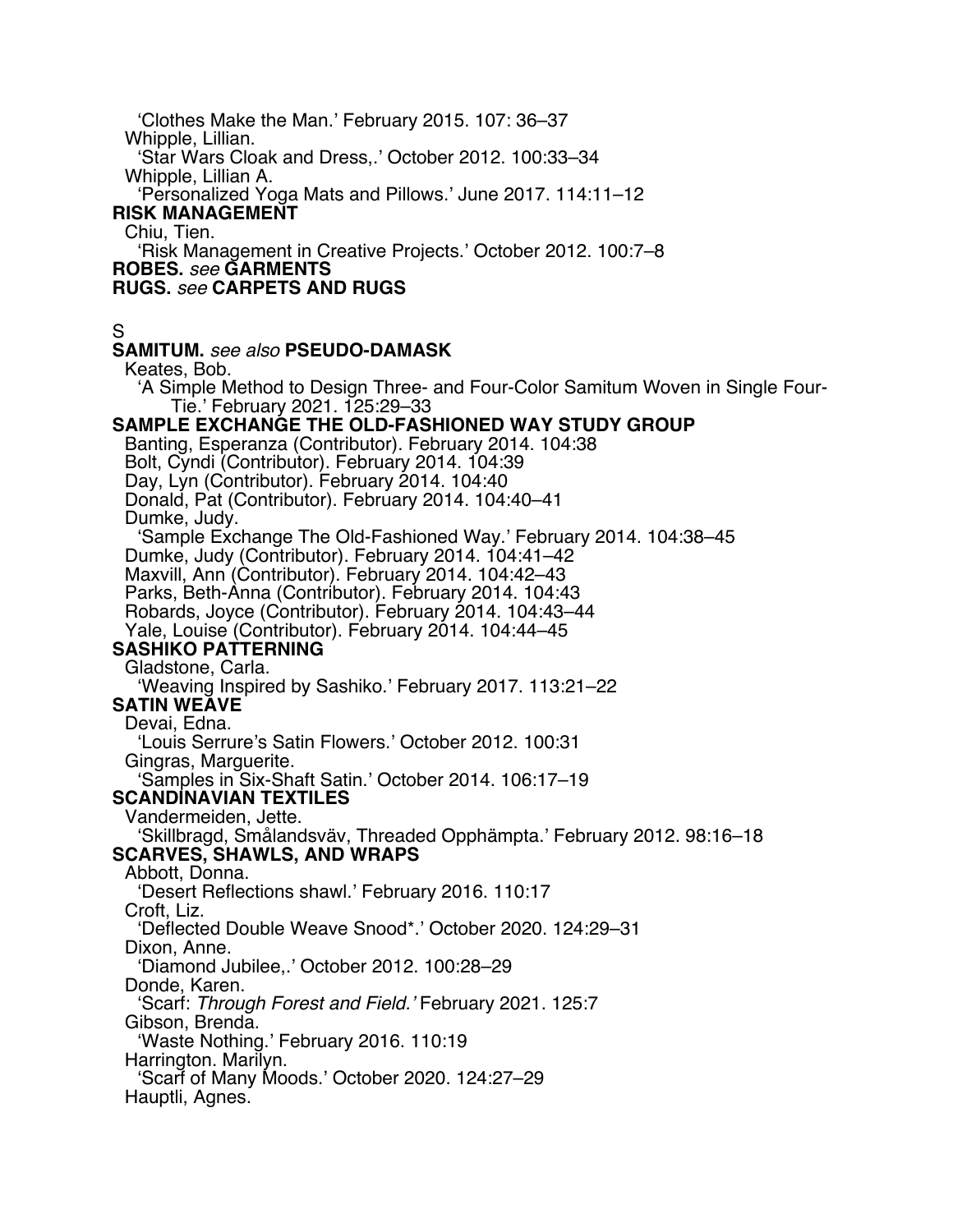'Clothes Make the Man.' February 2015. 107: 36–37
Whipple, Lillian.
'Star Wars Cloak and Dress,.' October 2012. 100:33–34
Whipple, Lillian A.
'Personalized Yoga Mats and Pillows.' June 2017. 114:11–12

**RISK MANAGEMENT**
Chiu, Tien.
'Risk Management in Creative Projects.' October 2012. 100:7–8

**ROBES.** *see* **GARMENTS**

**RUGS.** *see* **CARPETS AND RUGS**

S

**SAMITUM.** *see also* **PSEUDO-DAMASK**
Keates, Bob.
'A Simple Method to Design Three- and Four-Color Samitum Woven in Single Four-Tie.' February 2021. 125:29–33

**SAMPLE EXCHANGE THE OLD-FASHIONED WAY STUDY GROUP**
Banting, Esperanza (Contributor). February 2014. 104:38
Bolt, Cyndi (Contributor). February 2014. 104:39
Day, Lyn (Contributor). February 2014. 104:40
Donald, Pat (Contributor). February 2014. 104:40–41
Dumke, Judy.
'Sample Exchange The Old-Fashioned Way.' February 2014. 104:38–45
Dumke, Judy (Contributor). February 2014. 104:41–42
Maxvill, Ann (Contributor). February 2014. 104:42–43
Parks, Beth-Anna (Contributor). February 2014. 104:43
Robards, Joyce (Contributor). February 2014. 104:43–44
Yale, Louise (Contributor). February 2014. 104:44–45

**SASHIKO PATTERNING**
Gladstone, Carla.
'Weaving Inspired by Sashiko.' February 2017. 113:21–22

**SATIN WEAVE**
Devai, Edna.
'Louis Serrure's Satin Flowers.' October 2012. 100:31
Gingras, Marguerite.
'Samples in Six-Shaft Satin.' October 2014. 106:17–19

**SCANDINAVIAN TEXTILES**
Vandermeiden, Jette.
'Skillbragd, Smålandsväv, Threaded Opphämpta.' February 2012. 98:16–18

**SCARVES, SHAWLS, AND WRAPS**
Abbott, Donna.
'Desert Reflections shawl.' February 2016. 110:17
Croft, Liz.
'Deflected Double Weave Snood*.' October 2020. 124:29–31
Dixon, Anne.
'Diamond Jubilee,.' October 2012. 100:28–29
Donde, Karen.
'Scarf: *Through Forest and Field.'* February 2021. 125:7
Gibson, Brenda.
'Waste Nothing.' February 2016. 110:19
Harrington. Marilyn.
'Scarf of Many Moods.' October 2020. 124:27–29
Hauptli, Agnes.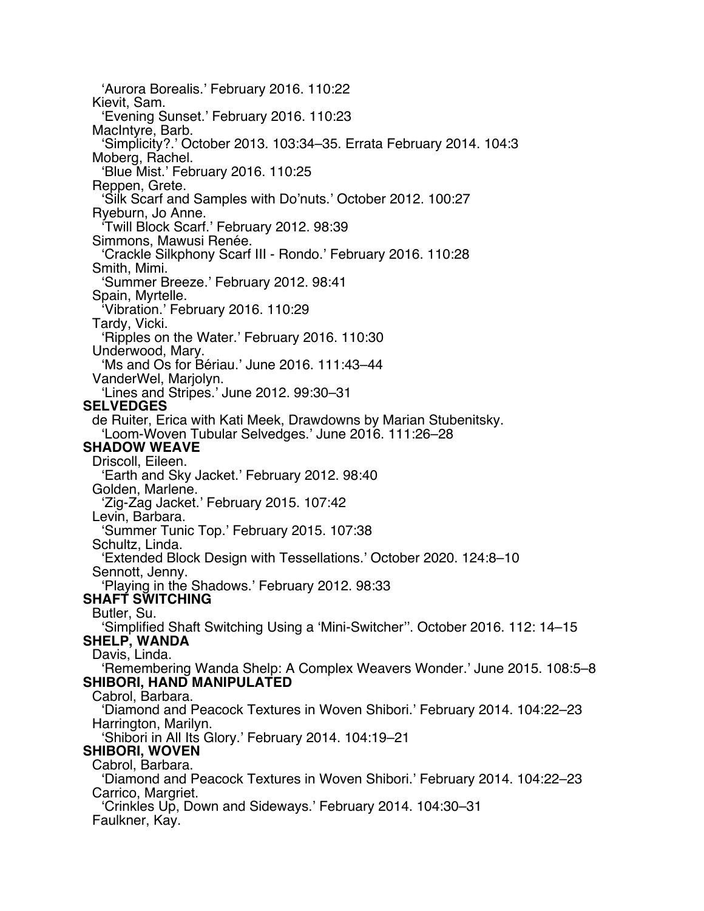'Aurora Borealis.' February 2016. 110:22
Kievit, Sam.
'Evening Sunset.' February 2016. 110:23
MacIntyre, Barb.
'Simplicity?.' October 2013. 103:34–35. Errata February 2014. 104:3
Moberg, Rachel.
'Blue Mist.' February 2016. 110:25
Reppen, Grete.
'Silk Scarf and Samples with Do'nuts.' October 2012. 100:27
Ryeburn, Jo Anne.
'Twill Block Scarf.' February 2012. 98:39
Simmons, Mawusi Renée.
'Crackle Silkphony Scarf III - Rondo.' February 2016. 110:28
Smith, Mimi.
'Summer Breeze.' February 2012. 98:41
Spain, Myrtelle.
'Vibration.' February 2016. 110:29
Tardy, Vicki.
'Ripples on the Water.' February 2016. 110:30
Underwood, Mary.
'Ms and Os for Bériau.' June 2016. 111:43–44
VanderWel, Marjolyn.
'Lines and Stripes.' June 2012. 99:30–31

**SELVEDGES**
de Ruiter, Erica with Kati Meek, Drawdowns by Marian Stubenitsky.
'Loom-Woven Tubular Selvedges.' June 2016. 111:26–28

**SHADOW WEAVE**
Driscoll, Eileen.
'Earth and Sky Jacket.' February 2012. 98:40
Golden, Marlene.
'Zig-Zag Jacket.' February 2015. 107:42
Levin, Barbara.
'Summer Tunic Top.' February 2015. 107:38
Schultz, Linda.
'Extended Block Design with Tessellations.' October 2020. 124:8–10
Sennott, Jenny.
'Playing in the Shadows.' February 2012. 98:33

**SHAFT SWITCHING**
Butler, Su.
'Simplified Shaft Switching Using a 'Mini-Switcher''. October 2016. 112: 14–15

**SHELP, WANDA**
Davis, Linda.
'Remembering Wanda Shelp: A Complex Weavers Wonder.' June 2015. 108:5–8

**SHIBORI, HAND MANIPULATED**
Cabrol, Barbara.
'Diamond and Peacock Textures in Woven Shibori.' February 2014. 104:22–23
Harrington, Marilyn.
'Shibori in All Its Glory.' February 2014. 104:19–21

**SHIBORI, WOVEN**
Cabrol, Barbara.
'Diamond and Peacock Textures in Woven Shibori.' February 2014. 104:22–23
Carrico, Margriet.
'Crinkles Up, Down and Sideways.' February 2014. 104:30–31
Faulkner, Kay.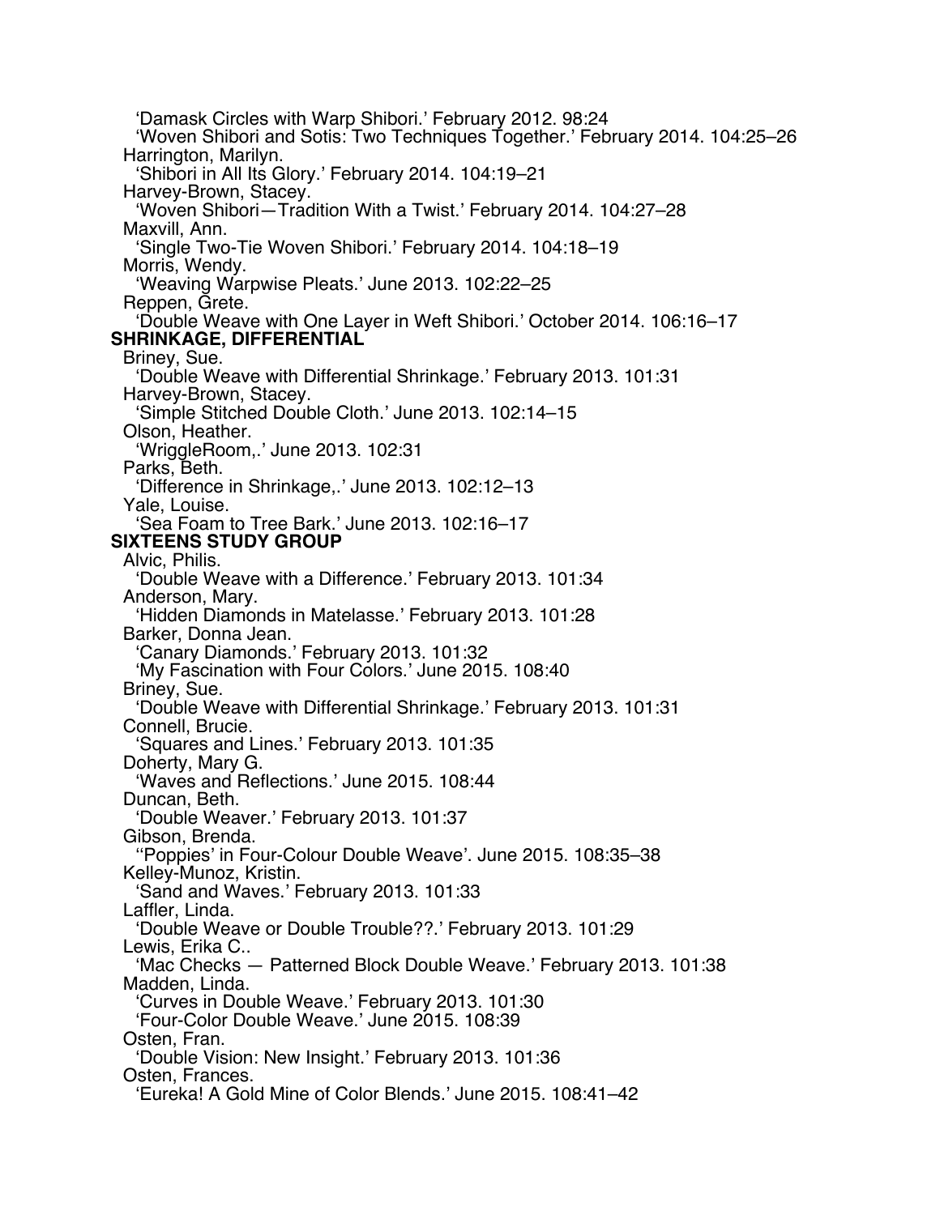'Damask Circles with Warp Shibori.' February 2012. 98:24
'Woven Shibori and Sotis: Two Techniques Together.' February 2014. 104:25–26

Harrington, Marilyn.
'Shibori in All Its Glory.' February 2014. 104:19–21

Harvey-Brown, Stacey.
'Woven Shibori—Tradition With a Twist.' February 2014. 104:27–28

Maxvill, Ann.
'Single Two-Tie Woven Shibori.' February 2014. 104:18–19

Morris, Wendy.
'Weaving Warpwise Pleats.' June 2013. 102:22–25

Reppen, Grete.
'Double Weave with One Layer in Weft Shibori.' October 2014. 106:16–17

**SHRINKAGE, DIFFERENTIAL**

Briney, Sue.
'Double Weave with Differential Shrinkage.' February 2013. 101:31

Harvey-Brown, Stacey.
'Simple Stitched Double Cloth.' June 2013. 102:14–15

Olson, Heather.
'WriggleRoom,.' June 2013. 102:31

Parks, Beth.
'Difference in Shrinkage,.' June 2013. 102:12–13

Yale, Louise.
'Sea Foam to Tree Bark.' June 2013. 102:16–17

**SIXTEENS STUDY GROUP**

Alvic, Philis.
'Double Weave with a Difference.' February 2013. 101:34

Anderson, Mary.
'Hidden Diamonds in Matelasse.' February 2013. 101:28

Barker, Donna Jean.
'Canary Diamonds.' February 2013. 101:32
'My Fascination with Four Colors.' June 2015. 108:40

Briney, Sue.
'Double Weave with Differential Shrinkage.' February 2013. 101:31

Connell, Brucie.
'Squares and Lines.' February 2013. 101:35

Doherty, Mary G.
'Waves and Reflections.' June 2015. 108:44

Duncan, Beth.
'Double Weaver.' February 2013. 101:37

Gibson, Brenda.
''Poppies' in Four-Colour Double Weave'. June 2015. 108:35–38

Kelley-Munoz, Kristin.
'Sand and Waves.' February 2013. 101:33

Laffler, Linda.
'Double Weave or Double Trouble??.' February 2013. 101:29

Lewis, Erika C..
'Mac Checks — Patterned Block Double Weave.' February 2013. 101:38

Madden, Linda.
'Curves in Double Weave.' February 2013. 101:30
'Four-Color Double Weave.' June 2015. 108:39

Osten, Fran.
'Double Vision: New Insight.' February 2013. 101:36

Osten, Frances.
'Eureka! A Gold Mine of Color Blends.' June 2015. 108:41–42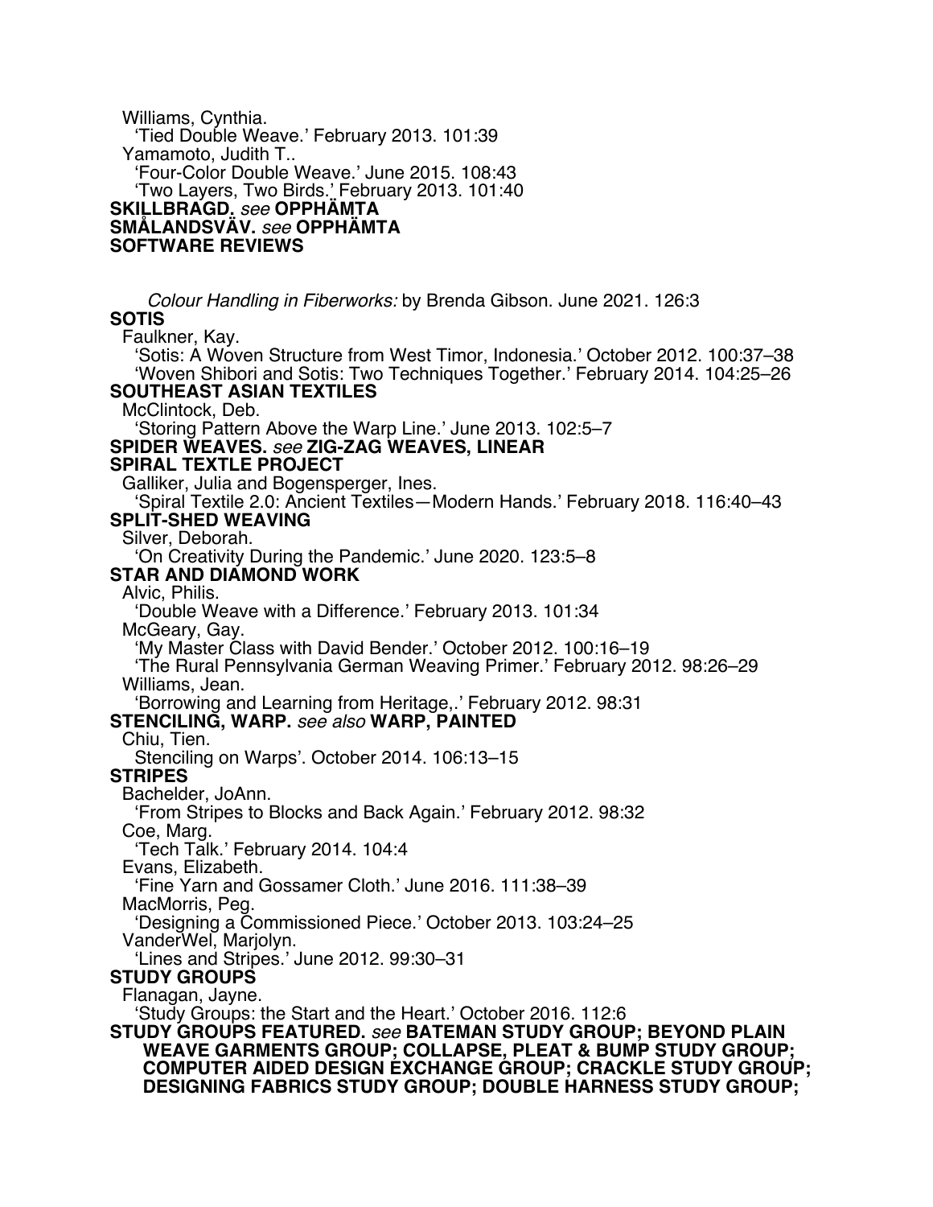Williams, Cynthia.
'Tied Double Weave.' February 2013. 101:39

Yamamoto, Judith T..
'Four-Color Double Weave.' June 2015. 108:43
'Two Layers, Two Birds.' February 2013. 101:40

**SKILLBRAGD.** *see* **OPPHÄMTA**

**SMÅLANDSVÄV.** *see* **OPPHÄMTA**

**SOFTWARE REVIEWS**

*Colour Handling in Fiberworks:* by Brenda Gibson. June 2021. 126:3

**SOTIS**

Faulkner, Kay.
'Sotis: A Woven Structure from West Timor, Indonesia.' October 2012. 100:37–38
'Woven Shibori and Sotis: Two Techniques Together.' February 2014. 104:25–26

**SOUTHEAST ASIAN TEXTILES**

McClintock, Deb.
'Storing Pattern Above the Warp Line.' June 2013. 102:5–7

**SPIDER WEAVES.** *see* **ZIG-ZAG WEAVES, LINEAR**

**SPIRAL TEXTLE PROJECT**

Galliker, Julia and Bogensperger, Ines.
'Spiral Textile 2.0: Ancient Textiles—Modern Hands.' February 2018. 116:40–43

**SPLIT-SHED WEAVING**

Silver, Deborah.
'On Creativity During the Pandemic.' June 2020. 123:5–8

**STAR AND DIAMOND WORK**

Alvic, Philis.
'Double Weave with a Difference.' February 2013. 101:34

McGeary, Gay.
'My Master Class with David Bender.' October 2012. 100:16–19
'The Rural Pennsylvania German Weaving Primer.' February 2012. 98:26–29

Williams, Jean.
'Borrowing and Learning from Heritage,.' February 2012. 98:31

**STENCILING, WARP.** *see also* **WARP, PAINTED**

Chiu, Tien.
Stenciling on Warps'. October 2014. 106:13–15

**STRIPES**

Bachelder, JoAnn.
'From Stripes to Blocks and Back Again.' February 2012. 98:32

Coe, Marg.
'Tech Talk.' February 2014. 104:4

Evans, Elizabeth.
'Fine Yarn and Gossamer Cloth.' June 2016. 111:38–39

MacMorris, Peg.
'Designing a Commissioned Piece.' October 2013. 103:24–25

VanderWel, Marjolyn.
'Lines and Stripes.' June 2012. 99:30–31

**STUDY GROUPS**

Flanagan, Jayne.
'Study Groups: the Start and the Heart.' October 2016. 112:6

**STUDY GROUPS FEATURED.** *see* **BATEMAN STUDY GROUP; BEYOND PLAIN WEAVE GARMENTS GROUP; COLLAPSE, PLEAT & BUMP STUDY GROUP; COMPUTER AIDED DESIGN EXCHANGE GROUP; CRACKLE STUDY GROUP; DESIGNING FABRICS STUDY GROUP; DOUBLE HARNESS STUDY GROUP;**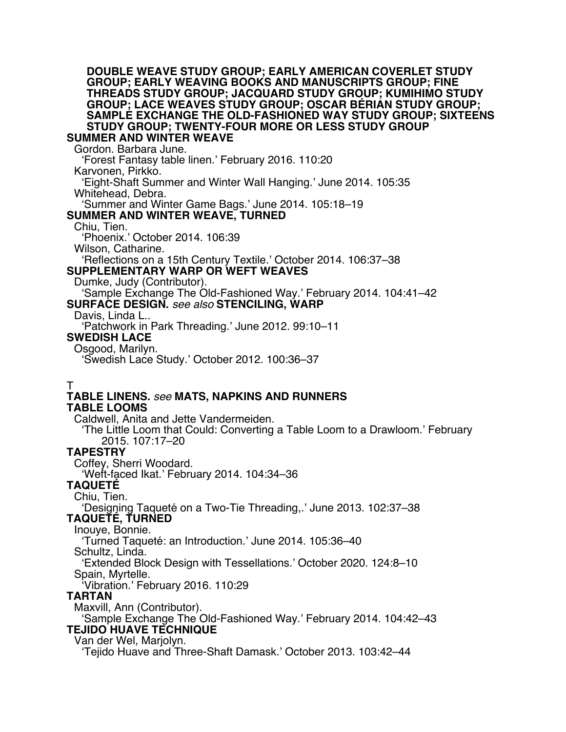**DOUBLE WEAVE STUDY GROUP; EARLY AMERICAN COVERLET STUDY GROUP; EARLY WEAVING BOOKS AND MANUSCRIPTS GROUP; FINE THREADS STUDY GROUP; JACQUARD STUDY GROUP; KUMIHIMO STUDY GROUP; LACE WEAVES STUDY GROUP; OSCAR BÉRIAN STUDY GROUP; SAMPLE EXCHANGE THE OLD-FASHIONED WAY STUDY GROUP; SIXTEENS STUDY GROUP; TWENTY-FOUR MORE OR LESS STUDY GROUP**

**SUMMER AND WINTER WEAVE**

Gordon. Barbara June.
'Forest Fantasy table linen.' February 2016. 110:20

Karvonen, Pirkko.
'Eight-Shaft Summer and Winter Wall Hanging.' June 2014. 105:35

Whitehead, Debra.
'Summer and Winter Game Bags.' June 2014. 105:18–19

**SUMMER AND WINTER WEAVE, TURNED**

Chiu, Tien.
'Phoenix.' October 2014. 106:39

Wilson, Catharine.
'Reflections on a 15th Century Textile.' October 2014. 106:37–38

**SUPPLEMENTARY WARP OR WEFT WEAVES**

Dumke, Judy (Contributor).
'Sample Exchange The Old-Fashioned Way.' February 2014. 104:41–42

**SURFACE DESIGN.** *see also* **STENCILING, WARP**

Davis, Linda L..
'Patchwork in Park Threading.' June 2012. 99:10–11

**SWEDISH LACE**

Osgood, Marilyn.
'Swedish Lace Study.' October 2012. 100:36–37

T

**TABLE LINENS.** *see* **MATS, NAPKINS AND RUNNERS**

**TABLE LOOMS**

Caldwell, Anita and Jette Vandermeiden.
'The Little Loom that Could: Converting a Table Loom to a Drawloom.' February 2015. 107:17–20

**TAPESTRY**

Coffey, Sherri Woodard.
'Weft-faced Ikat.' February 2014. 104:34–36

**TAQUETÉ**

Chiu, Tien.
'Designing Taqueté on a Two-Tie Threading,.' June 2013. 102:37–38

**TAQUETÉ, TURNED**

Inouye, Bonnie.
'Turned Taqueté: an Introduction.' June 2014. 105:36–40

Schultz, Linda.
'Extended Block Design with Tessellations.' October 2020. 124:8–10

Spain, Myrtelle.
'Vibration.' February 2016. 110:29

**TARTAN**

Maxvill, Ann (Contributor).
'Sample Exchange The Old-Fashioned Way.' February 2014. 104:42–43

**TEJIDO HUAVE TECHNIQUE**

Van der Wel, Marjolyn.
'Tejido Huave and Three-Shaft Damask.' October 2013. 103:42–44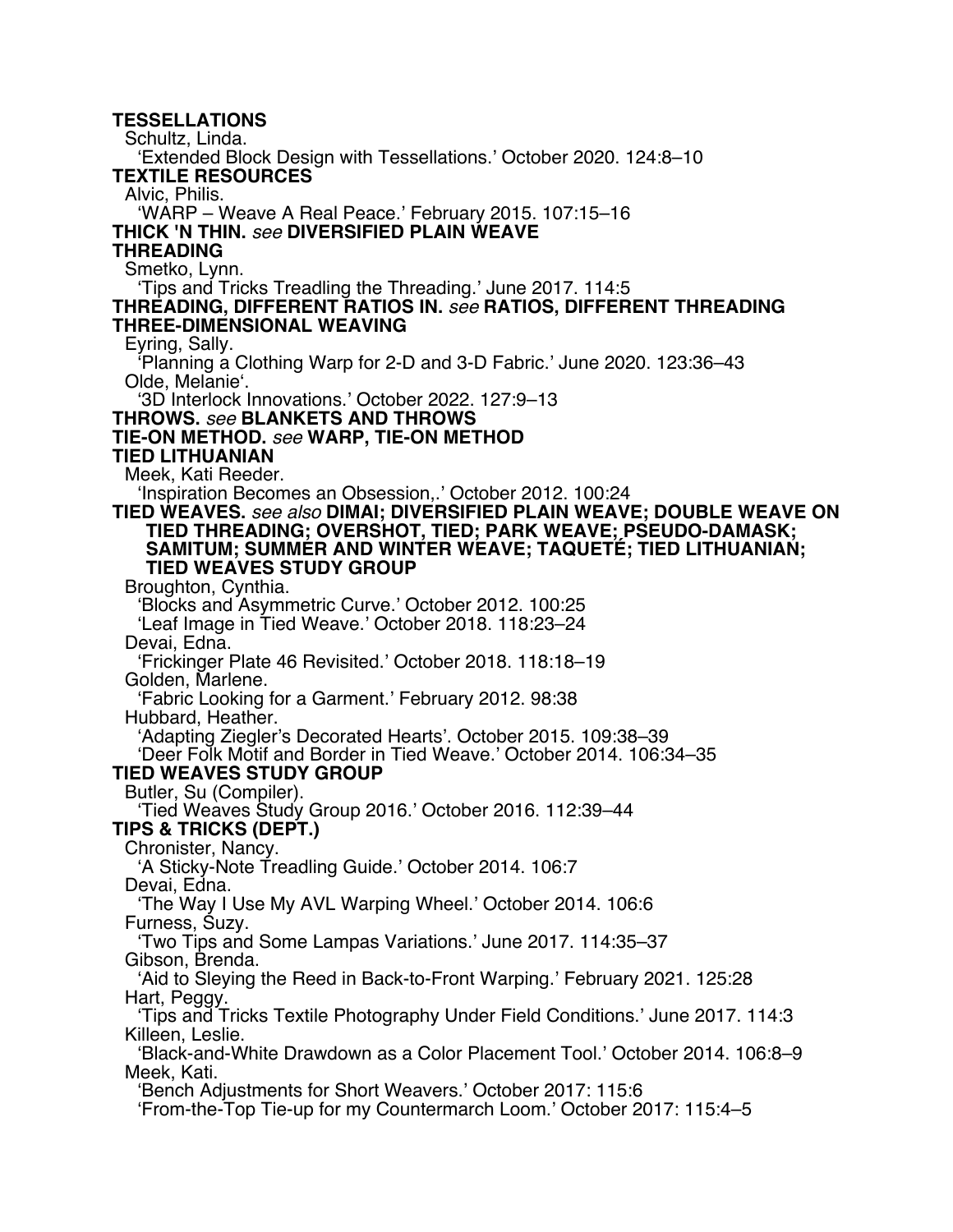**TESSELLATIONS**
Schultz, Linda.
'Extended Block Design with Tessellations.' October 2020. 124:8–10

**TEXTILE RESOURCES**
Alvic, Philis.
'WARP – Weave A Real Peace.' February 2015. 107:15–16

**THICK 'N THIN.** *see* **DIVERSIFIED PLAIN WEAVE**

**THREADING**
Smetko, Lynn.
'Tips and Tricks Treadling the Threading.' June 2017. 114:5

**THREADING, DIFFERENT RATIOS IN.** *see* **RATIOS, DIFFERENT THREADING**

**THREE-DIMENSIONAL WEAVING**
Eyring, Sally.
'Planning a Clothing Warp for 2-D and 3-D Fabric.' June 2020. 123:36–43
Olde, Melanie'.
'3D Interlock Innovations.' October 2022. 127:9–13

**THROWS.** *see* **BLANKETS AND THROWS**

**TIE-ON METHOD.** *see* **WARP, TIE-ON METHOD**

**TIED LITHUANIAN**
Meek, Kati Reeder.
'Inspiration Becomes an Obsession,.' October 2012. 100:24

**TIED WEAVES.** *see also* **DIMAI; DIVERSIFIED PLAIN WEAVE; DOUBLE WEAVE ON TIED THREADING; OVERSHOT, TIED; PARK WEAVE; PSEUDO-DAMASK; SAMITUM; SUMMER AND WINTER WEAVE; TAQUETÉ; TIED LITHUANIAN; TIED WEAVES STUDY GROUP**
Broughton, Cynthia.
'Blocks and Asymmetric Curve.' October 2012. 100:25
'Leaf Image in Tied Weave.' October 2018. 118:23–24
Devai, Edna.
'Frickinger Plate 46 Revisited.' October 2018. 118:18–19
Golden, Marlene.
'Fabric Looking for a Garment.' February 2012. 98:38
Hubbard, Heather.
'Adapting Ziegler's Decorated Hearts'. October 2015. 109:38–39
'Deer Folk Motif and Border in Tied Weave.' October 2014. 106:34–35

**TIED WEAVES STUDY GROUP**
Butler, Su (Compiler).
'Tied Weaves Study Group 2016.' October 2016. 112:39–44

**TIPS & TRICKS (DEPT.)**
Chronister, Nancy.
'A Sticky-Note Treadling Guide.' October 2014. 106:7
Devai, Edna.
'The Way I Use My AVL Warping Wheel.' October 2014. 106:6
Furness, Suzy.
'Two Tips and Some Lampas Variations.' June 2017. 114:35–37
Gibson, Brenda.
'Aid to Sleying the Reed in Back-to-Front Warping.' February 2021. 125:28
Hart, Peggy.
'Tips and Tricks Textile Photography Under Field Conditions.' June 2017. 114:3
Killeen, Leslie.
'Black-and-White Drawdown as a Color Placement Tool.' October 2014. 106:8–9
Meek, Kati.
'Bench Adjustments for Short Weavers.' October 2017: 115:6
'From-the-Top Tie-up for my Countermarch Loom.' October 2017: 115:4–5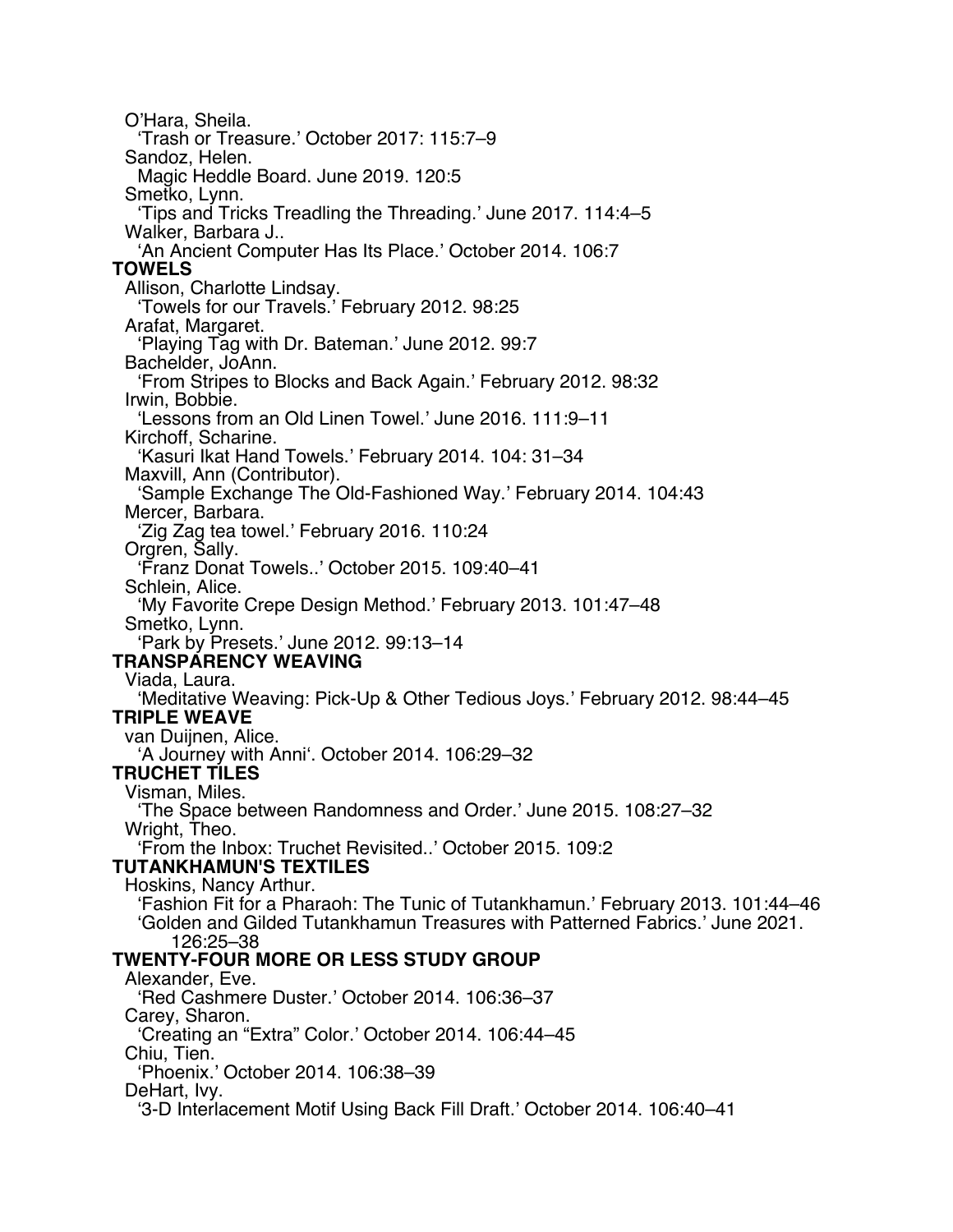O'Hara, Sheila.
  'Trash or Treasure.' October 2017: 115:7–9
Sandoz, Helen.
  Magic Heddle Board. June 2019. 120:5
Smetko, Lynn.
  'Tips and Tricks Treadling the Threading.' June 2017. 114:4–5
Walker, Barbara J..
  'An Ancient Computer Has Its Place.' October 2014. 106:7

**TOWELS**

Allison, Charlotte Lindsay.
  'Towels for our Travels.' February 2012. 98:25
Arafat, Margaret.
  'Playing Tag with Dr. Bateman.' June 2012. 99:7
Bachelder, JoAnn.
  'From Stripes to Blocks and Back Again.' February 2012. 98:32
Irwin, Bobbie.
  'Lessons from an Old Linen Towel.' June 2016. 111:9–11
Kirchoff, Scharine.
  'Kasuri Ikat Hand Towels.' February 2014. 104: 31–34
Maxvill, Ann (Contributor).
  'Sample Exchange The Old-Fashioned Way.' February 2014. 104:43
Mercer, Barbara.
  'Zig Zag tea towel.' February 2016. 110:24
Orgren, Sally.
  'Franz Donat Towels..' October 2015. 109:40–41
Schlein, Alice.
  'My Favorite Crepe Design Method.' February 2013. 101:47–48
Smetko, Lynn.
  'Park by Presets.' June 2012. 99:13–14

**TRANSPARENCY WEAVING**

Viada, Laura.
  'Meditative Weaving: Pick-Up & Other Tedious Joys.' February 2012. 98:44–45

**TRIPLE WEAVE**

van Duijnen, Alice.
  'A Journey with Anni'. October 2014. 106:29–32

**TRUCHET TILES**

Visman, Miles.
  'The Space between Randomness and Order.' June 2015. 108:27–32
Wright, Theo.
  'From the Inbox: Truchet Revisited..' October 2015. 109:2

**TUTANKHAMUN'S TEXTILES**

Hoskins, Nancy Arthur.
  'Fashion Fit for a Pharaoh: The Tunic of Tutankhamun.' February 2013. 101:44–46
  'Golden and Gilded Tutankhamun Treasures with Patterned Fabrics.' June 2021. 126:25–38

**TWENTY-FOUR MORE OR LESS STUDY GROUP**

Alexander, Eve.
  'Red Cashmere Duster.' October 2014. 106:36–37
Carey, Sharon.
  'Creating an "Extra" Color.' October 2014. 106:44–45
Chiu, Tien.
  'Phoenix.' October 2014. 106:38–39
DeHart, Ivy.
  '3-D Interlacement Motif Using Back Fill Draft.' October 2014. 106:40–41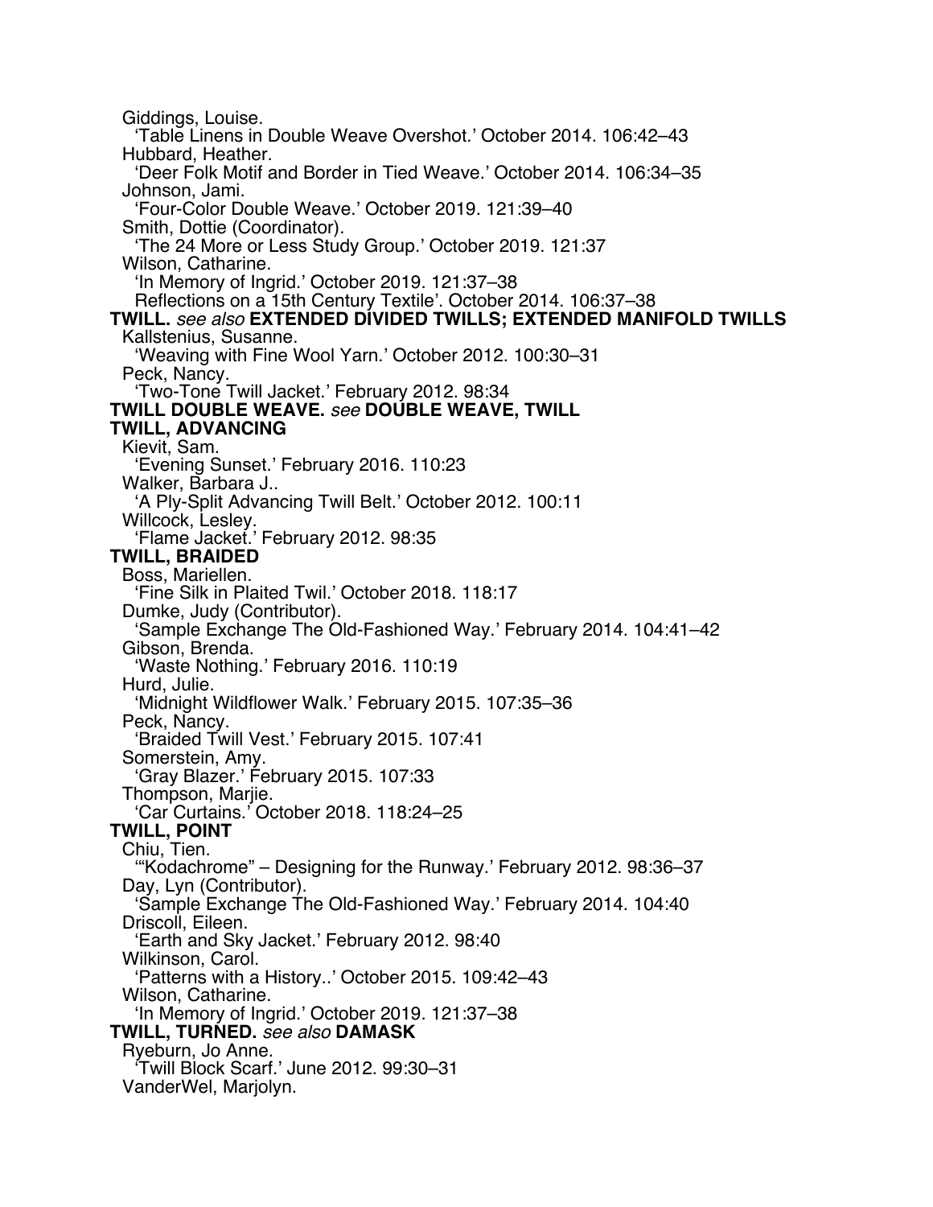Giddings, Louise.
 'Table Linens in Double Weave Overshot.' October 2014. 106:42–43
Hubbard, Heather.
 'Deer Folk Motif and Border in Tied Weave.' October 2014. 106:34–35
Johnson, Jami.
 'Four-Color Double Weave.' October 2019. 121:39–40
Smith, Dottie (Coordinator).
 'The 24 More or Less Study Group.' October 2019. 121:37
Wilson, Catharine.
 'In Memory of Ingrid.' October 2019. 121:37–38
 Reflections on a 15th Century Textile'. October 2014. 106:37–38

**TWILL.** *see also* **EXTENDED DIVIDED TWILLS; EXTENDED MANIFOLD TWILLS**

Kallstenius, Susanne.
 'Weaving with Fine Wool Yarn.' October 2012. 100:30–31
Peck, Nancy.
 'Two-Tone Twill Jacket.' February 2012. 98:34

**TWILL DOUBLE WEAVE.** *see* **DOUBLE WEAVE, TWILL**

**TWILL, ADVANCING**

Kievit, Sam.
 'Evening Sunset.' February 2016. 110:23
Walker, Barbara J..
 'A Ply-Split Advancing Twill Belt.' October 2012. 100:11
Willcock, Lesley.
 'Flame Jacket.' February 2012. 98:35

**TWILL, BRAIDED**

Boss, Mariellen.
 'Fine Silk in Plaited Twil.' October 2018. 118:17
Dumke, Judy (Contributor).
 'Sample Exchange The Old-Fashioned Way.' February 2014. 104:41–42
Gibson, Brenda.
 'Waste Nothing.' February 2016. 110:19
Hurd, Julie.
 'Midnight Wildflower Walk.' February 2015. 107:35–36
Peck, Nancy.
 'Braided Twill Vest.' February 2015. 107:41
Somerstein, Amy.
 'Gray Blazer.' February 2015. 107:33
Thompson, Marjie.
 'Car Curtains.' October 2018. 118:24–25

**TWILL, POINT**

Chiu, Tien.
 '"Kodachrome" – Designing for the Runway.' February 2012. 98:36–37
Day, Lyn (Contributor).
 'Sample Exchange The Old-Fashioned Way.' February 2014. 104:40
Driscoll, Eileen.
 'Earth and Sky Jacket.' February 2012. 98:40
Wilkinson, Carol.
 'Patterns with a History..' October 2015. 109:42–43
Wilson, Catharine.
 'In Memory of Ingrid.' October 2019. 121:37–38

**TWILL, TURNED.** *see also* **DAMASK**

Ryeburn, Jo Anne.
 'Twill Block Scarf.' June 2012. 99:30–31
VanderWel, Marjolyn.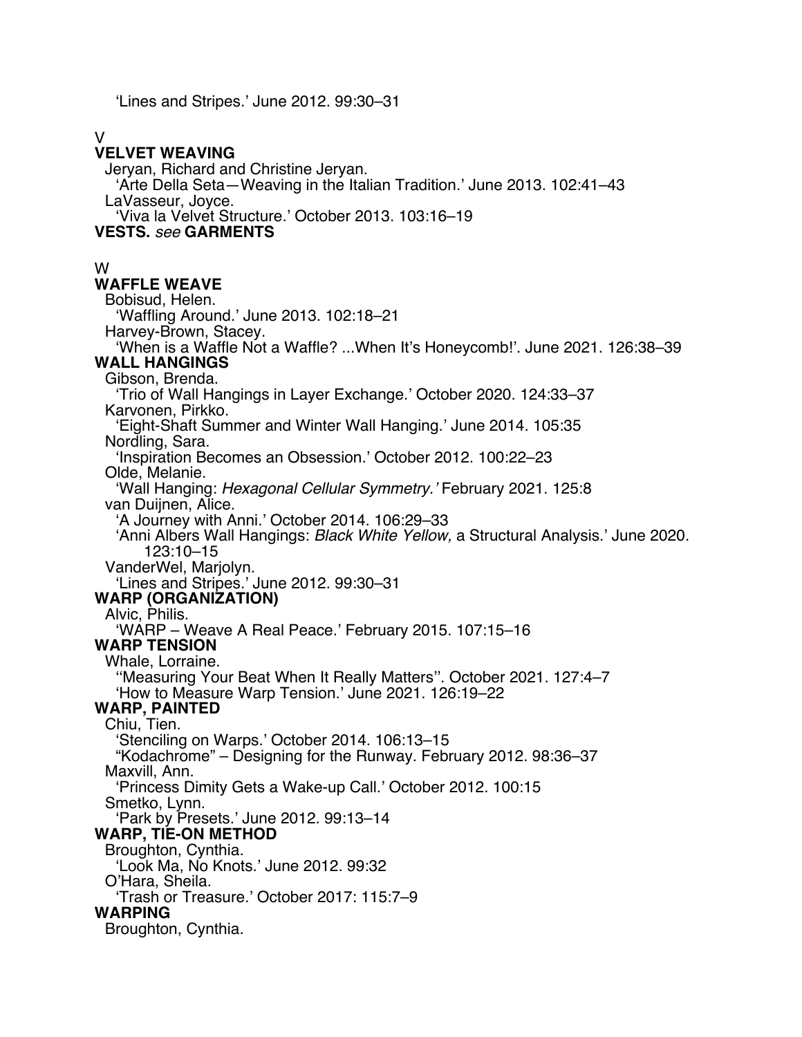'Lines and Stripes.' June 2012. 99:30–31

V

**VELVET WEAVING**

Jeryan, Richard and Christine Jeryan.
'Arte Della Seta—Weaving in the Italian Tradition.' June 2013. 102:41–43
LaVasseur, Joyce.
'Viva la Velvet Structure.' October 2013. 103:16–19

**VESTS.** *see* **GARMENTS**

W

**WAFFLE WEAVE**

Bobisud, Helen.
'Waffling Around.' June 2013. 102:18–21
Harvey-Brown, Stacey.
'When is a Waffle Not a Waffle? ...When It's Honeycomb!'. June 2021. 126:38–39

**WALL HANGINGS**

Gibson, Brenda.
'Trio of Wall Hangings in Layer Exchange.' October 2020. 124:33–37
Karvonen, Pirkko.
'Eight-Shaft Summer and Winter Wall Hanging.' June 2014. 105:35
Nordling, Sara.
'Inspiration Becomes an Obsession.' October 2012. 100:22–23
Olde, Melanie.
'Wall Hanging: *Hexagonal Cellular Symmetry.'* February 2021. 125:8
van Duijnen, Alice.
'A Journey with Anni.' October 2014. 106:29–33
'Anni Albers Wall Hangings: *Black White Yellow,* a Structural Analysis.' June 2020. 123:10–15
VanderWel, Marjolyn.
'Lines and Stripes.' June 2012. 99:30–31

**WARP (ORGANIZATION)**

Alvic, Philis.
'WARP – Weave A Real Peace.' February 2015. 107:15–16

**WARP TENSION**

Whale, Lorraine.
''Measuring Your Beat When It Really Matters''. October 2021. 127:4–7
'How to Measure Warp Tension.' June 2021. 126:19–22

**WARP, PAINTED**

Chiu, Tien.
'Stenciling on Warps.' October 2014. 106:13–15
"Kodachrome" – Designing for the Runway. February 2012. 98:36–37
Maxvill, Ann.
'Princess Dimity Gets a Wake-up Call.' October 2012. 100:15
Smetko, Lynn.
'Park by Presets.' June 2012. 99:13–14

**WARP, TIE-ON METHOD**

Broughton, Cynthia.
'Look Ma, No Knots.' June 2012. 99:32
O'Hara, Sheila.
'Trash or Treasure.' October 2017: 115:7–9

**WARPING**

Broughton, Cynthia.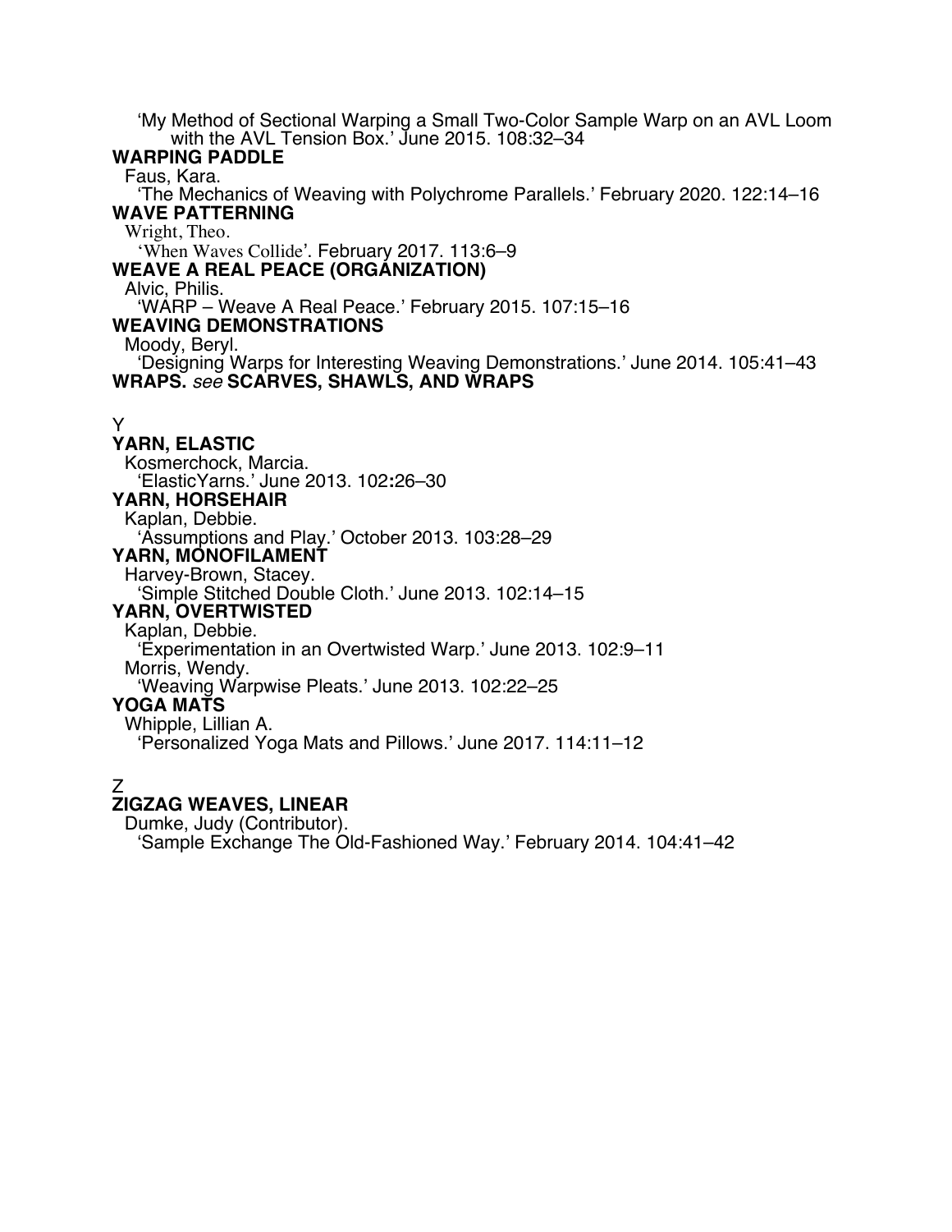'My Method of Sectional Warping a Small Two-Color Sample Warp on an AVL Loom with the AVL Tension Box.' June 2015. 108:32–34

**WARPING PADDLE**

Faus, Kara.

'The Mechanics of Weaving with Polychrome Parallels.' February 2020. 122:14–16

**WAVE PATTERNING**

Wright, Theo.

'When Waves Collide'. February 2017. 113:6–9

**WEAVE A REAL PEACE (ORGANIZATION)**

Alvic, Philis.

'WARP – Weave A Real Peace.' February 2015. 107:15–16

**WEAVING DEMONSTRATIONS**

Moody, Beryl.

'Designing Warps for Interesting Weaving Demonstrations.' June 2014. 105:41–43

**WRAPS.** *see* **SCARVES, SHAWLS, AND WRAPS**

Y

**YARN, ELASTIC**

Kosmerchock, Marcia.

'ElasticYarns.' June 2013. 102**:**26–30

**YARN, HORSEHAIR**

Kaplan, Debbie.

'Assumptions and Play.' October 2013. 103:28–29

**YARN, MONOFILAMENT**

Harvey-Brown, Stacey.

'Simple Stitched Double Cloth.' June 2013. 102:14–15

**YARN, OVERTWISTED**

Kaplan, Debbie.

'Experimentation in an Overtwisted Warp.' June 2013. 102:9–11

Morris, Wendy.

'Weaving Warpwise Pleats.' June 2013. 102:22–25

**YOGA MATS**

Whipple, Lillian A.

'Personalized Yoga Mats and Pillows.' June 2017. 114:11–12

Z

**ZIGZAG WEAVES, LINEAR**

Dumke, Judy (Contributor).

'Sample Exchange The Old-Fashioned Way.' February 2014. 104:41–42